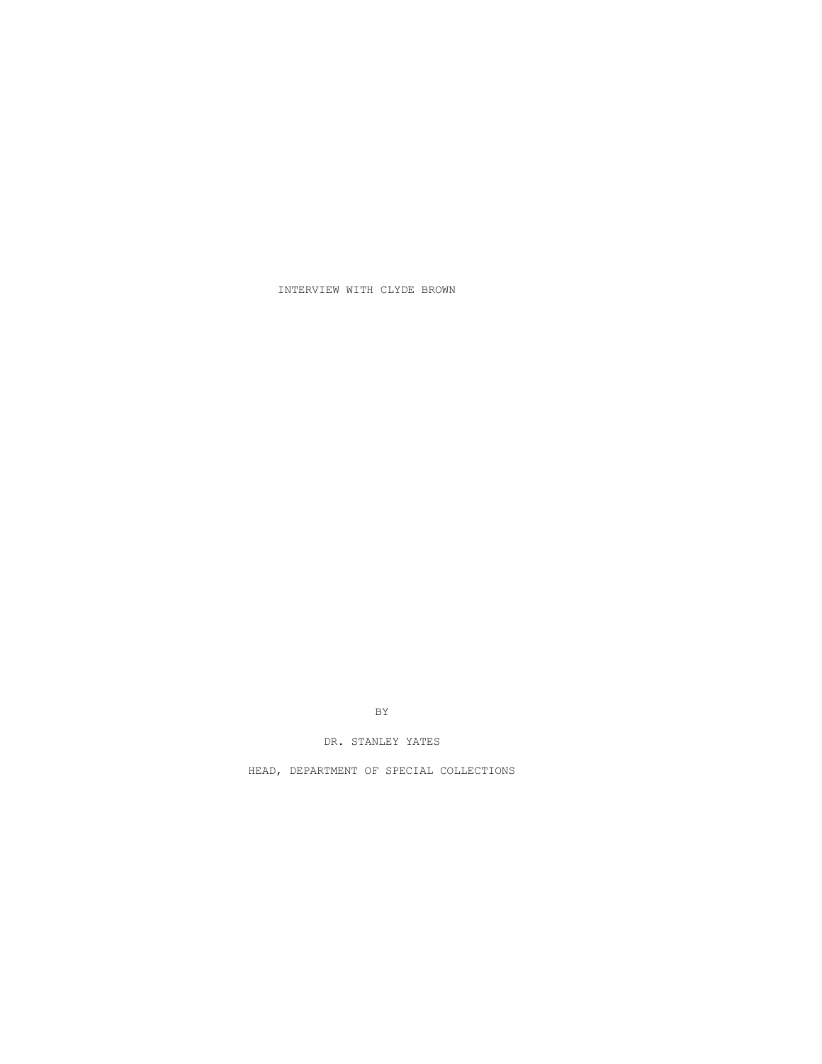# INTERVIEW WITH CLYDE BROWN

BY

DR. STANLEY YATES

HEAD, DEPARTMENT OF SPECIAL COLLECTIONS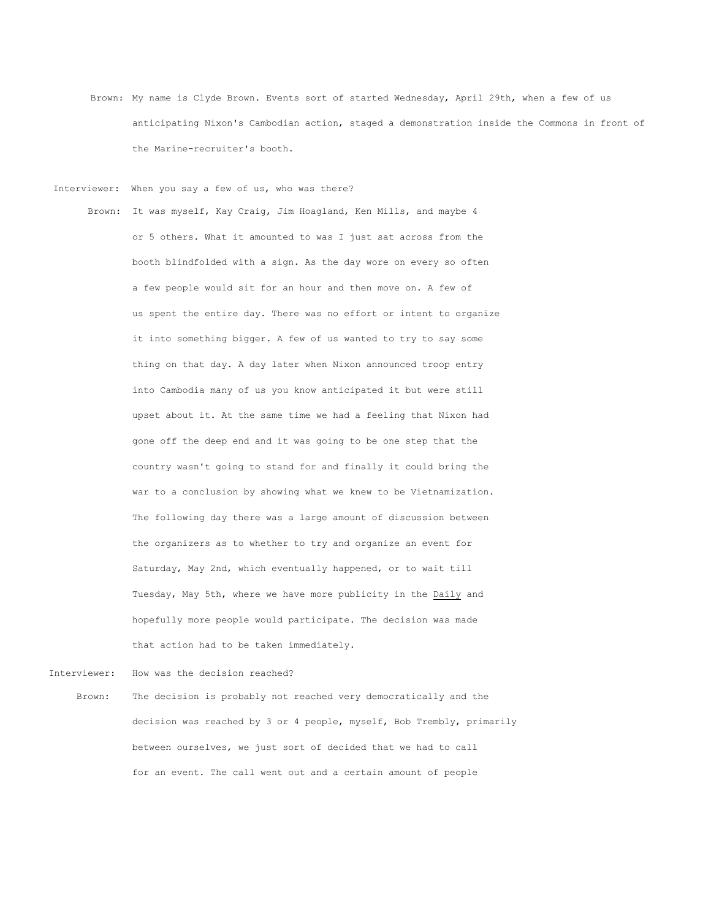Brown: My name is Clyde Brown. Events sort of started Wednesday, April 29th, when a few of us anticipating Nixon's Cambodian action, staged a demonstration inside the Commons in front of the Marine-recruiter's booth.

Interviewer: When you say a few of us, who was there?

Brown: It was myself, Kay Craig, Jim Hoagland, Ken Mills, and maybe 4 or 5 others. What it amounted to was I just sat across from the booth blindfolded with a sign. As the day wore on every so often a few people would sit for an hour and then move on. A few of us spent the entire day. There was no effort or intent to organize it into something bigger. A few of us wanted to try to say some thing on that day. A day later when Nixon announced troop entry into Cambodia many of us you know anticipated it but were still upset about it. At the same time we had a feeling that Nixon had gone off the deep end and it was going to be one step that the country wasn't going to stand for and finally it could bring the war to a conclusion by showing what we knew to be Vietnamization. The following day there was a large amount of discussion between the organizers as to whether to try and organize an event for Saturday, May 2nd, which eventually happened, or to wait till Tuesday, May 5th, where we have more publicity in the Daily and hopefully more people would participate. The decision was made that action had to be taken immediately.

Interviewer: How was the decision reached?

Brown: The decision is probably not reached very democratically and the decision was reached by 3 or 4 people, myself, Bob Trembly, primarily between ourselves, we just sort of decided that we had to call for an event. The call went out and a certain amount of people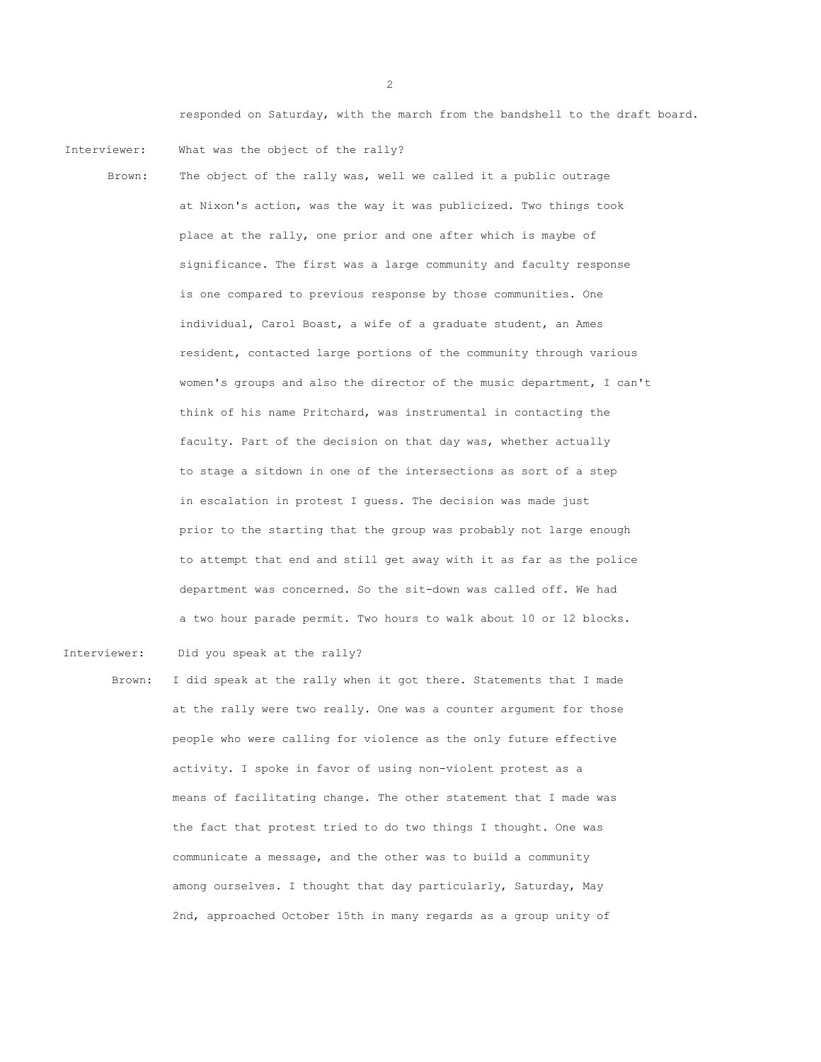responded on Saturday, with the march from the bandshell to the draft board.

Interviewer: What was the object of the rally?

Brown: The object of the rally was, well we called it a public outrage at Nixon's action, was the way it was publicized. Two things took place at the rally, one prior and one after which is maybe of significance. The first was a large community and faculty response is one compared to previous response by those communities. One individual, Carol Boast, a wife of a graduate student, an Ames resident, contacted large portions of the community through various women's groups and also the director of the music department, I can't think of his name Pritchard, was instrumental in contacting the faculty. Part of the decision on that day was, whether actually to stage a sitdown in one of the intersections as sort of a step in escalation in protest I guess. The decision was made just prior to the starting that the group was probably not large enough to attempt that end and still get away with it as far as the police department was concerned. So the sit-down was called off. We had a two hour parade permit. Two hours to walk about 10 or 12 blocks.

Interviewer: Did you speak at the rally?

Brown: I did speak at the rally when it got there. Statements that I made at the rally were two really. One was a counter argument for those people who were calling for violence as the only future effective activity. I spoke in favor of using non-violent protest as a means of facilitating change. The other statement that I made was the fact that protest tried to do two things I thought. One was communicate a message, and the other was to build a community among ourselves. I thought that day particularly, Saturday, May 2nd, approached October 15th in many regards as a group unity of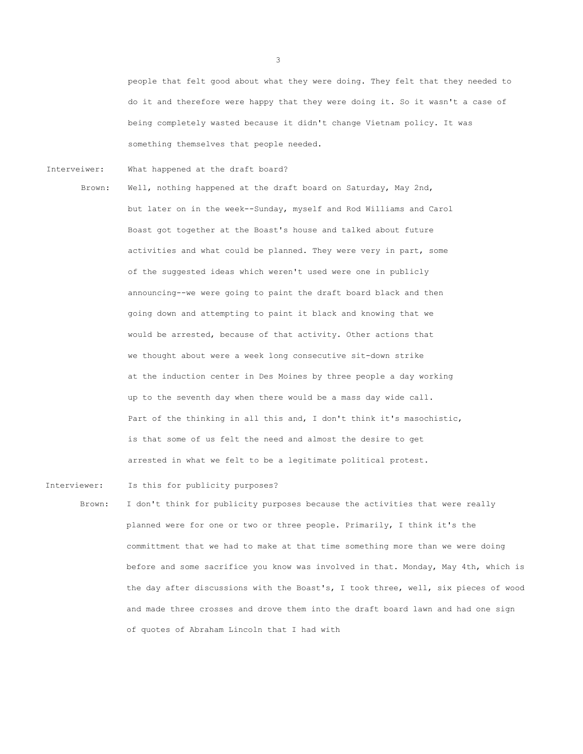people that felt good about what they were doing. They felt that they needed to do it and therefore were happy that they were doing it. So it wasn't a case of being completely wasted because it didn't change Vietnam policy. It was something themselves that people needed.

Interveiwer: What happened at the draft board?

Brown: Well, nothing happened at the draft board on Saturday, May 2nd, but later on in the week--Sunday, myself and Rod Williams and Carol Boast got together at the Boast's house and talked about future activities and what could be planned. They were very in part, some of the suggested ideas which weren't used were one in publicly announcing--we were going to paint the draft board black and then going down and attempting to paint it black and knowing that we would be arrested, because of that activity. Other actions that we thought about were a week long consecutive sit-down strike at the induction center in Des Moines by three people a day working up to the seventh day when there would be a mass day wide call. Part of the thinking in all this and, I don't think it's masochistic, is that some of us felt the need and almost the desire to get arrested in what we felt to be a legitimate political protest.

Interviewer: Is this for publicity purposes?

Brown: I don't think for publicity purposes because the activities that were really planned were for one or two or three people. Primarily, I think it's the committment that we had to make at that time something more than we were doing before and some sacrifice you know was involved in that. Monday, May 4th, which is the day after discussions with the Boast's, I took three, well, six pieces of wood and made three crosses and drove them into the draft board lawn and had one sign of quotes of Abraham Lincoln that I had with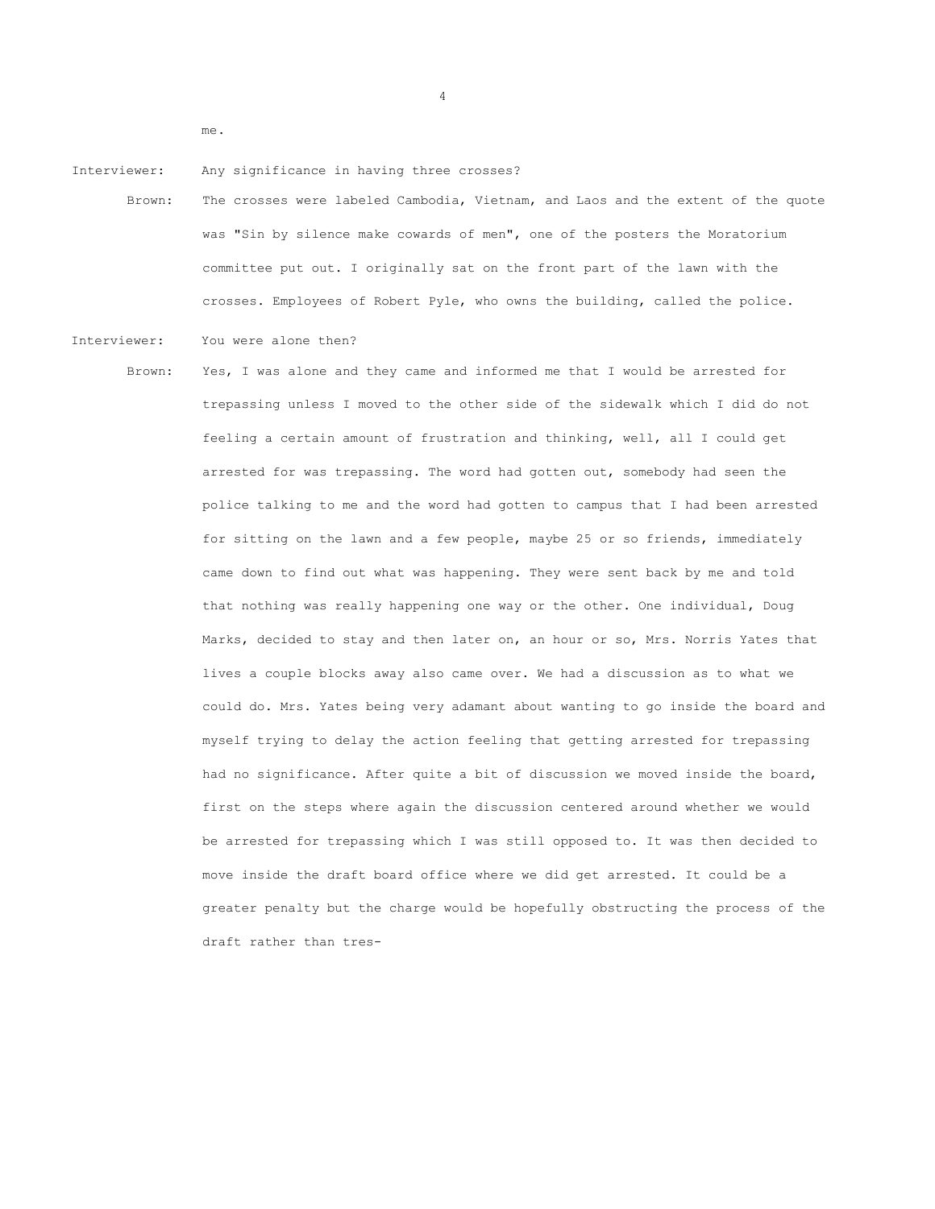me.

Interviewer: Any significance in having three crosses?

Brown: The crosses were labeled Cambodia, Vietnam, and Laos and the extent of the quote was "Sin by silence make cowards of men", one of the posters the Moratorium committee put out. I originally sat on the front part of the lawn with the crosses. Employees of Robert Pyle, who owns the building, called the police.

Interviewer: You were alone then?

Brown: Yes, I was alone and they came and informed me that I would be arrested for trepassing unless I moved to the other side of the sidewalk which I did do not feeling a certain amount of frustration and thinking, well, all I could get arrested for was trepassing. The word had gotten out, somebody had seen the police talking to me and the word had gotten to campus that I had been arrested for sitting on the lawn and a few people, maybe 25 or so friends, immediately came down to find out what was happening. They were sent back by me and told that nothing was really happening one way or the other. One individual, Doug Marks, decided to stay and then later on, an hour or so, Mrs. Norris Yates that lives a couple blocks away also came over. We had a discussion as to what we could do. Mrs. Yates being very adamant about wanting to go inside the board and myself trying to delay the action feeling that getting arrested for trepassing had no significance. After quite a bit of discussion we moved inside the board, first on the steps where again the discussion centered around whether we would be arrested for trepassing which I was still opposed to. It was then decided to move inside the draft board office where we did get arrested. It could be a greater penalty but the charge would be hopefully obstructing the process of the draft rather than tres-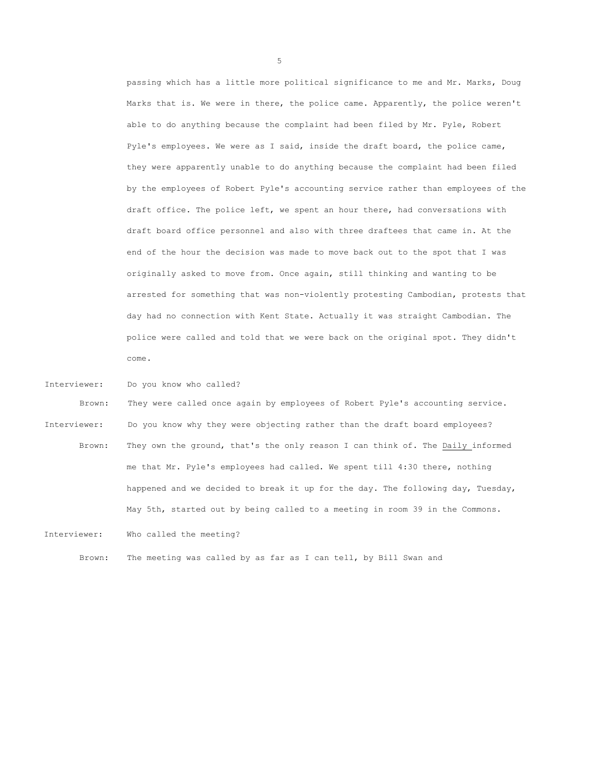passing which has a little more political significance to me and Mr. Marks, Doug Marks that is. We were in there, the police came. Apparently, the police weren't able to do anything because the complaint had been filed by Mr. Pyle, Robert Pyle's employees. We were as I said, inside the draft board, the police came, they were apparently unable to do anything because the complaint had been filed by the employees of Robert Pyle's accounting service rather than employees of the draft office. The police left, we spent an hour there, had conversations with draft board office personnel and also with three draftees that came in. At the end of the hour the decision was made to move back out to the spot that I was originally asked to move from. Once again, still thinking and wanting to be arrested for something that was non-violently protesting Cambodian, protests that day had no connection with Kent State. Actually it was straight Cambodian. The police were called and told that we were back on the original spot. They didn't come.

Interviewer: Do you know who called?

Brown: They were called once again by employees of Robert Pyle's accounting service.

Interviewer: Do you know why they were objecting rather than the draft board employees?

Brown: They own the ground, that's the only reason I can think of. The Daily informed me that Mr. Pyle's employees had called. We spent till 4:30 there, nothing happened and we decided to break it up for the day. The following day, Tuesday, May 5th, started out by being called to a meeting in room 39 in the Commons.

Interviewer: Who called the meeting?

Brown: The meeting was called by as far as I can tell, by Bill Swan and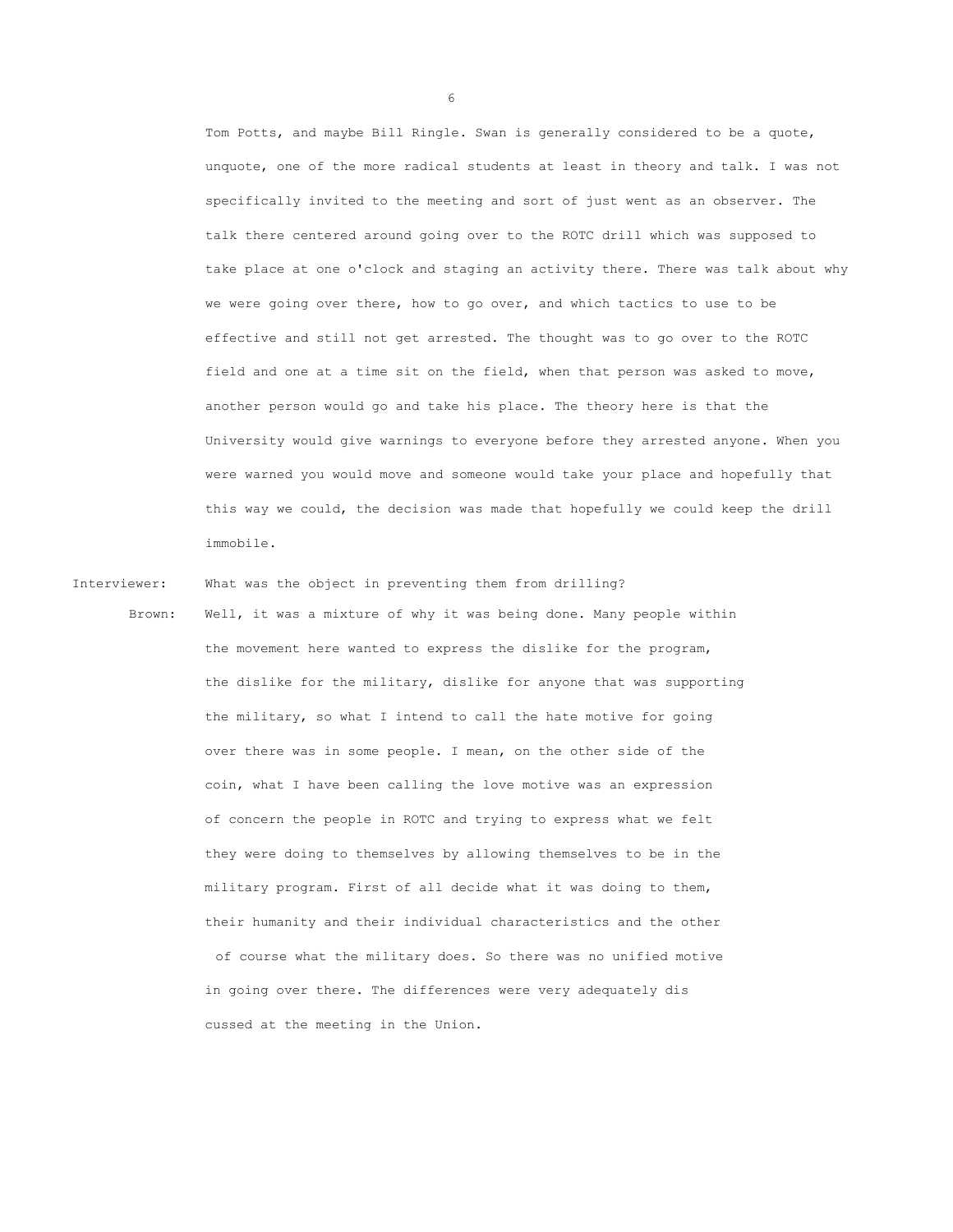Tom Potts, and maybe Bill Ringle. Swan is generally considered to be a quote, unquote, one of the more radical students at least in theory and talk. I was not specifically invited to the meeting and sort of just went as an observer. The talk there centered around going over to the ROTC drill which was supposed to take place at one o'clock and staging an activity there. There was talk about why we were going over there, how to go over, and which tactics to use to be effective and still not get arrested. The thought was to go over to the ROTC field and one at a time sit on the field, when that person was asked to move, another person would go and take his place. The theory here is that the University would give warnings to everyone before they arrested anyone. When you were warned you would move and someone would take your place and hopefully that this way we could, the decision was made that hopefully we could keep the drill immobile.

Interviewer: What was the object in preventing them from drilling?

Brown: Well, it was a mixture of why it was being done. Many people within the movement here wanted to express the dislike for the program, the dislike for the military, dislike for anyone that was supporting the military, so what I intend to call the hate motive for going over there was in some people. I mean, on the other side of the coin, what I have been calling the love motive was an expression of concern the people in ROTC and trying to express what we felt they were doing to themselves by allowing themselves to be in the military program. First of all decide what it was doing to them, their humanity and their individual characteristics and the other of course what the military does. So there was no unified motive in going over there. The differences were very adequately discussed at the meeting in the Union.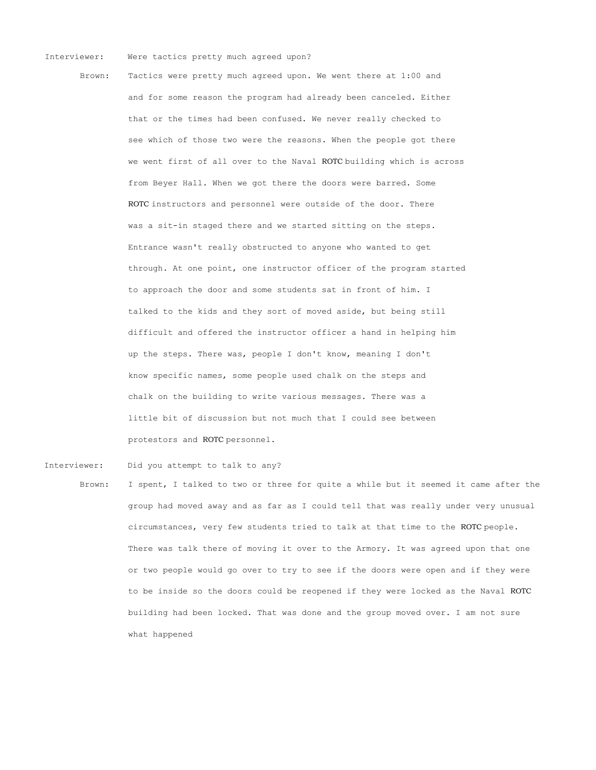Interviewer: Were tactics pretty much agreed upon?

Brown: Tactics were pretty much agreed upon. We went there at 1:00 and and for some reason the program had already been canceled. Either that or the times had been confused. We never really checked to see which of those two were the reasons. When the people got there we went first of all over to the Naval ROTC building which is across from Beyer Hall. When we got there the doors were barred. Some ROTC instructors and personnel were outside of the door. There was a sit-in staged there and we started sitting on the steps. Entrance wasn't really obstructed to anyone who wanted to get through. At one point, one instructor officer of the program started to approach the door and some students sat in front of him. I talked to the kids and they sort of moved aside, but being still difficult and offered the instructor officer a hand in helping him up the steps. There was, people I don't know, meaning I don't know specific names, some people used chalk on the steps and chalk on the building to write various messages. There was a little bit of discussion but not much that I could see between protestors and ROTC personnel.

Interviewer: Did you attempt to talk to any?

Brown: I spent, I talked to two or three for quite a while but it seemed it came after the group had moved away and as far as I could tell that was really under very unusual circumstances, very few students tried to talk at that time to the ROTC people. There was talk there of moving it over to the Armory. It was agreed upon that one or two people would go over to try to see if the doors were open and if they were to be inside so the doors could be reopened if they were locked as the Naval ROTC building had been locked. That was done and the group moved over. I am not sure what happened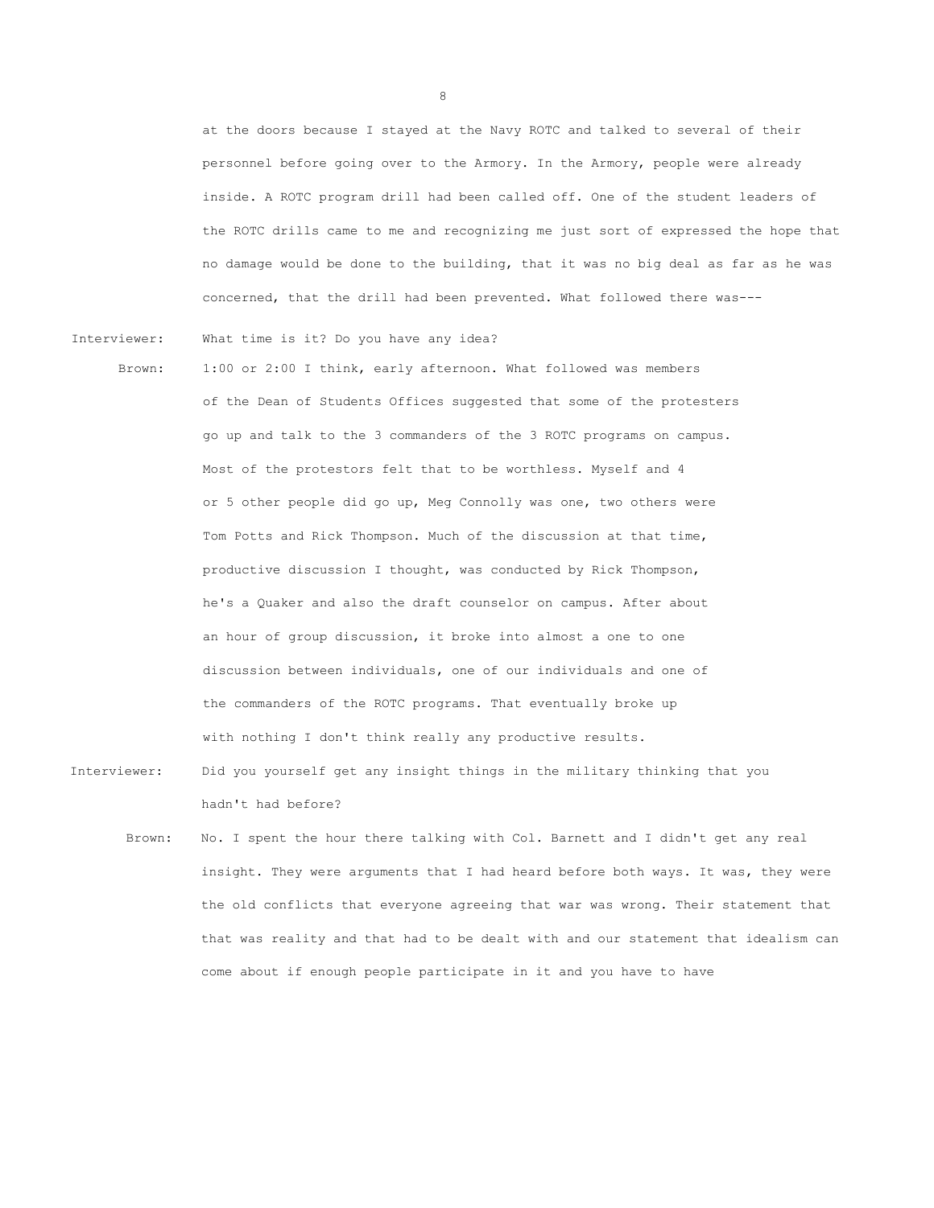at the doors because I stayed at the Navy ROTC and talked to several of their personnel before going over to the Armory. In the Armory, people were already inside. A ROTC program drill had been called off. One of the student leaders of the ROTC drills came to me and recognizing me just sort of expressed the hope that no damage would be done to the building, that it was no big deal as far as he was concerned, that the drill had been prevented. What followed there was---

Interviewer: What time is it? Do you have any idea?

Brown: 1:00 or 2:00 I think, early afternoon. What followed was members of the Dean of Students Offices suggested that some of the protesters go up and talk to the 3 commanders of the 3 ROTC programs on campus. Most of the protestors felt that to be worthless. Myself and 4 or 5 other people did go up, Meg Connolly was one, two others were Tom Potts and Rick Thompson. Much of the discussion at that time, productive discussion I thought, was conducted by Rick Thompson, he's a Quaker and also the draft counselor on campus. After about an hour of group discussion, it broke into almost a one to one discussion between individuals, one of our individuals and one of the commanders of the ROTC programs. That eventually broke up with nothing I don't think really any productive results.

Interviewer: Did you yourself get any insight things in the military thinking that you hadn't had before?

Brown: No. I spent the hour there talking with Col. Barnett and I didn't get any real insight. They were arguments that I had heard before both ways. It was, they were the old conflicts that everyone agreeing that war was wrong. Their statement that that was reality and that had to be dealt with and our statement that idealism can come about if enough people participate in it and you have to have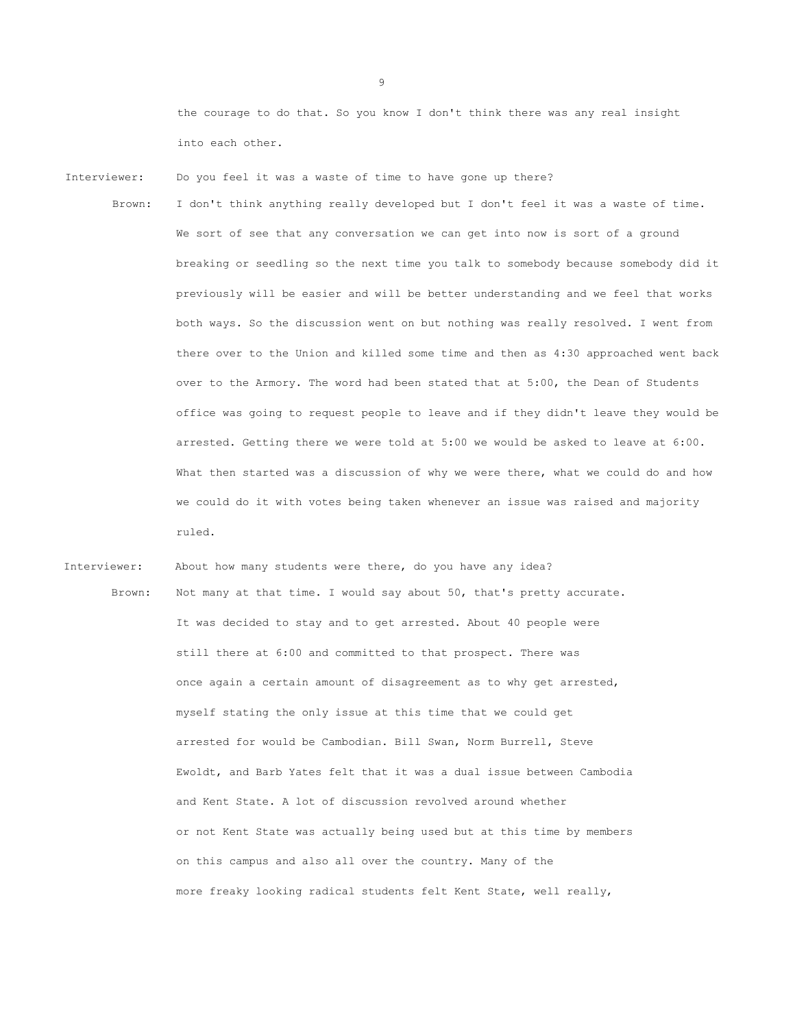the courage to do that. So you know I don't think there was any real insight into each other.

Interviewer: Do you feel it was a waste of time to have gone up there?

Brown: I don't think anything really developed but I don't feel it was a waste of time. We sort of see that any conversation we can get into now is sort of a ground breaking or seedling so the next time you talk to somebody because somebody did it previously will be easier and will be better understanding and we feel that works both ways. So the discussion went on but nothing was really resolved. I went from there over to the Union and killed some time and then as 4:30 approached went back over to the Armory. The word had been stated that at 5:00, the Dean of Students office was going to request people to leave and if they didn't leave they would be arrested. Getting there we were told at 5:00 we would be asked to leave at 6:00. What then started was a discussion of why we were there, what we could do and how we could do it with votes being taken whenever an issue was raised and majority ruled.

Interviewer: About how many students were there, do you have any idea?

Brown: Not many at that time. I would say about 50, that's pretty accurate. It was decided to stay and to get arrested. About 40 people were still there at 6:00 and committed to that prospect. There was once again a certain amount of disagreement as to why get arrested, myself stating the only issue at this time that we could get arrested for would be Cambodian. Bill Swan, Norm Burrell, Steve Ewoldt, and Barb Yates felt that it was a dual issue between Cambodia and Kent State. A lot of discussion revolved around whether or not Kent State was actually being used but at this time by members on this campus and also all over the country. Many of the more freaky looking radical students felt Kent State, well really,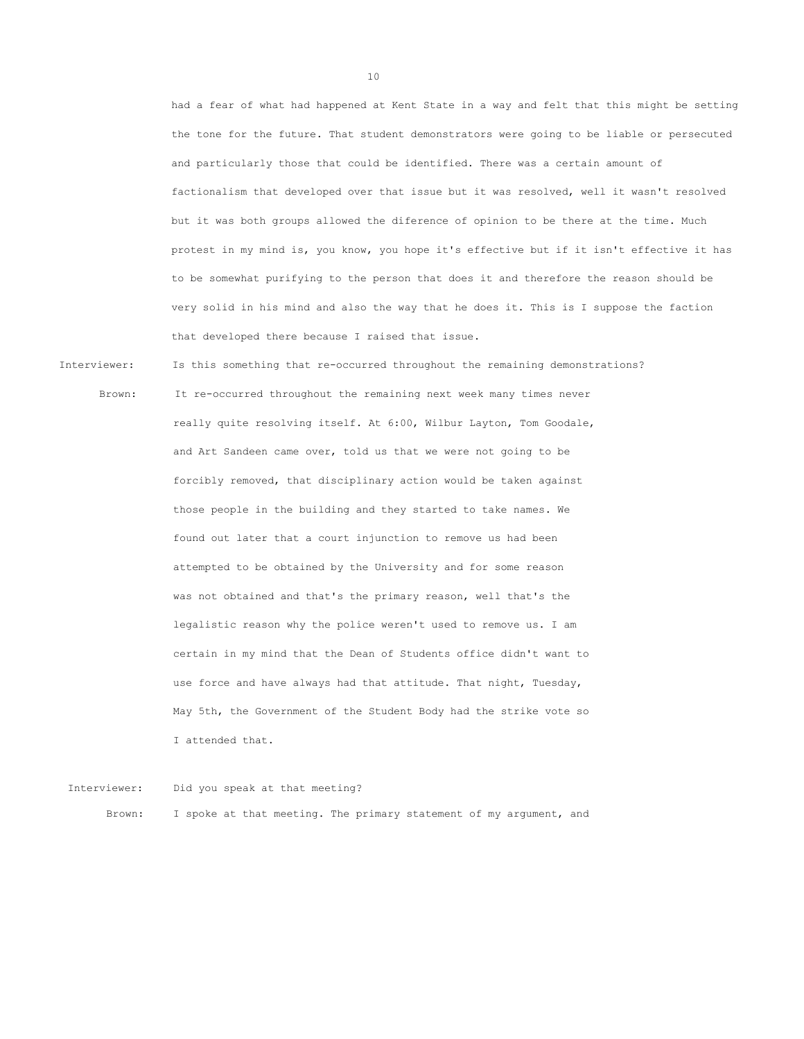had a fear of what had happened at Kent State in a way and felt that this might be setting the tone for the future. That student demonstrators were going to be liable or persecuted and particularly those that could be identified. There was a certain amount of factionalism that developed over that issue but it was resolved, well it wasn't resolved but it was both groups allowed the diference of opinion to be there at the time. Much protest in my mind is, you know, you hope it's effective but if it isn't effective it has to be somewhat purifying to the person that does it and therefore the reason should be very solid in his mind and also the way that he does it. This is I suppose the faction that developed there because I raised that issue.

Interviewer: Is this something that re-occurred throughout the remaining demonstrations?

Brown: It re-occurred throughout the remaining next week many times never really quite resolving itself. At 6:00, Wilbur Layton, Tom Goodale, and Art Sandeen came over, told us that we were not going to be forcibly removed, that disciplinary action would be taken against those people in the building and they started to take names. We found out later that a court injunction to remove us had been attempted to be obtained by the University and for some reason was not obtained and that's the primary reason, well that's the legalistic reason why the police weren't used to remove us. I am certain in my mind that the Dean of Students office didn't want to use force and have always had that attitude. That night, Tuesday, May 5th, the Government of the Student Body had the strike vote so I attended that.

Interviewer: Did you speak at that meeting?

Brown: I spoke at that meeting. The primary statement of my argument, and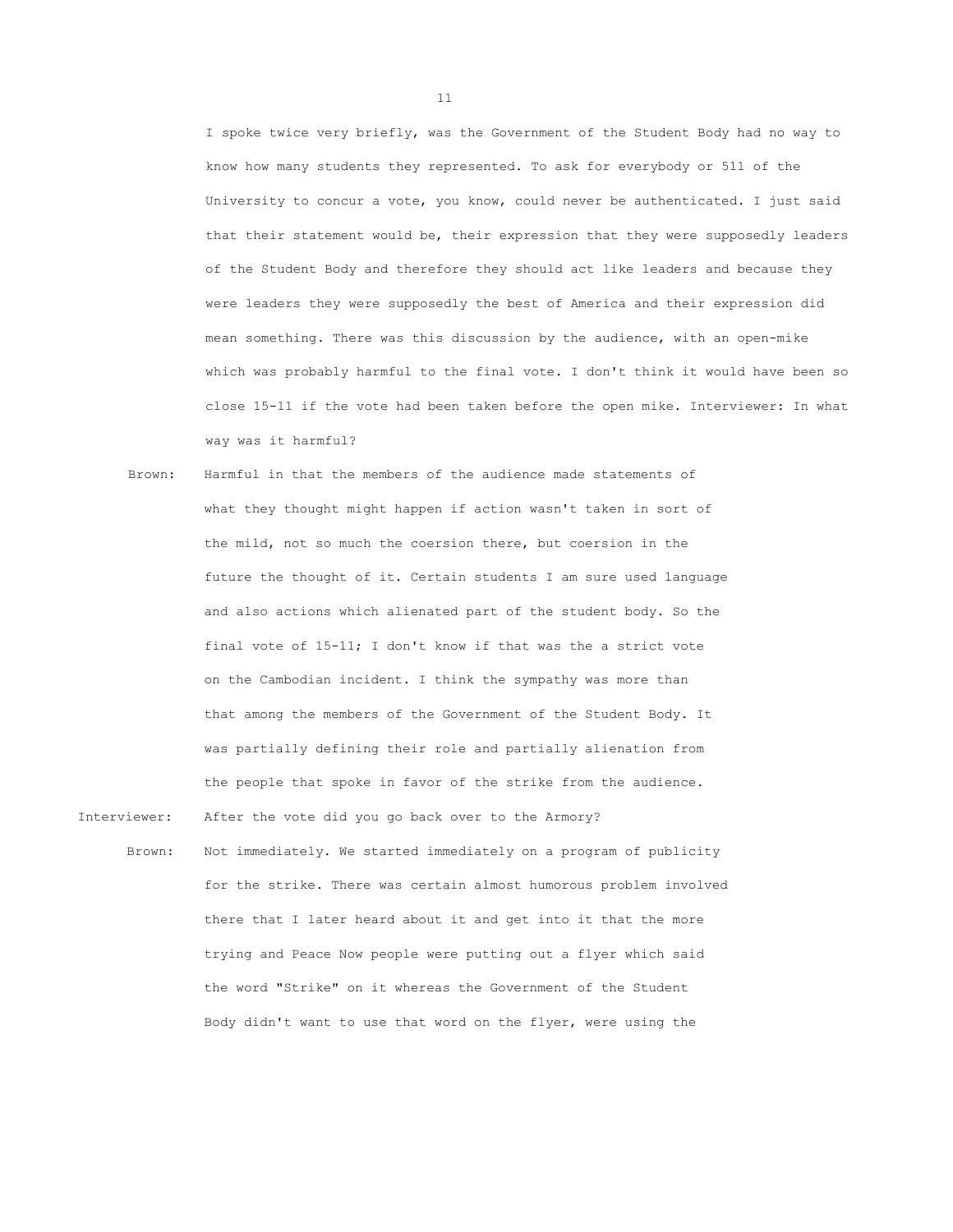I spoke twice very briefly, was the Government of the Student Body had no way to know how many students they represented. To ask for everybody or 511 of the University to concur a vote, you know, could never be authenticated. I just said that their statement would be, their expression that they were supposedly leaders of the Student Body and therefore they should act like leaders and because they were leaders they were supposedly the best of America and their expression did mean something. There was this discussion by the audience, with an open-mike which was probably harmful to the final vote. I don't think it would have been so close 15-11 if the vote had been taken before the open mike. Interviewer: In what way was it harmful?

Brown: Harmful in that the members of the audience made statements of what they thought might happen if action wasn't taken in sort of the mild, not so much the coersion there, but coersion in the future the thought of it. Certain students I am sure used language and also actions which alienated part of the student body. So the final vote of 15-11; I don't know if that was the a strict vote on the Cambodian incident. I think the sympathy was more than that among the members of the Government of the Student Body. It was partially defining their role and partially alienation from the people that spoke in favor of the strike from the audience.

Interviewer: After the vote did you go back over to the Armory?

Brown: Not immediately. We started immediately on a program of publicity for the strike. There was certain almost humorous problem involved there that I later heard about it and get into it that the more trying and Peace Now people were putting out a flyer which said the word "Strike" on it whereas the Government of the Student Body didn't want to use that word on the flyer, were using the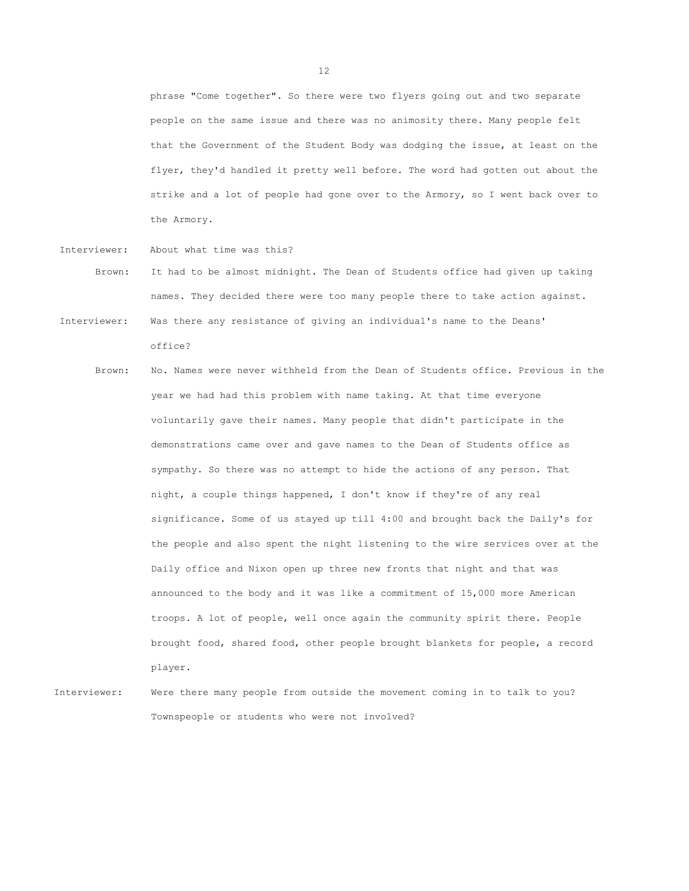phrase "Come together". So there were two flyers going out and two separate people on the same issue and there was no animosity there. Many people felt that the Government of the Student Body was dodging the issue, at least on the flyer, they'd handled it pretty well before. The word had gotten out about the strike and a lot of people had gone over to the Armory, so I went back over to the Armory.

Interviewer: About what time was this?

Brown: It had to be almost midnight. The Dean of Students office had given up taking names. They decided there were too many people there to take action against.

Interviewer: Was there any resistance of giving an individual's name to the Deans' office?

Brown: No. Names were never withheld from the Dean of Students office. Previous in the year we had had this problem with name taking. At that time everyone voluntarily gave their names. Many people that didn't participate in the demonstrations came over and gave names to the Dean of Students office as sympathy. So there was no attempt to hide the actions of any person. That night, a couple things happened, I don't know if they're of any real significance. Some of us stayed up till 4:00 and brought back the Daily's for the people and also spent the night listening to the wire services over at the Daily office and Nixon open up three new fronts that night and that was announced to the body and it was like a commitment of 15,000 more American troops. A lot of people, well once again the community spirit there. People brought food, shared food, other people brought blankets for people, a record player.

Interviewer: Were there many people from outside the movement coming in to talk to you? Townspeople or students who were not involved?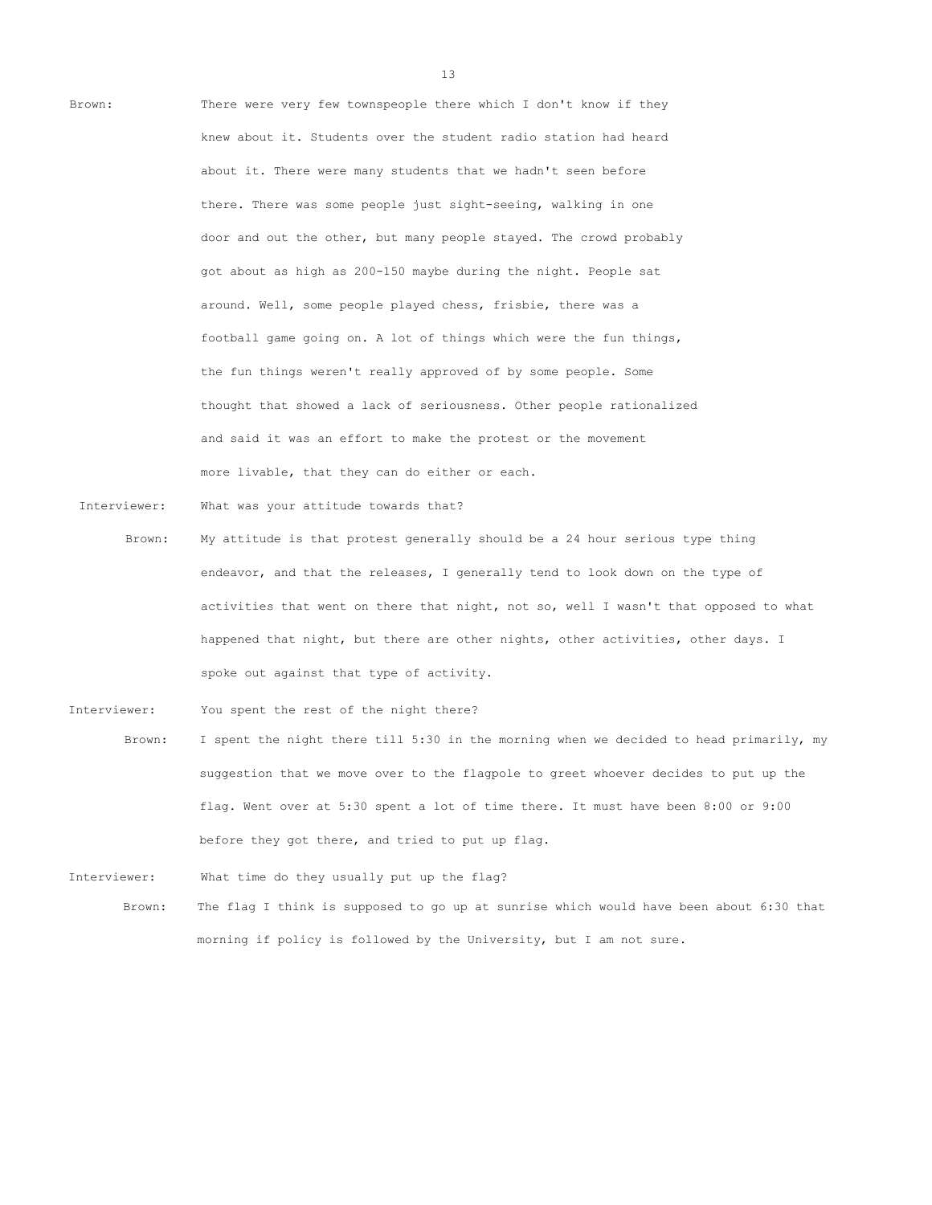**Brown:** There were very few townspeople there which I don't know if they knew about it. Students over the student radio station had heard about it. There were many students that we hadn't seen before there. There was some people just sight-seeing, walking in one door and out the other, but many people stayed. The crowd probably got about as high as 200-150 maybe during the night. People sat around. Well, some people played chess, frisbie, there was a football game going on. A lot of things which were the fun things, the fun things weren't really approved of by some people. Some thought that showed a lack of seriousness. Other people rationalized and said it was an effort to make the protest or the movement more livable, that they can do either or each.

**Interviewer:** What was your attitude towards that?

**Brown:** My attitude is that protest generally should be a 24 hour serious type thing endeavor, and that the releases, I generally tend to look down on the type of activities that went on there that night, not so, well I wasn't that opposed to what happened that night, but there are other nights, other activities, other days. I spoke out against that type of activity.

**Interviewer:** You spent the rest of the night there?

**Brown:** I spent the night there till 5:30 in the morning when we decided to head primarily, my suggestion that we move over to the flagpole to greet whoever decides to put up the flag. Went over at 5:30 spent a lot of time there. It must have been 8:00 or 9:00 before they got there, and tried to put up flag.

**Interviewer:** What time do they usually put up the flag?

**Brown:** The flag I think is supposed to go up at sunrise which would have been about 6:30 that morning if policy is followed by the University, but I am not sure.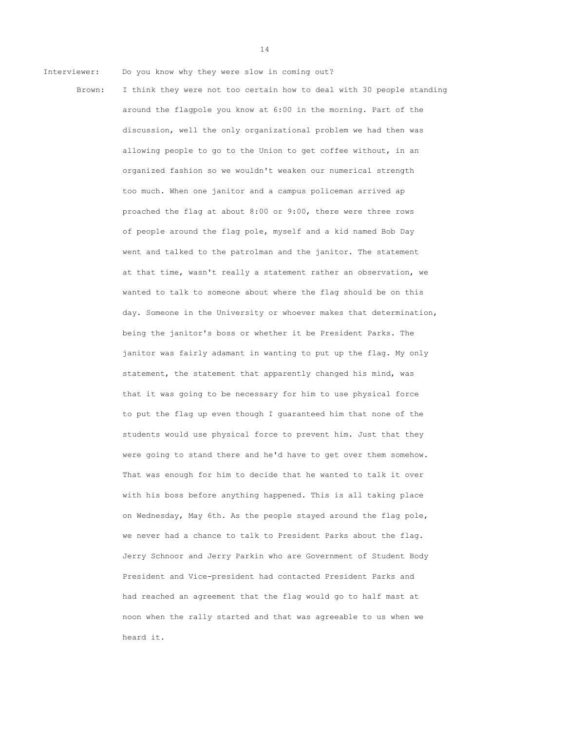**Interviewer:** Do you know why they were slow in coming out?

**Brown:** I think they were not too certain how to deal with 30 people standing around the flagpole you know at 6:00 in the morning. Part of the discussion, well the only organizational problem we had then was allowing people to go to the Union to get coffee without, in an organized fashion so we wouldn't weaken our numerical strength too much. When one janitor and a campus policeman arrived approached the flag at about 8:00 or 9:00, there were three rows of people around the flag pole, myself and a kid named Bob Day went and talked to the patrolman and the janitor. The statement at that time, wasn't really a statement rather an observation, we wanted to talk to someone about where the flag should be on this day. Someone in the University or whoever makes that determination, being the janitor's boss or whether it be President Parks. The janitor was fairly adamant in wanting to put up the flag. My only statement, the statement that apparently changed his mind, was that it was going to be necessary for him to use physical force to put the flag up even though I guaranteed him that none of the students would use physical force to prevent him. Just that they were going to stand there and he'd have to get over them somehow. That was enough for him to decide that he wanted to talk it over with his boss before anything happened. This is all taking place on Wednesday, May 6th. As the people stayed around the flag pole, we never had a chance to talk to President Parks about the flag. Jerry Schnoor and Jerry Parkin who are Government of Student Body President and Vice-president had contacted President Parks and had reached an agreement that the flag would go to half mast at noon when the rally started and that was agreeable to us when we heard it.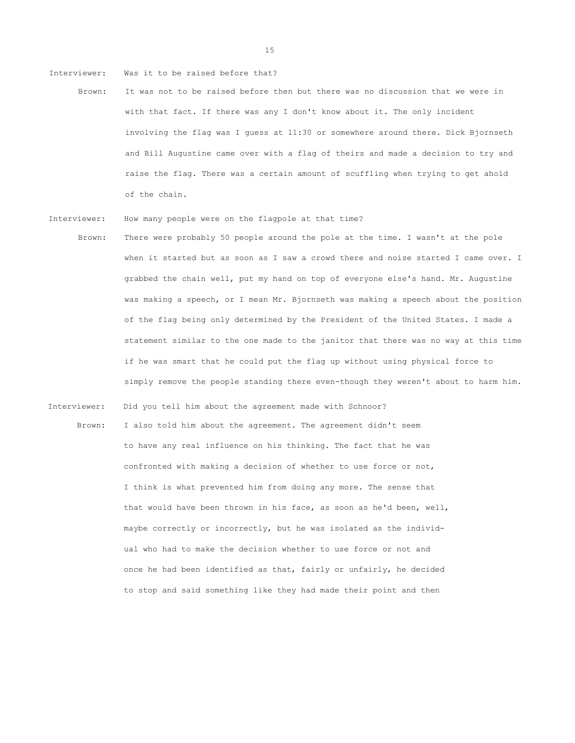Interviewer: Was it to be raised before that?

Brown: It was not to be raised before then but there was no discussion that we were in with that fact. If there was any I don't know about it. The only incident involving the flag was I guess at 11:30 or somewhere around there. Dick Bjornseth and Bill Augustine came over with a flag of theirs and made a decision to try and raise the flag. There was a certain amount of scuffling when trying to get ahold of the chain.

Interviewer: How many people were on the flagpole at that time?

Brown: There were probably 50 people around the pole at the time. I wasn't at the pole when it started but as soon as I saw a crowd there and noise started I came over. I grabbed the chain well, put my hand on top of everyone else's hand. Mr. Augustine was making a speech, or I mean Mr. Bjornseth was making a speech about the position of the flag being only determined by the President of the United States. I made a statement similar to the one made to the janitor that there was no way at this time if he was smart that he could put the flag up without using physical force to simply remove the people standing there even-though they weren't about to harm him.

Interviewer: Did you tell him about the agreement made with Schnoor?

Brown: I also told him about the agreement. The agreement didn't seem to have any real influence on his thinking. The fact that he was confronted with making a decision of whether to use force or not, I think is what prevented him from doing any more. The sense that that would have been thrown in his face, as soon as he'd been, well, maybe correctly or incorrectly, but he was isolated as the individual who had to make the decision whether to use force or not and once he had been identified as that, fairly or unfairly, he decided to stop and said something like they had made their point and then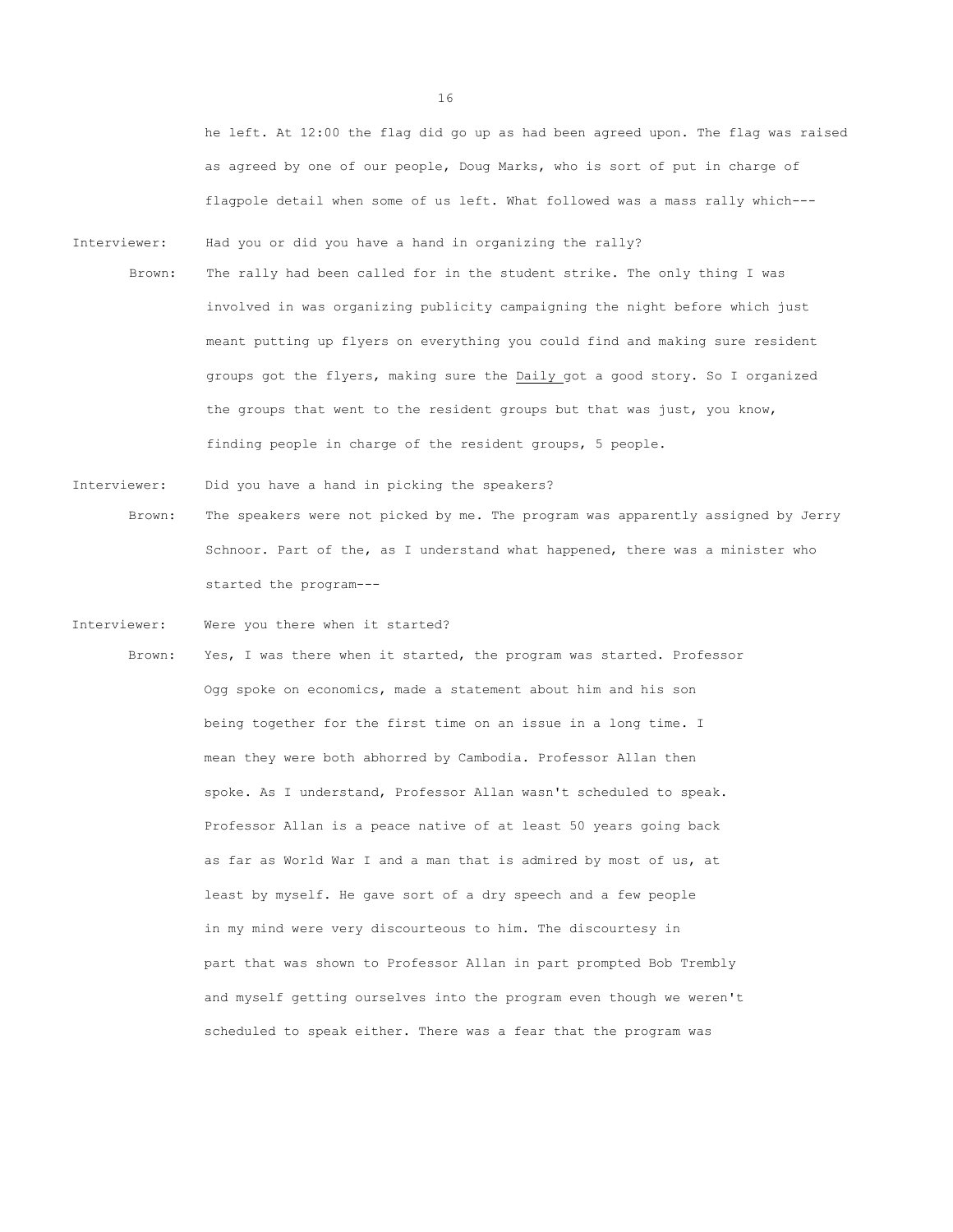he left. At 12:00 the flag did go up as had been agreed upon. The flag was raised as agreed by one of our people, Doug Marks, who is sort of put in charge of flagpole detail when some of us left. What followed was a mass rally which---

Interviewer: Had you or did you have a hand in organizing the rally?

Brown: The rally had been called for in the student strike. The only thing I was involved in was organizing publicity campaigning the night before which just meant putting up flyers on everything you could find and making sure resident groups got the flyers, making sure the Daily got a good story. So I organized the groups that went to the resident groups but that was just, you know, finding people in charge of the resident groups, 5 people.

Interviewer: Did you have a hand in picking the speakers?

Brown: The speakers were not picked by me. The program was apparently assigned by Jerry Schnoor. Part of the, as I understand what happened, there was a minister who started the program---

Interviewer: Were you there when it started?

Brown: Yes, I was there when it started, the program was started. Professor Ogg spoke on economics, made a statement about him and his son being together for the first time on an issue in a long time. I mean they were both abhorred by Cambodia. Professor Allan then spoke. As I understand, Professor Allan wasn't scheduled to speak. Professor Allan is a peace native of at least 50 years going back as far as World War I and a man that is admired by most of us, at least by myself. He gave sort of a dry speech and a few people in my mind were very discourteous to him. The discourtesy in part that was shown to Professor Allan in part prompted Bob Trembly and myself getting ourselves into the program even though we weren't scheduled to speak either. There was a fear that the program was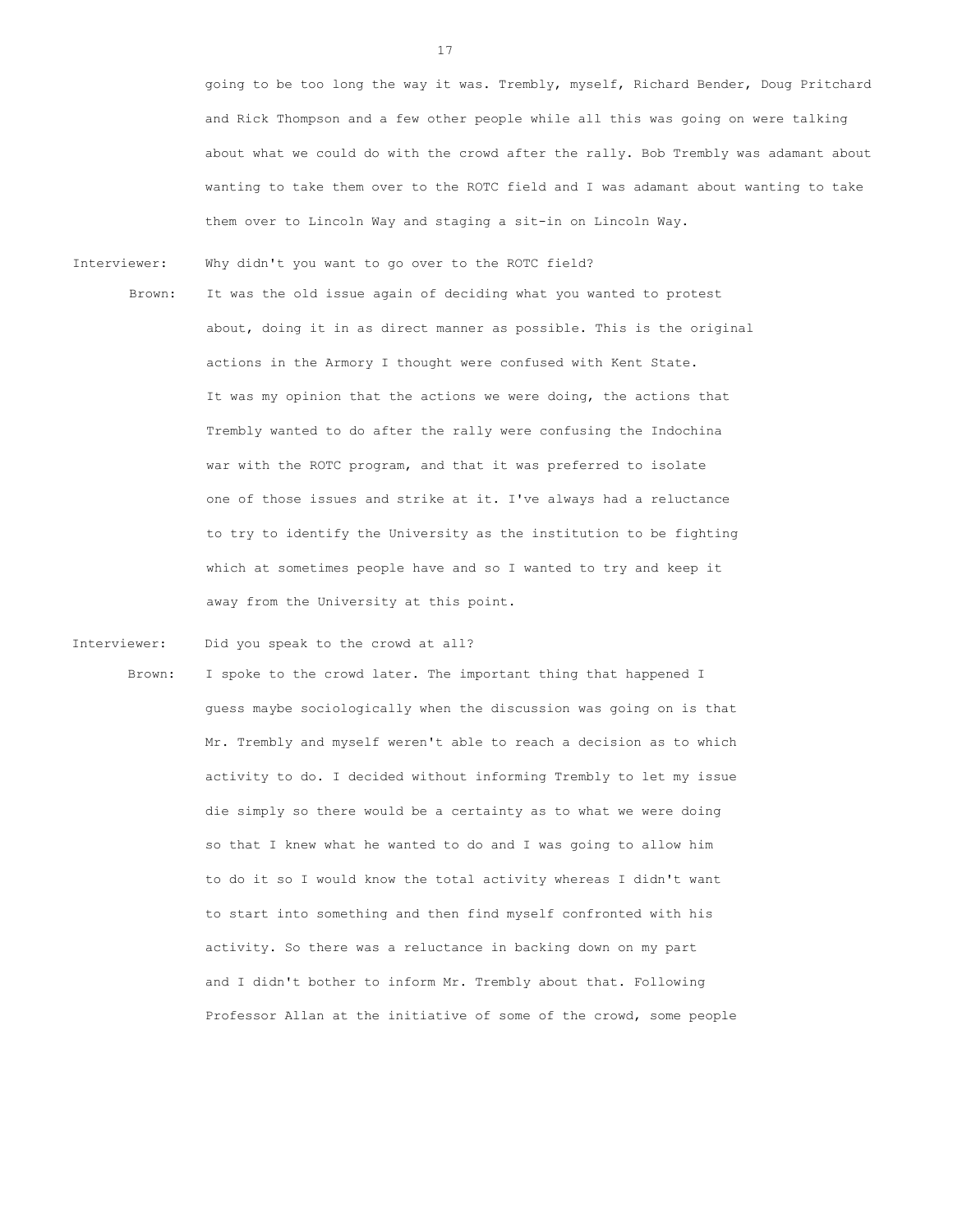going to be too long the way it was. Trembly, myself, Richard Bender, Doug Pritchard and Rick Thompson and a few other people while all this was going on were talking about what we could do with the crowd after the rally. Bob Trembly was adamant about wanting to take them over to the ROTC field and I was adamant about wanting to take them over to Lincoln Way and staging a sit-in on Lincoln Way.

Interviewer: Why didn't you want to go over to the ROTC field?

Brown: It was the old issue again of deciding what you wanted to protest about, doing it in as direct manner as possible. This is the original actions in the Armory I thought were confused with Kent State. It was my opinion that the actions we were doing, the actions that Trembly wanted to do after the rally were confusing the Indochina war with the ROTC program, and that it was preferred to isolate one of those issues and strike at it. I've always had a reluctance to try to identify the University as the institution to be fighting which at sometimes people have and so I wanted to try and keep it away from the University at this point.

Interviewer: Did you speak to the crowd at all?

Brown: I spoke to the crowd later. The important thing that happened I guess maybe sociologically when the discussion was going on is that Mr. Trembly and myself weren't able to reach a decision as to which activity to do. I decided without informing Trembly to let my issue die simply so there would be a certainty as to what we were doing so that I knew what he wanted to do and I was going to allow him to do it so I would know the total activity whereas I didn't want to start into something and then find myself confronted with his activity. So there was a reluctance in backing down on my part and I didn't bother to inform Mr. Trembly about that. Following Professor Allan at the initiative of some of the crowd, some people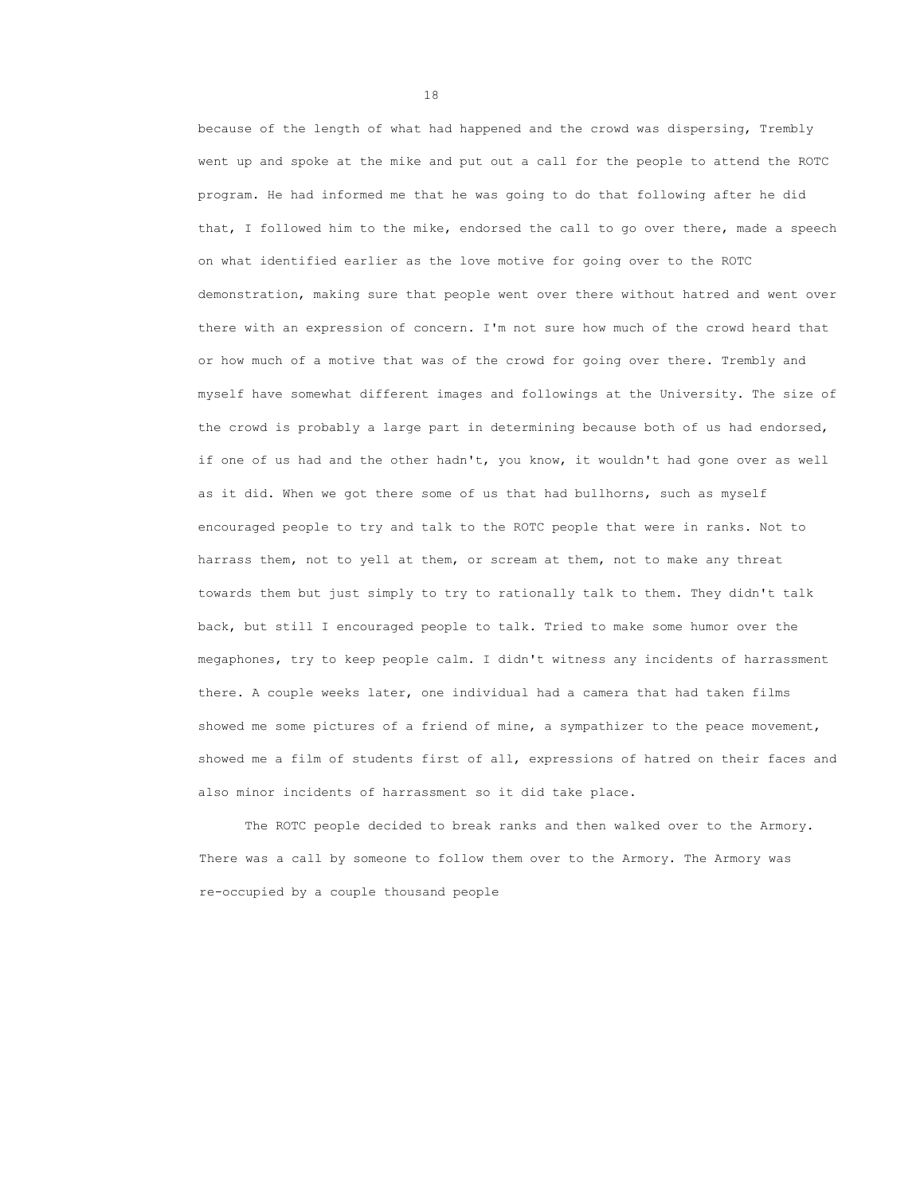because of the length of what had happened and the crowd was dispersing, Trembly went up and spoke at the mike and put out a call for the people to attend the ROTC program. He had informed me that he was going to do that following after he did that, I followed him to the mike, endorsed the call to go over there, made a speech on what identified earlier as the love motive for going over to the ROTC demonstration, making sure that people went over there without hatred and went over there with an expression of concern. I'm not sure how much of the crowd heard that or how much of a motive that was of the crowd for going over there. Trembly and myself have somewhat different images and followings at the University. The size of the crowd is probably a large part in determining because both of us had endorsed, if one of us had and the other hadn't, you know, it wouldn't had gone over as well as it did. When we got there some of us that had bullhorns, such as myself encouraged people to try and talk to the ROTC people that were in ranks. Not to harrass them, not to yell at them, or scream at them, not to make any threat towards them but just simply to try to rationally talk to them. They didn't talk back, but still I encouraged people to talk. Tried to make some humor over the megaphones, try to keep people calm. I didn't witness any incidents of harrassment there. A couple weeks later, one individual had a camera that had taken films showed me some pictures of a friend of mine, a sympathizer to the peace movement, showed me a film of students first of all, expressions of hatred on their faces and also minor incidents of harrassment so it did take place.

The ROTC people decided to break ranks and then walked over to the Armory. There was a call by someone to follow them over to the Armory. The Armory was re-occupied by a couple thousand people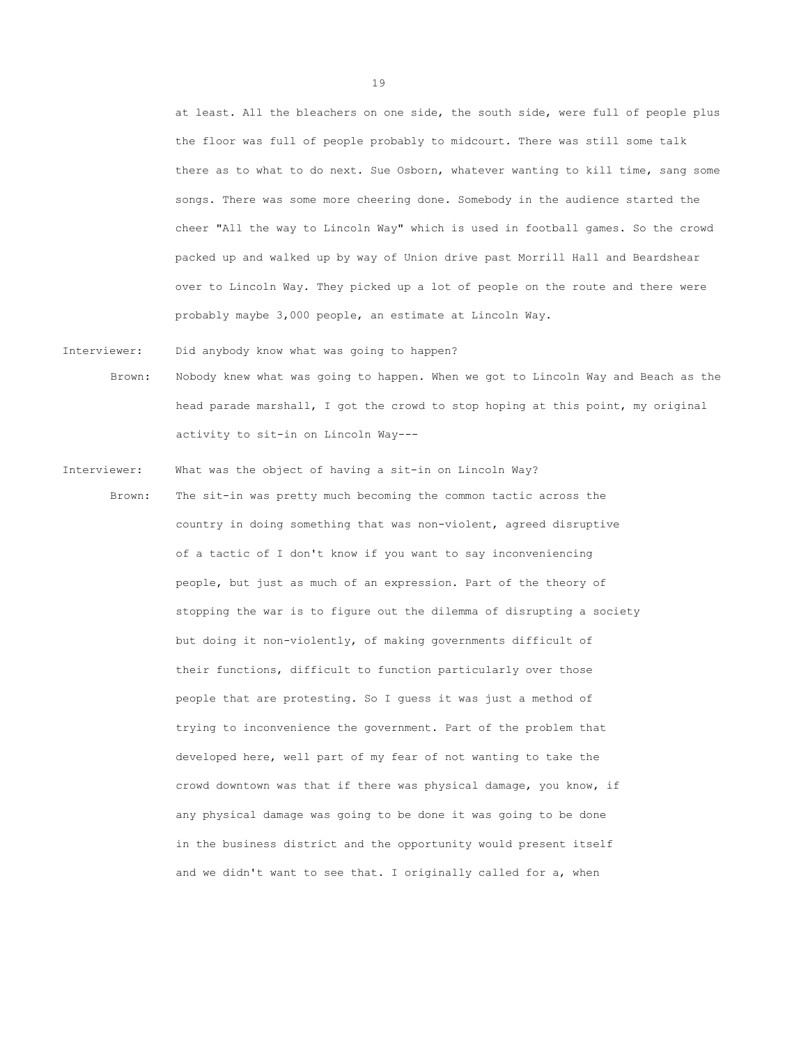at least. All the bleachers on one side, the south side, were full of people plus the floor was full of people probably to midcourt. There was still some talk there as to what to do next. Sue Osborn, whatever wanting to kill time, sang some songs. There was some more cheering done. Somebody in the audience started the cheer "All the way to Lincoln Way" which is used in football games. So the crowd packed up and walked up by way of Union drive past Morrill Hall and Beardshear over to Lincoln Way. They picked up a lot of people on the route and there were probably maybe 3,000 people, an estimate at Lincoln Way.

Interviewer: Did anybody know what was going to happen?

Brown: Nobody knew what was going to happen. When we got to Lincoln Way and Beach as the head parade marshall, I got the crowd to stop hoping at this point, my original activity to sit-in on Lincoln Way---

Interviewer: What was the object of having a sit-in on Lincoln Way?

Brown: The sit-in was pretty much becoming the common tactic across the country in doing something that was non-violent, agreed disruptive of a tactic of I don't know if you want to say inconveniencing people, but just as much of an expression. Part of the theory of stopping the war is to figure out the dilemma of disrupting a society but doing it non-violently, of making governments difficult of their functions, difficult to function particularly over those people that are protesting. So I guess it was just a method of trying to inconvenience the government. Part of the problem that developed here, well part of my fear of not wanting to take the crowd downtown was that if there was physical damage, you know, if any physical damage was going to be done it was going to be done in the business district and the opportunity would present itself and we didn't want to see that. I originally called for a, when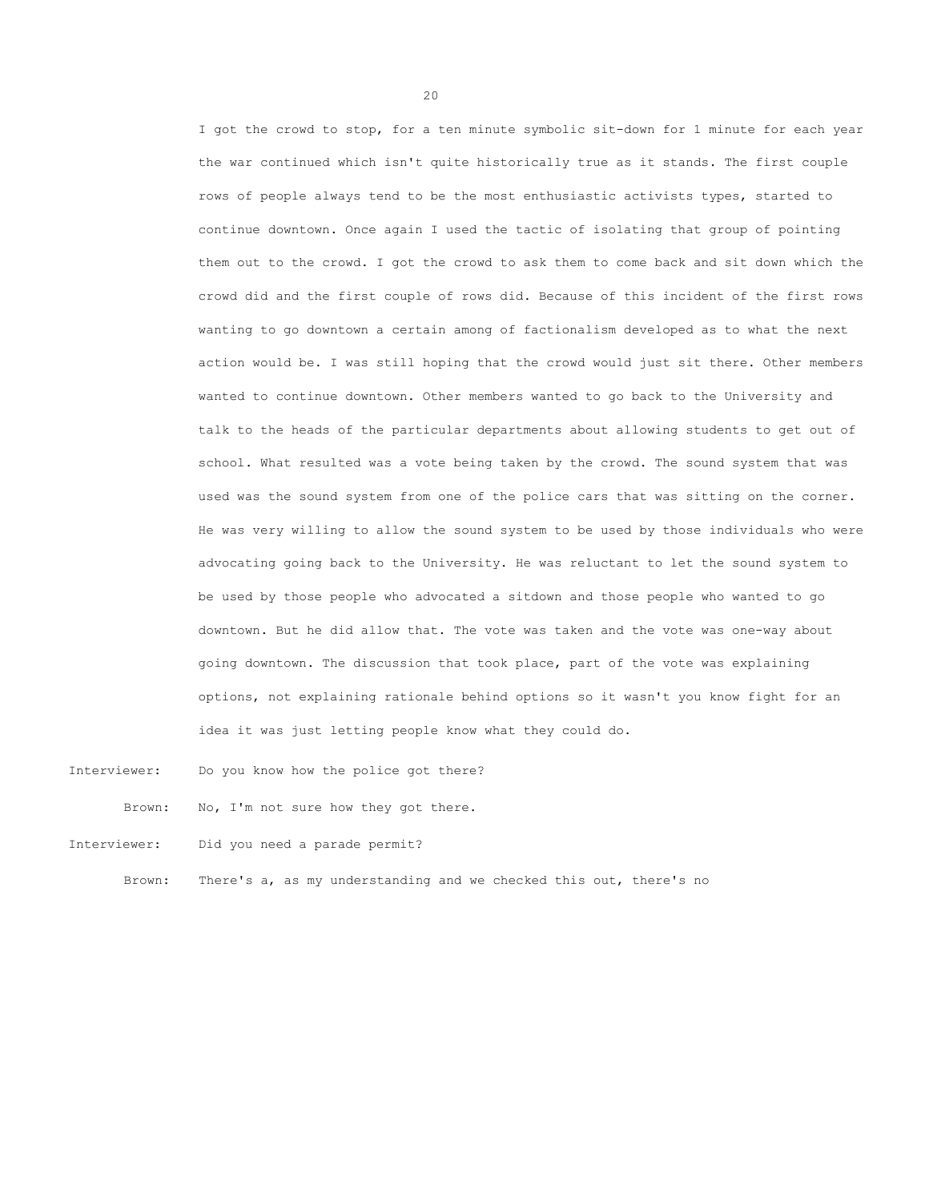I got the crowd to stop, for a ten minute symbolic sit-down for 1 minute for each year the war continued which isn't quite historically true as it stands. The first couple rows of people always tend to be the most enthusiastic activists types, started to continue downtown. Once again I used the tactic of isolating that group of pointing them out to the crowd. I got the crowd to ask them to come back and sit down which the crowd did and the first couple of rows did. Because of this incident of the first rows wanting to go downtown a certain among of factionalism developed as to what the next action would be. I was still hoping that the crowd would just sit there. Other members wanted to continue downtown. Other members wanted to go back to the University and talk to the heads of the particular departments about allowing students to get out of school. What resulted was a vote being taken by the crowd. The sound system that was used was the sound system from one of the police cars that was sitting on the corner. He was very willing to allow the sound system to be used by those individuals who were advocating going back to the University. He was reluctant to let the sound system to be used by those people who advocated a sitdown and those people who wanted to go downtown. But he did allow that. The vote was taken and the vote was one-way about going downtown. The discussion that took place, part of the vote was explaining options, not explaining rationale behind options so it wasn't you know fight for an idea it was just letting people know what they could do.

Interviewer: Do you know how the police got there?

Brown: No, I'm not sure how they got there.

Interviewer: Did you need a parade permit?

Brown: There's a, as my understanding and we checked this out, there's no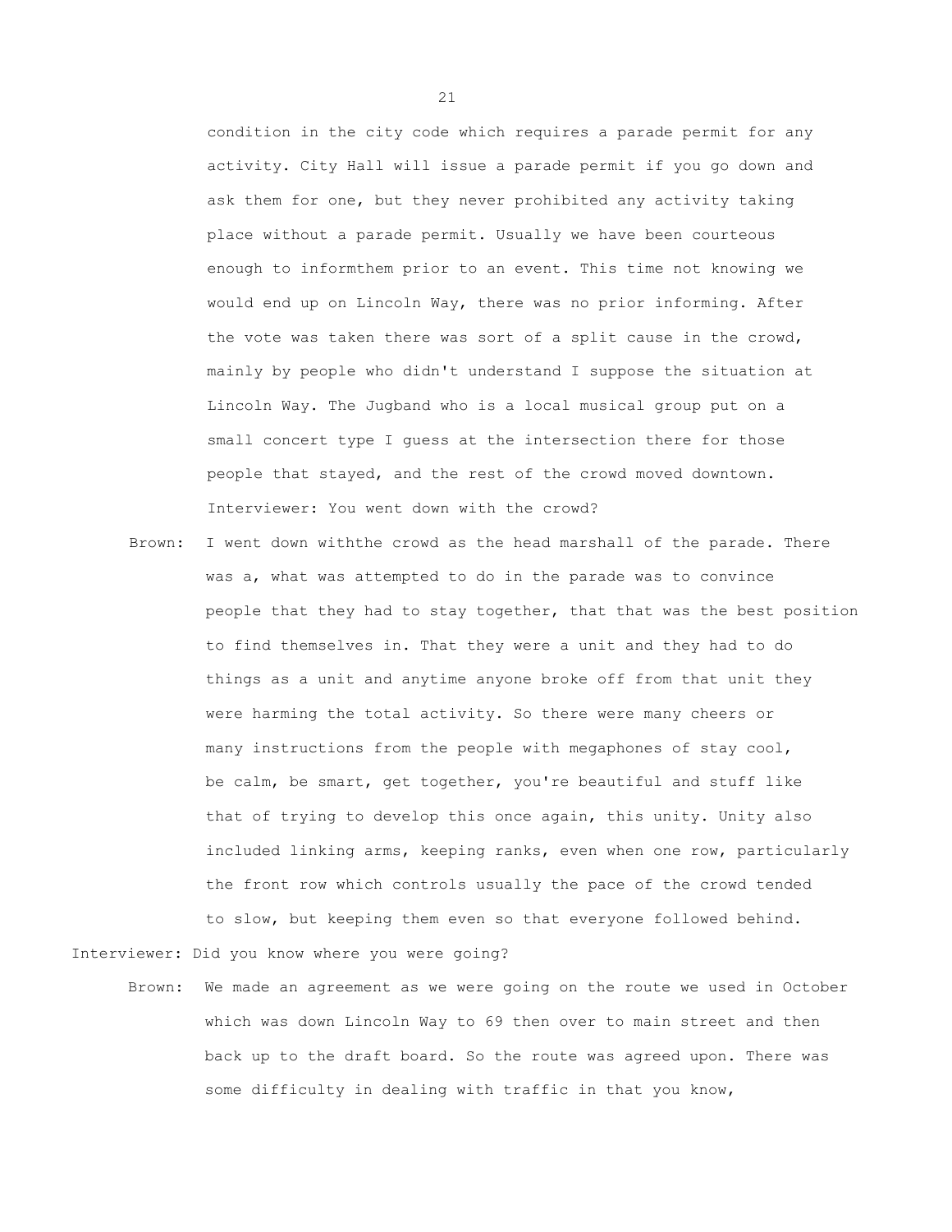condition in the city code which requires a parade permit for any activity. City Hall will issue a parade permit if you go down and ask them for one, but they never prohibited any activity taking place without a parade permit. Usually we have been courteous enough to informthem prior to an event. This time not knowing we would end up on Lincoln Way, there was no prior informing. After the vote was taken there was sort of a split cause in the crowd, mainly by people who didn't understand I suppose the situation at Lincoln Way. The Jugband who is a local musical group put on a small concert type I guess at the intersection there for those people that stayed, and the rest of the crowd moved downtown.

Interviewer: You went down with the crowd?

Brown: I went down withthe crowd as the head marshall of the parade. There was a, what was attempted to do in the parade was to convince people that they had to stay together, that that was the best position to find themselves in. That they were a unit and they had to do things as a unit and anytime anyone broke off from that unit they were harming the total activity. So there were many cheers or many instructions from the people with megaphones of stay cool, be calm, be smart, get together, you're beautiful and stuff like that of trying to develop this once again, this unity. Unity also included linking arms, keeping ranks, even when one row, particularly the front row which controls usually the pace of the crowd tended to slow, but keeping them even so that everyone followed behind.

Interviewer: Did you know where you were going?

Brown: We made an agreement as we were going on the route we used in October which was down Lincoln Way to 69 then over to main street and then back up to the draft board. So the route was agreed upon. There was some difficulty in dealing with traffic in that you know,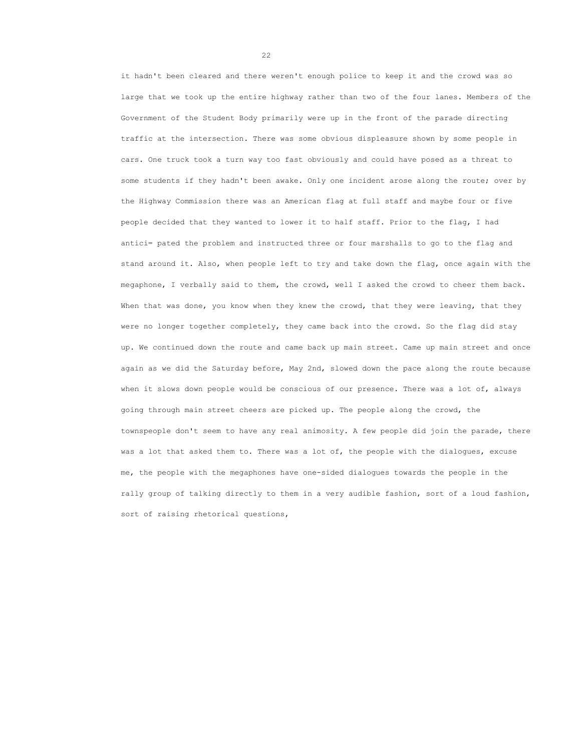it hadn't been cleared and there weren't enough police to keep it and the crowd was so large that we took up the entire highway rather than two of the four lanes. Members of the Government of the Student Body primarily were up in the front of the parade directing traffic at the intersection. There was some obvious displeasure shown by some people in cars. One truck took a turn way too fast obviously and could have posed as a threat to some students if they hadn't been awake. Only one incident arose along the route; over by the Highway Commission there was an American flag at full staff and maybe four or five people decided that they wanted to lower it to half staff. Prior to the flag, I had antici= pated the problem and instructed three or four marshalls to go to the flag and stand around it. Also, when people left to try and take down the flag, once again with the megaphone, I verbally said to them, the crowd, well I asked the crowd to cheer them back. When that was done, you know when they knew the crowd, that they were leaving, that they were no longer together completely, they came back into the crowd. So the flag did stay up. We continued down the route and came back up main street. Came up main street and once again as we did the Saturday before, May 2nd, slowed down the pace along the route because when it slows down people would be conscious of our presence. There was a lot of, always going through main street cheers are picked up. The people along the crowd, the townspeople don't seem to have any real animosity. A few people did join the parade, there was a lot that asked them to. There was a lot of, the people with the dialogues, excuse me, the people with the megaphones have one-sided dialogues towards the people in the rally group of talking directly to them in a very audible fashion, sort of a loud fashion, sort of raising rhetorical questions,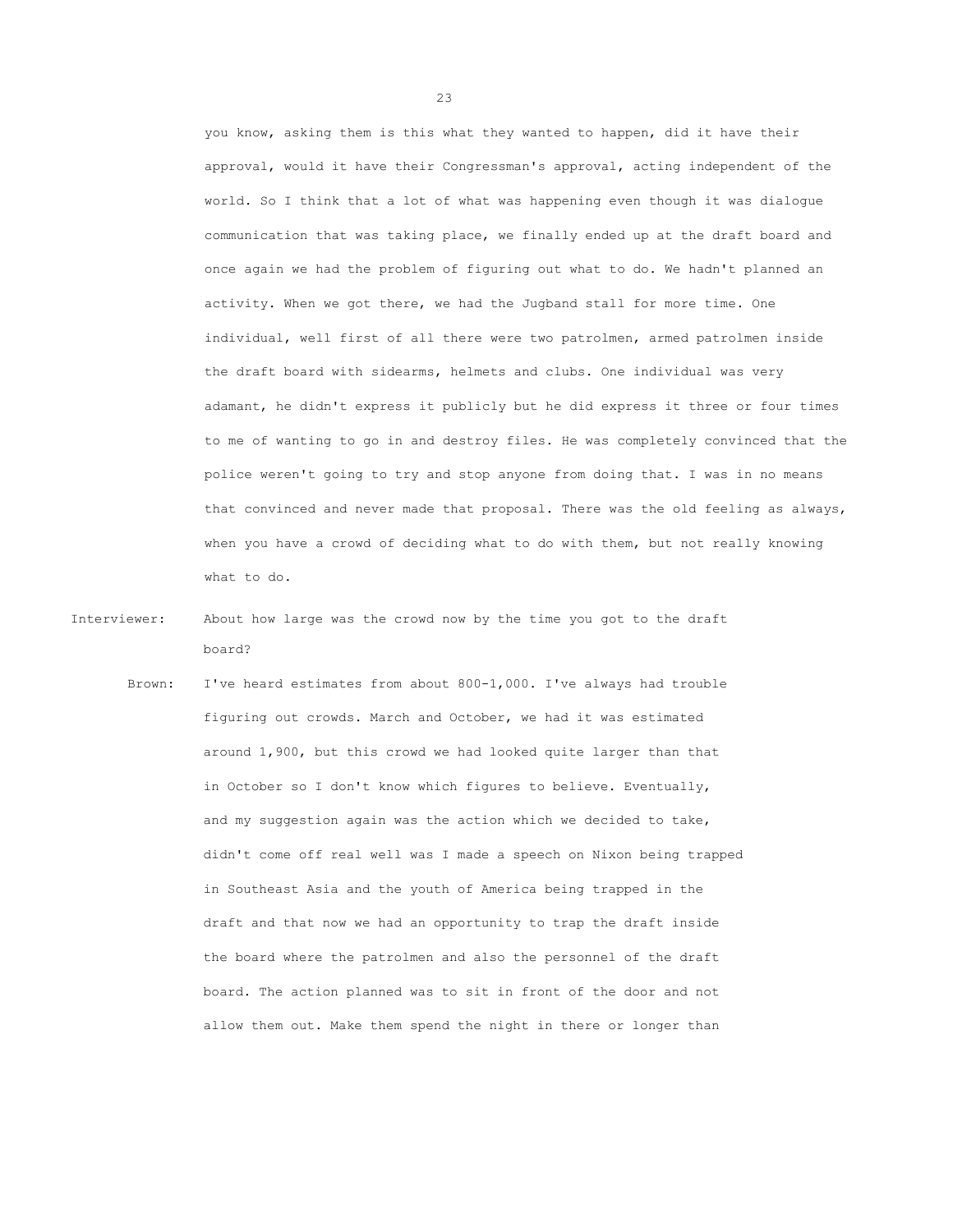you know, asking them is this what they wanted to happen, did it have their approval, would it have their Congressman's approval, acting independent of the world. So I think that a lot of what was happening even though it was dialogue communication that was taking place, we finally ended up at the draft board and once again we had the problem of figuring out what to do. We hadn't planned an activity. When we got there, we had the Jugband stall for more time. One individual, well first of all there were two patrolmen, armed patrolmen inside the draft board with sidearms, helmets and clubs. One individual was very adamant, he didn't express it publicly but he did express it three or four times to me of wanting to go in and destroy files. He was completely convinced that the police weren't going to try and stop anyone from doing that. I was in no means that convinced and never made that proposal. There was the old feeling as always, when you have a crowd of deciding what to do with them, but not really knowing what to do.

Interviewer: About how large was the crowd now by the time you got to the draft board?

Brown: I've heard estimates from about 800-1,000. I've always had trouble figuring out crowds. March and October, we had it was estimated around 1,900, but this crowd we had looked quite larger than that in October so I don't know which figures to believe. Eventually, and my suggestion again was the action which we decided to take, didn't come off real well was I made a speech on Nixon being trapped in Southeast Asia and the youth of America being trapped in the draft and that now we had an opportunity to trap the draft inside the board where the patrolmen and also the personnel of the draft board. The action planned was to sit in front of the door and not allow them out. Make them spend the night in there or longer than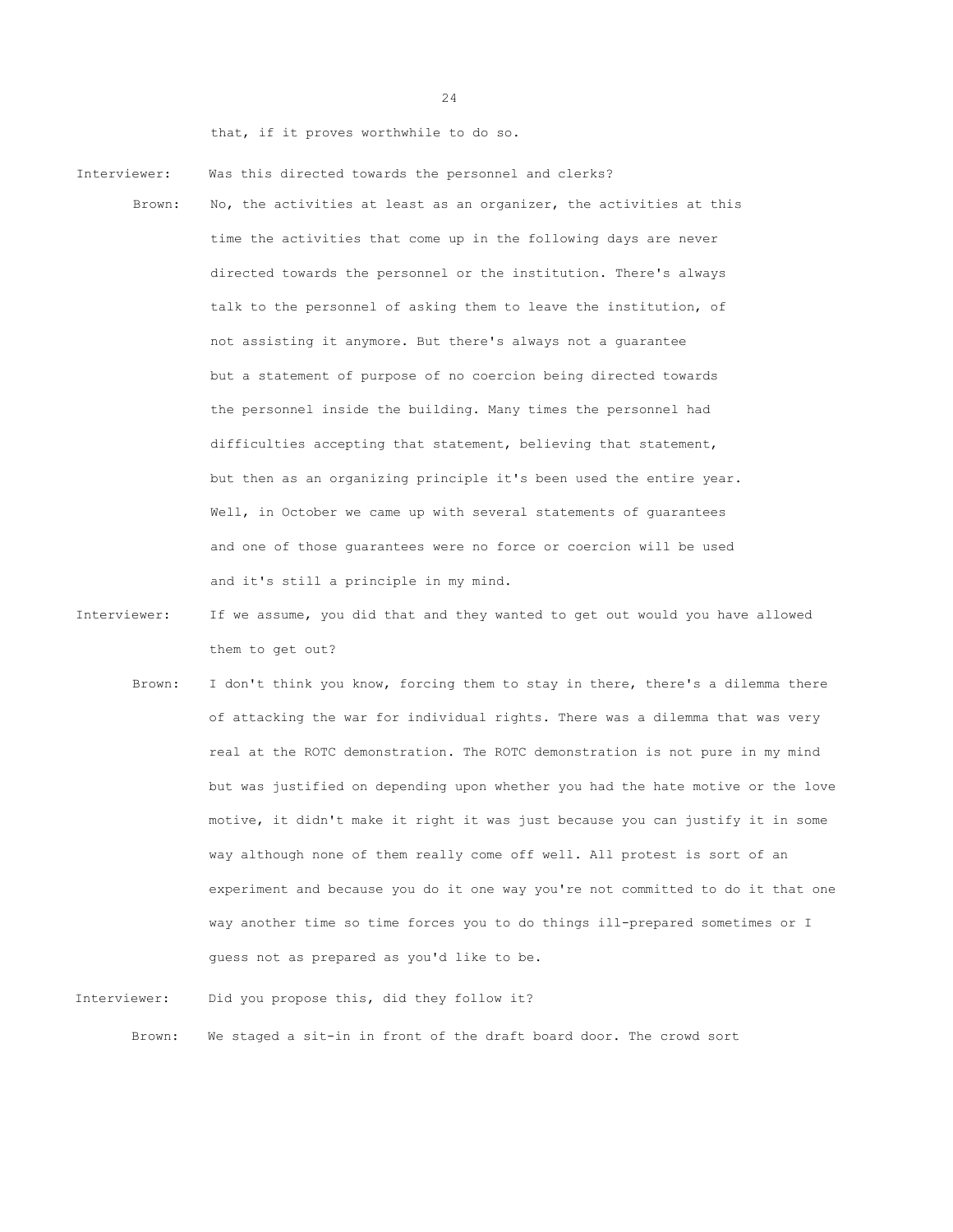that, if it proves worthwhile to do so.

Interviewer: Was this directed towards the personnel and clerks?

Brown: No, the activities at least as an organizer, the activities at this time the activities that come up in the following days are never directed towards the personnel or the institution. There's always talk to the personnel of asking them to leave the institution, of not assisting it anymore. But there's always not a guarantee but a statement of purpose of no coercion being directed towards the personnel inside the building. Many times the personnel had difficulties accepting that statement, believing that statement, but then as an organizing principle it's been used the entire year. Well, in October we came up with several statements of guarantees and one of those guarantees were no force or coercion will be used and it's still a principle in my mind.

Interviewer: If we assume, you did that and they wanted to get out would you have allowed them to get out?

Brown: I don't think you know, forcing them to stay in there, there's a dilemma there of attacking the war for individual rights. There was a dilemma that was very real at the ROTC demonstration. The ROTC demonstration is not pure in my mind but was justified on depending upon whether you had the hate motive or the love motive, it didn't make it right it was just because you can justify it in some way although none of them really come off well. All protest is sort of an experiment and because you do it one way you're not committed to do it that one way another time so time forces you to do things ill-prepared sometimes or I guess not as prepared as you'd like to be.

Interviewer: Did you propose this, did they follow it?

Brown: We staged a sit-in in front of the draft board door. The crowd sort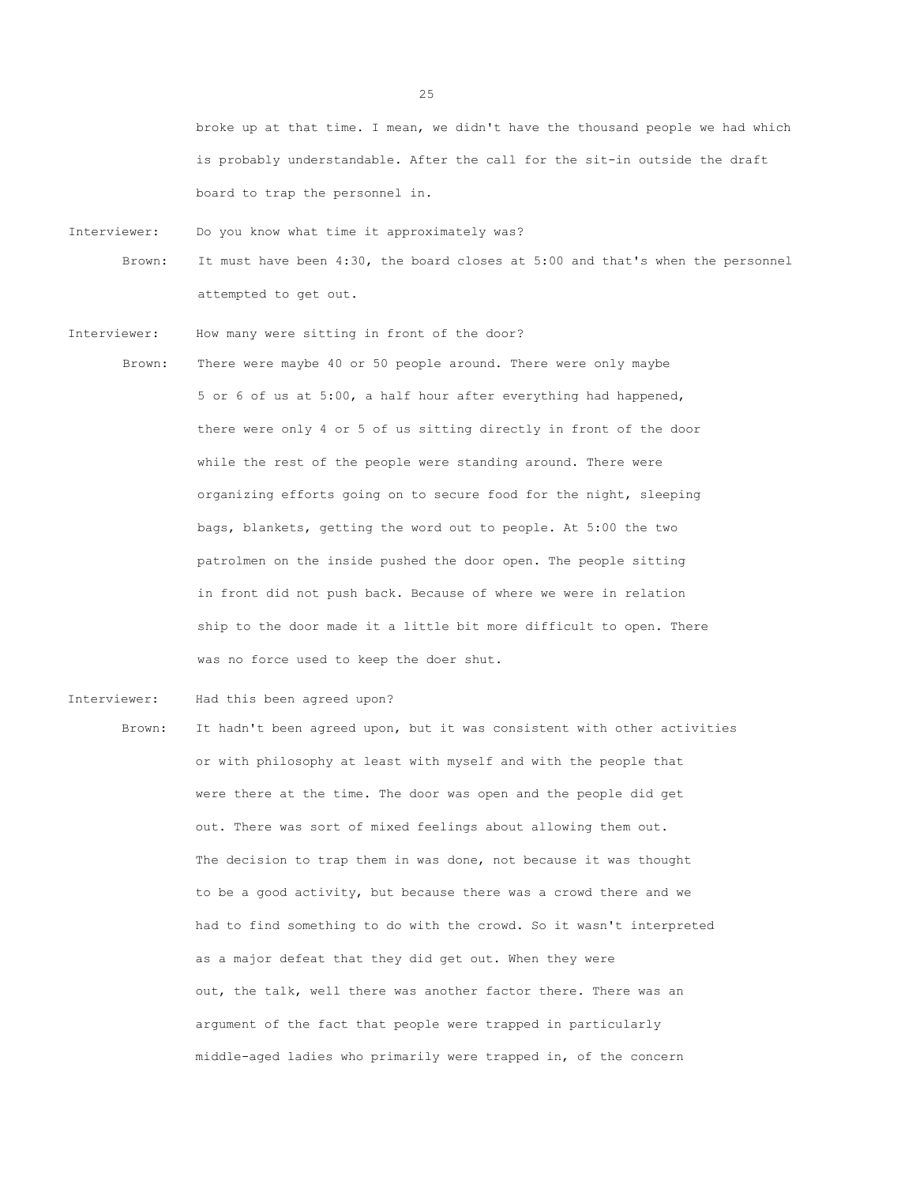broke up at that time. I mean, we didn't have the thousand people we had which is probably understandable. After the call for the sit-in outside the draft board to trap the personnel in.

Interviewer: Do you know what time it approximately was?

Brown: It must have been 4:30, the board closes at 5:00 and that's when the personnel attempted to get out.

Interviewer: How many were sitting in front of the door?

Brown: There were maybe 40 or 50 people around. There were only maybe 5 or 6 of us at 5:00, a half hour after everything had happened, there were only 4 or 5 of us sitting directly in front of the door while the rest of the people were standing around. There were organizing efforts going on to secure food for the night, sleeping bags, blankets, getting the word out to people. At 5:00 the two patrolmen on the inside pushed the door open. The people sitting in front did not push back. Because of where we were in relation ship to the door made it a little bit more difficult to open. There was no force used to keep the doer shut.

Interviewer: Had this been agreed upon?

Brown: It hadn't been agreed upon, but it was consistent with other activities or with philosophy at least with myself and with the people that were there at the time. The door was open and the people did get out. There was sort of mixed feelings about allowing them out. The decision to trap them in was done, not because it was thought to be a good activity, but because there was a crowd there and we had to find something to do with the crowd. So it wasn't interpreted as a major defeat that they did get out. When they were out, the talk, well there was another factor there. There was an argument of the fact that people were trapped in particularly middle-aged ladies who primarily were trapped in, of the concern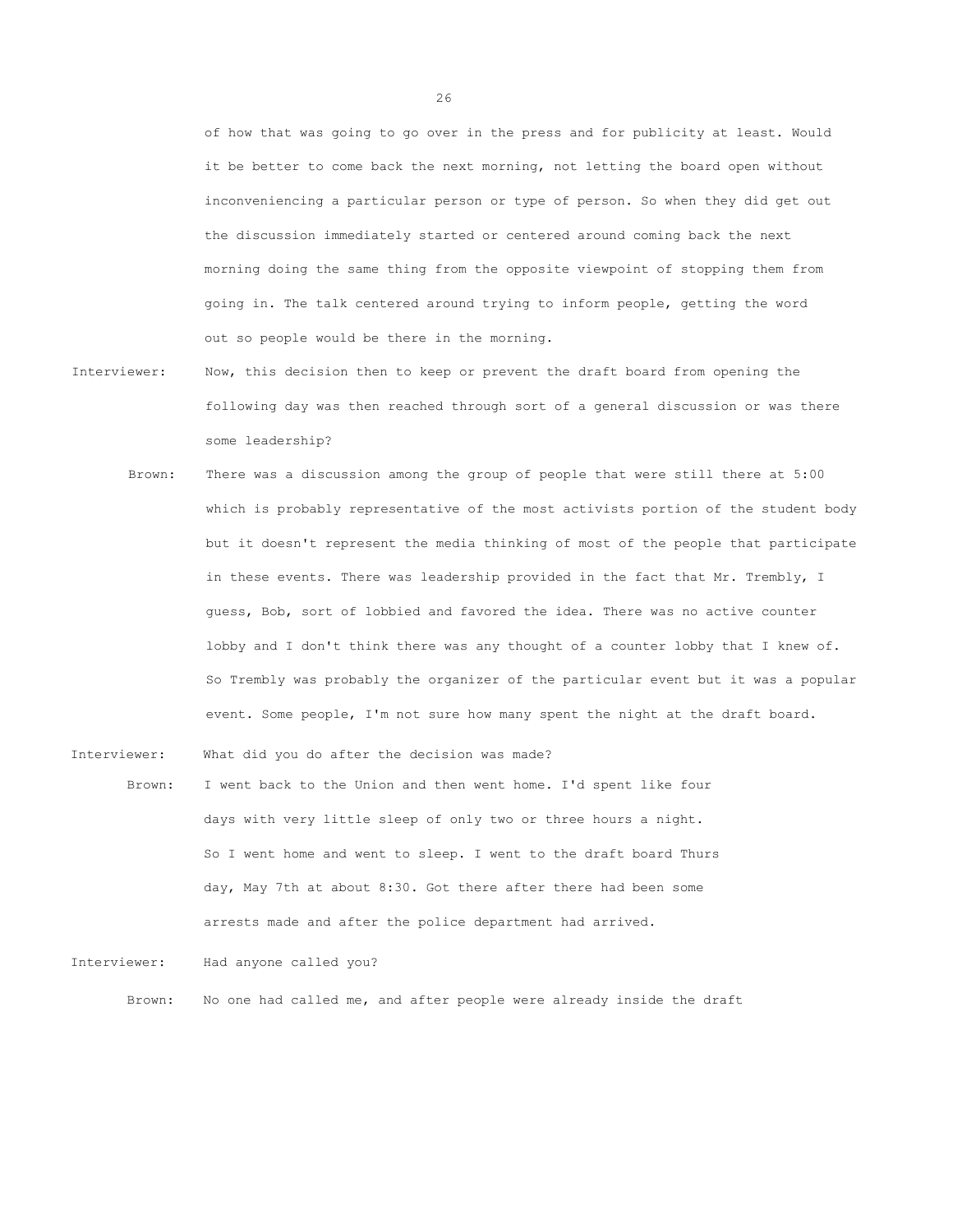of how that was going to go over in the press and for publicity at least. Would it be better to come back the next morning, not letting the board open without inconveniencing a particular person or type of person. So when they did get out the discussion immediately started or centered around coming back the next morning doing the same thing from the opposite viewpoint of stopping them from going in. The talk centered around trying to inform people, getting the word out so people would be there in the morning.

Interviewer: Now, this decision then to keep or prevent the draft board from opening the following day was then reached through sort of a general discussion or was there some leadership?

Brown: There was a discussion among the group of people that were still there at 5:00 which is probably representative of the most activists portion of the student body but it doesn't represent the media thinking of most of the people that participate in these events. There was leadership provided in the fact that Mr. Trembly, I guess, Bob, sort of lobbied and favored the idea. There was no active counter lobby and I don't think there was any thought of a counter lobby that I knew of. So Trembly was probably the organizer of the particular event but it was a popular event. Some people, I'm not sure how many spent the night at the draft board.

Interviewer: What did you do after the decision was made?

Brown: I went back to the Union and then went home. I'd spent like four days with very little sleep of only two or three hours a night. So I went home and went to sleep. I went to the draft board Thurs day, May 7th at about 8:30. Got there after there had been some arrests made and after the police department had arrived.

Interviewer: Had anyone called you?

Brown: No one had called me, and after people were already inside the draft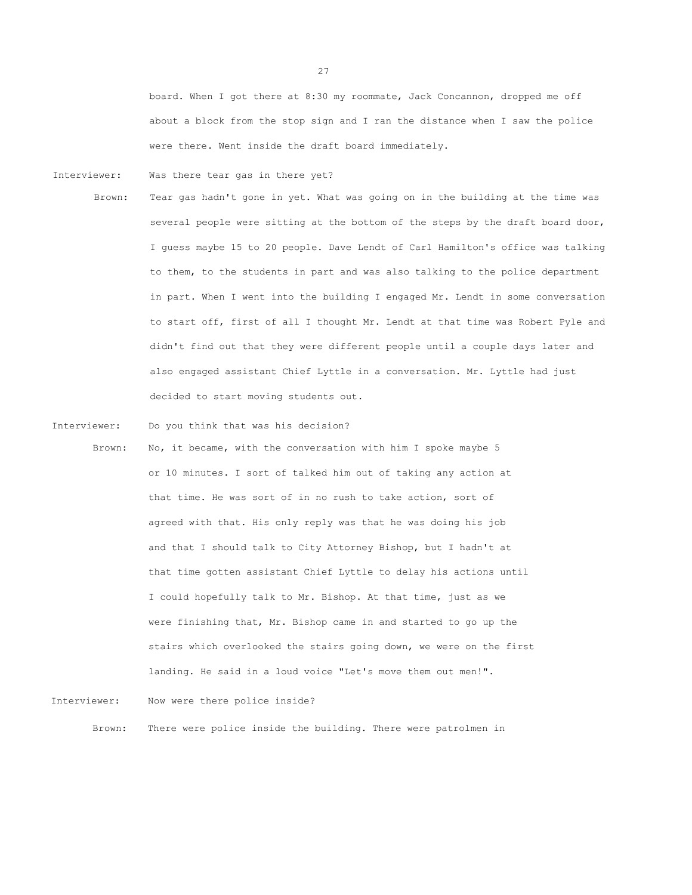board. When I got there at 8:30 my roommate, Jack Concannon, dropped me off about a block from the stop sign and I ran the distance when I saw the police were there. Went inside the draft board immediately.

Interviewer: Was there tear gas in there yet?

Brown: Tear gas hadn't gone in yet. What was going on in the building at the time was several people were sitting at the bottom of the steps by the draft board door, I guess maybe 15 to 20 people. Dave Lendt of Carl Hamilton's office was talking to them, to the students in part and was also talking to the police department in part. When I went into the building I engaged Mr. Lendt in some conversation to start off, first of all I thought Mr. Lendt at that time was Robert Pyle and didn't find out that they were different people until a couple days later and also engaged assistant Chief Lyttle in a conversation. Mr. Lyttle had just decided to start moving students out.

Interviewer: Do you think that was his decision?

Brown: No, it became, with the conversation with him I spoke maybe 5 or 10 minutes. I sort of talked him out of taking any action at that time. He was sort of in no rush to take action, sort of agreed with that. His only reply was that he was doing his job and that I should talk to City Attorney Bishop, but I hadn't at that time gotten assistant Chief Lyttle to delay his actions until I could hopefully talk to Mr. Bishop. At that time, just as we were finishing that, Mr. Bishop came in and started to go up the stairs which overlooked the stairs going down, we were on the first landing. He said in a loud voice "Let's move them out men!".

Interviewer: Now were there police inside?

Brown: There were police inside the building. There were patrolmen in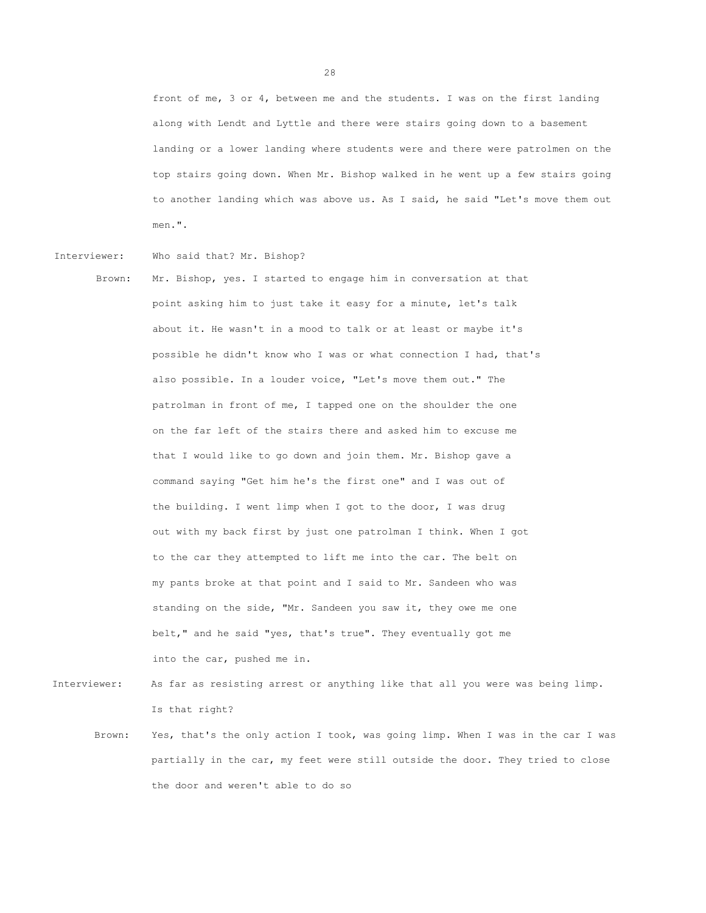front of me, 3 or 4, between me and the students. I was on the first landing along with Lendt and Lyttle and there were stairs going down to a basement landing or a lower landing where students were and there were patrolmen on the top stairs going down. When Mr. Bishop walked in he went up a few stairs going to another landing which was above us. As I said, he said "Let's move them out men.".

Interviewer: Who said that? Mr. Bishop?

Brown: Mr. Bishop, yes. I started to engage him in conversation at that point asking him to just take it easy for a minute, let's talk about it. He wasn't in a mood to talk or at least or maybe it's possible he didn't know who I was or what connection I had, that's also possible. In a louder voice, "Let's move them out." The patrolman in front of me, I tapped one on the shoulder the one on the far left of the stairs there and asked him to excuse me that I would like to go down and join them. Mr. Bishop gave a command saying "Get him he's the first one" and I was out of the building. I went limp when I got to the door, I was drug out with my back first by just one patrolman I think. When I got to the car they attempted to lift me into the car. The belt on my pants broke at that point and I said to Mr. Sandeen who was standing on the side, "Mr. Sandeen you saw it, they owe me one belt," and he said "yes, that's true". They eventually got me into the car, pushed me in.

Interviewer: As far as resisting arrest or anything like that all you were was being limp. Is that right?

Brown: Yes, that's the only action I took, was going limp. When I was in the car I was partially in the car, my feet were still outside the door. They tried to close the door and weren't able to do so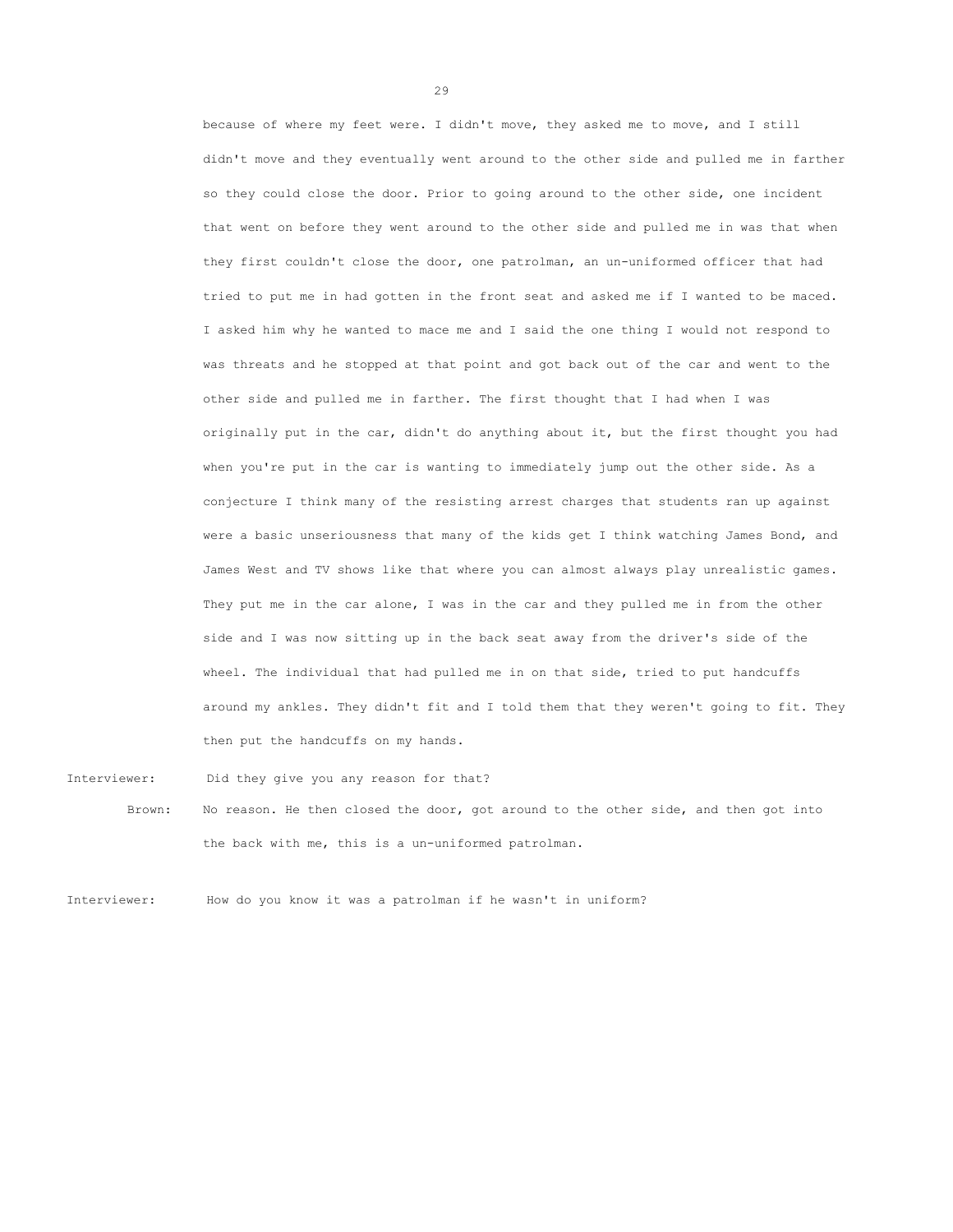because of where my feet were. I didn't move, they asked me to move, and I still didn't move and they eventually went around to the other side and pulled me in farther so they could close the door. Prior to going around to the other side, one incident that went on before they went around to the other side and pulled me in was that when they first couldn't close the door, one patrolman, an un-uniformed officer that had tried to put me in had gotten in the front seat and asked me if I wanted to be maced. I asked him why he wanted to mace me and I said the one thing I would not respond to was threats and he stopped at that point and got back out of the car and went to the other side and pulled me in farther. The first thought that I had when I was originally put in the car, didn't do anything about it, but the first thought you had when you're put in the car is wanting to immediately jump out the other side. As a conjecture I think many of the resisting arrest charges that students ran up against were a basic unseriousness that many of the kids get I think watching James Bond, and James West and TV shows like that where you can almost always play unrealistic games. They put me in the car alone, I was in the car and they pulled me in from the other side and I was now sitting up in the back seat away from the driver's side of the wheel. The individual that had pulled me in on that side, tried to put handcuffs around my ankles. They didn't fit and I told them that they weren't going to fit. They then put the handcuffs on my hands.

Interviewer: Did they give you any reason for that?

Brown: No reason. He then closed the door, got around to the other side, and then got into the back with me, this is a un-uniformed patrolman.

Interviewer: How do you know it was a patrolman if he wasn't in uniform?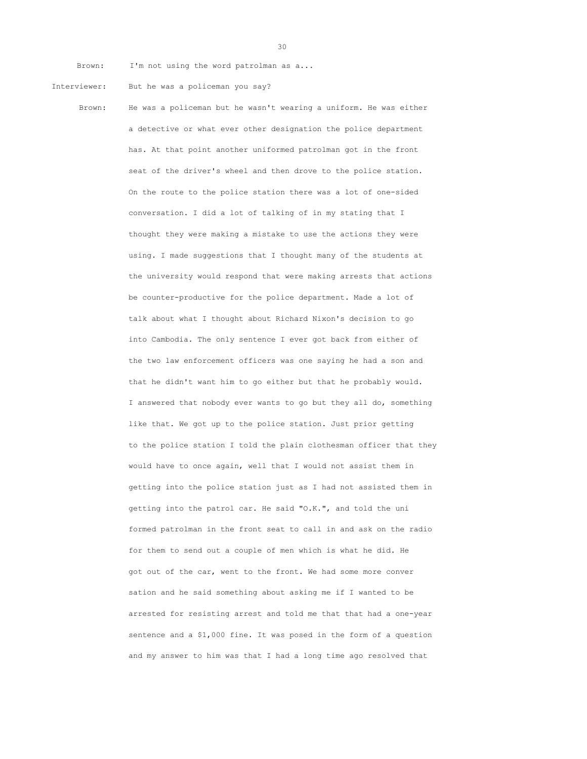Brown: I'm not using the word patrolman as a...

Interviewer: But he was a policeman you say?

Brown: He was a policeman but he wasn't wearing a uniform. He was either a detective or what ever other designation the police department has. At that point another uniformed patrolman got in the front seat of the driver's wheel and then drove to the police station. On the route to the police station there was a lot of one-sided conversation. I did a lot of talking of in my stating that I thought they were making a mistake to use the actions they were using. I made suggestions that I thought many of the students at the university would respond that were making arrests that actions be counter-productive for the police department. Made a lot of talk about what I thought about Richard Nixon's decision to go into Cambodia. The only sentence I ever got back from either of the two law enforcement officers was one saying he had a son and that he didn't want him to go either but that he probably would. I answered that nobody ever wants to go but they all do, something like that. We got up to the police station. Just prior getting to the police station I told the plain clothesman officer that they would have to once again, well that I would not assist them in getting into the police station just as I had not assisted them in getting into the patrol car. He said "O.K.", and told the uni formed patrolman in the front seat to call in and ask on the radio for them to send out a couple of men which is what he did. He got out of the car, went to the front. We had some more conver sation and he said something about asking me if I wanted to be arrested for resisting arrest and told me that that had a one-year sentence and a $1,000 fine. It was posed in the form of a question and my answer to him was that I had a long time ago resolved that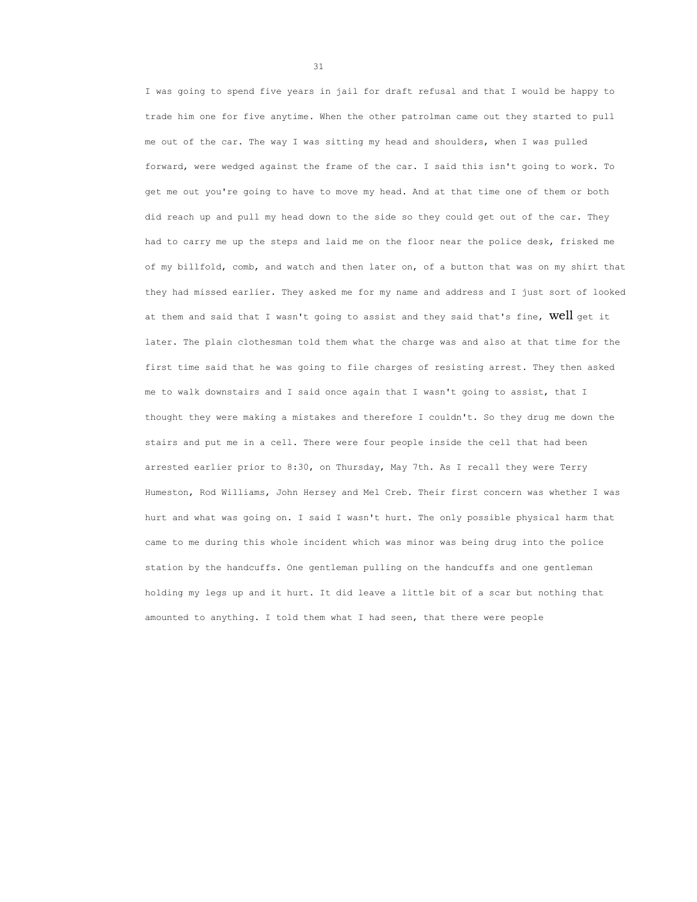I was going to spend five years in jail for draft refusal and that I would be happy to trade him one for five anytime. When the other patrolman came out they started to pull me out of the car. The way I was sitting my head and shoulders, when I was pulled forward, were wedged against the frame of the car. I said this isn't going to work. To get me out you're going to have to move my head. And at that time one of them or both did reach up and pull my head down to the side so they could get out of the car. They had to carry me up the steps and laid me on the floor near the police desk, frisked me of my billfold, comb, and watch and then later on, of a button that was on my shirt that they had missed earlier. They asked me for my name and address and I just sort of looked at them and said that I wasn't going to assist and they said that's fine, well get it later. The plain clothesman told them what the charge was and also at that time for the first time said that he was going to file charges of resisting arrest. They then asked me to walk downstairs and I said once again that I wasn't going to assist, that I thought they were making a mistakes and therefore I couldn't. So they drug me down the stairs and put me in a cell. There were four people inside the cell that had been arrested earlier prior to 8:30, on Thursday, May 7th. As I recall they were Terry Humeston, Rod Williams, John Hersey and Mel Creb. Their first concern was whether I was hurt and what was going on. I said I wasn't hurt. The only possible physical harm that came to me during this whole incident which was minor was being drug into the police station by the handcuffs. One gentleman pulling on the handcuffs and one gentleman holding my legs up and it hurt. It did leave a little bit of a scar but nothing that amounted to anything. I told them what I had seen, that there were people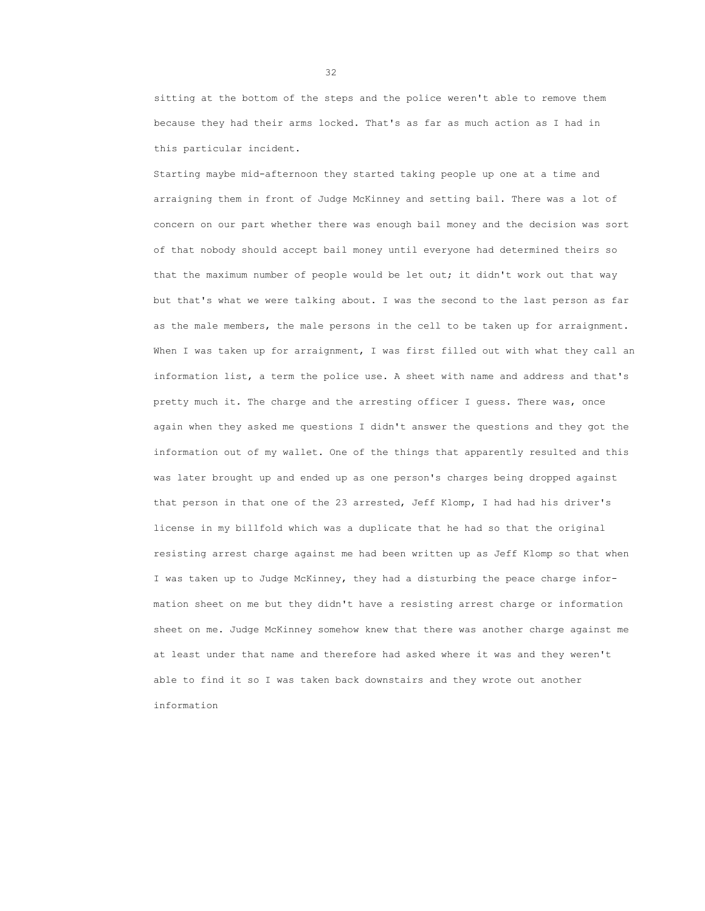sitting at the bottom of the steps and the police weren't able to remove them because they had their arms locked. That's as far as much action as I had in this particular incident.

Starting maybe mid-afternoon they started taking people up one at a time and arraigning them in front of Judge McKinney and setting bail. There was a lot of concern on our part whether there was enough bail money and the decision was sort of that nobody should accept bail money until everyone had determined theirs so that the maximum number of people would be let out; it didn't work out that way but that's what we were talking about. I was the second to the last person as far as the male members, the male persons in the cell to be taken up for arraignment. When I was taken up for arraignment, I was first filled out with what they call an information list, a term the police use. A sheet with name and address and that's pretty much it. The charge and the arresting officer I guess. There was, once again when they asked me questions I didn't answer the questions and they got the information out of my wallet. One of the things that apparently resulted and this was later brought up and ended up as one person's charges being dropped against that person in that one of the 23 arrested, Jeff Klomp, I had had his driver's license in my billfold which was a duplicate that he had so that the original resisting arrest charge against me had been written up as Jeff Klomp so that when I was taken up to Judge McKinney, they had a disturbing the peace charge information sheet on me but they didn't have a resisting arrest charge or information sheet on me. Judge McKinney somehow knew that there was another charge against me at least under that name and therefore had asked where it was and they weren't able to find it so I was taken back downstairs and they wrote out another information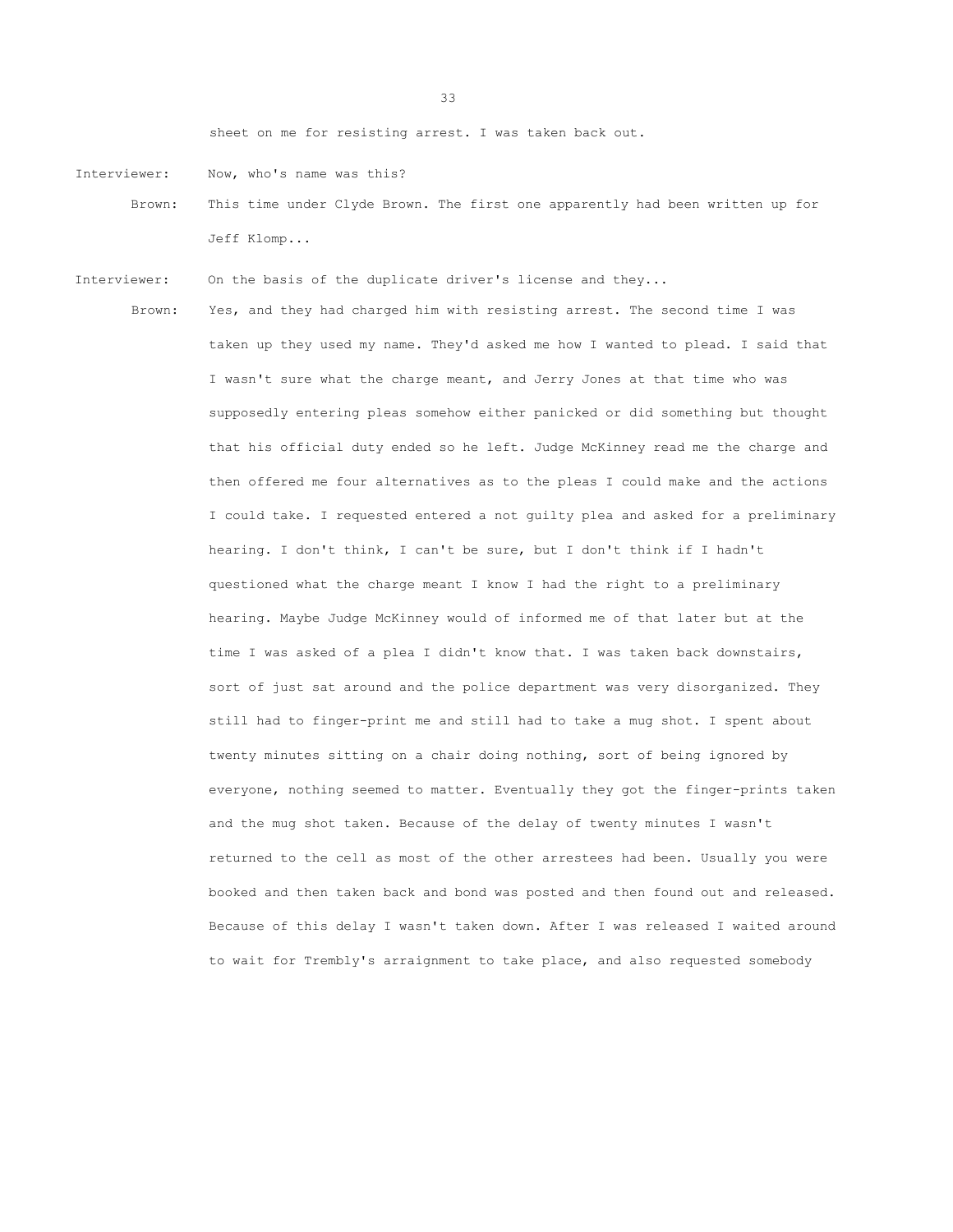sheet on me for resisting arrest. I was taken back out.

Interviewer: Now, who's name was this?

Brown: This time under Clyde Brown. The first one apparently had been written up for Jeff Klomp...

Interviewer: On the basis of the duplicate driver's license and they...

Brown: Yes, and they had charged him with resisting arrest. The second time I was taken up they used my name. They'd asked me how I wanted to plead. I said that I wasn't sure what the charge meant, and Jerry Jones at that time who was supposedly entering pleas somehow either panicked or did something but thought that his official duty ended so he left. Judge McKinney read me the charge and then offered me four alternatives as to the pleas I could make and the actions I could take. I requested entered a not guilty plea and asked for a preliminary hearing. I don't think, I can't be sure, but I don't think if I hadn't questioned what the charge meant I know I had the right to a preliminary hearing. Maybe Judge McKinney would of informed me of that later but at the time I was asked of a plea I didn't know that. I was taken back downstairs, sort of just sat around and the police department was very disorganized. They still had to finger-print me and still had to take a mug shot. I spent about twenty minutes sitting on a chair doing nothing, sort of being ignored by everyone, nothing seemed to matter. Eventually they got the finger-prints taken and the mug shot taken. Because of the delay of twenty minutes I wasn't returned to the cell as most of the other arrestees had been. Usually you were booked and then taken back and bond was posted and then found out and released. Because of this delay I wasn't taken down. After I was released I waited around to wait for Trembly's arraignment to take place, and also requested somebody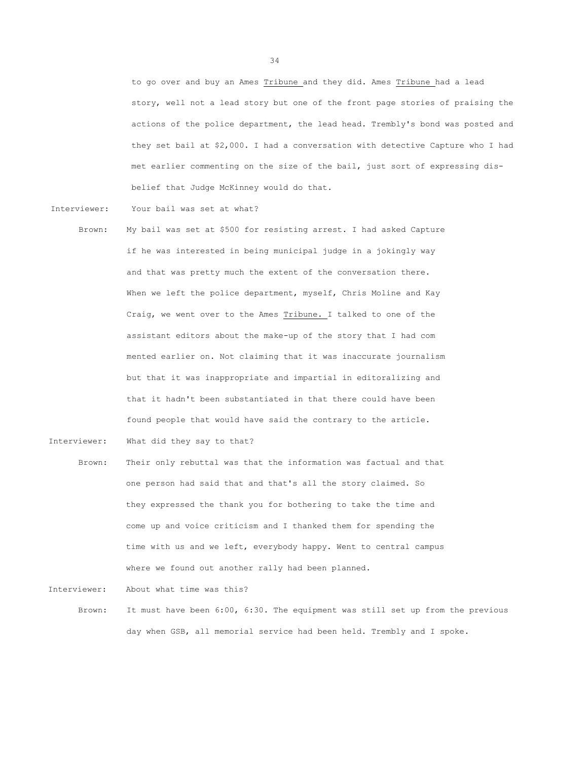to go over and buy an Ames Tribune and they did. Ames Tribune had a lead story, well not a lead story but one of the front page stories of praising the actions of the police department, the lead head. Trembly's bond was posted and they set bail at $2,000. I had a conversation with detective Capture who I had met earlier commenting on the size of the bail, just sort of expressing disbelief that Judge McKinney would do that.

Interviewer: Your bail was set at what?

Brown: My bail was set at $500 for resisting arrest. I had asked Capture if he was interested in being municipal judge in a jokingly way and that was pretty much the extent of the conversation there. When we left the police department, myself, Chris Moline and Kay Craig, we went over to the Ames Tribune. I talked to one of the assistant editors about the make-up of the story that I had commented earlier on. Not claiming that it was inaccurate journalism but that it was inappropriate and impartial in editoralizing and that it hadn't been substantiated in that there could have been found people that would have said the contrary to the article.

Interviewer: What did they say to that?

Brown: Their only rebuttal was that the information was factual and that one person had said that and that's all the story claimed. So they expressed the thank you for bothering to take the time and come up and voice criticism and I thanked them for spending the time with us and we left, everybody happy. Went to central campus where we found out another rally had been planned.

Interviewer: About what time was this?

Brown: It must have been 6:00, 6:30. The equipment was still set up from the previous day when GSB, all memorial service had been held. Trembly and I spoke.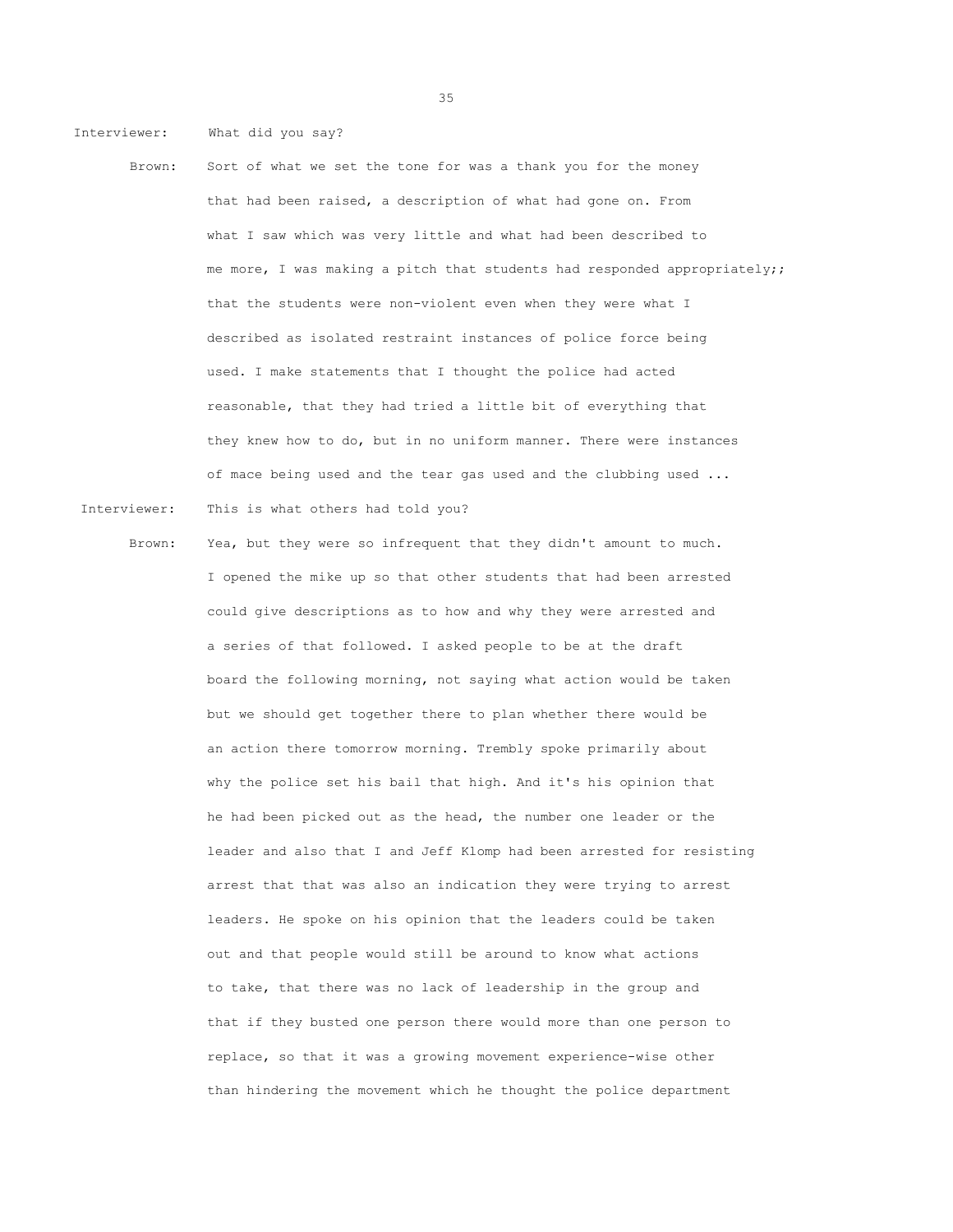Interviewer: What did you say?

Brown: Sort of what we set the tone for was a thank you for the money that had been raised, a description of what had gone on. From what I saw which was very little and what had been described to me more, I was making a pitch that students had responded appropriately;; that the students were non-violent even when they were what I described as isolated restraint instances of police force being used. I make statements that I thought the police had acted reasonable, that they had tried a little bit of everything that they knew how to do, but in no uniform manner. There were instances of mace being used and the tear gas used and the clubbing used ...

Interviewer: This is what others had told you?

Brown: Yea, but they were so infrequent that they didn't amount to much. I opened the mike up so that other students that had been arrested could give descriptions as to how and why they were arrested and a series of that followed. I asked people to be at the draft board the following morning, not saying what action would be taken but we should get together there to plan whether there would be an action there tomorrow morning. Trembly spoke primarily about why the police set his bail that high. And it's his opinion that he had been picked out as the head, the number one leader or the leader and also that I and Jeff Klomp had been arrested for resisting arrest that that was also an indication they were trying to arrest leaders. He spoke on his opinion that the leaders could be taken out and that people would still be around to know what actions to take, that there was no lack of leadership in the group and that if they busted one person there would more than one person to replace, so that it was a growing movement experience-wise other than hindering the movement which he thought the police department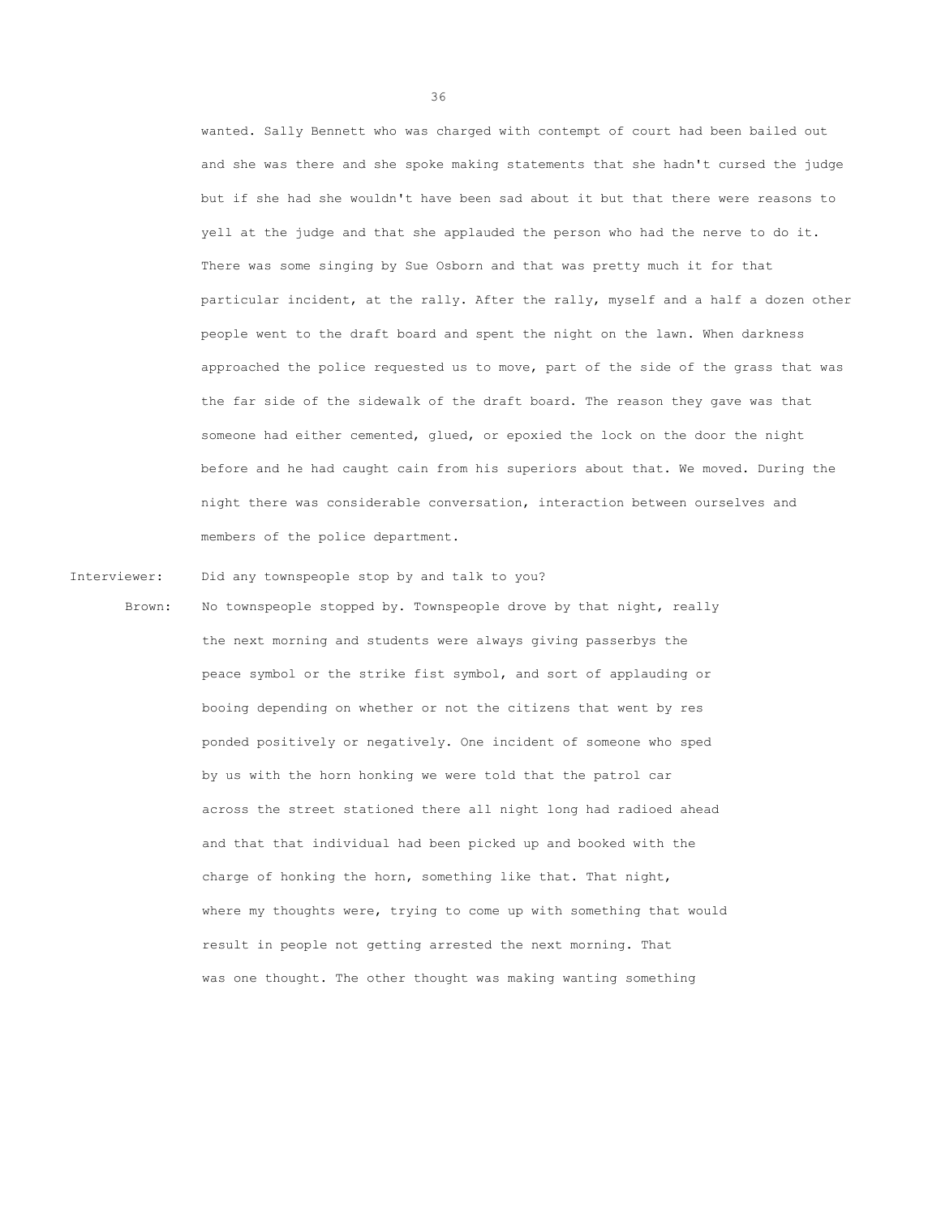wanted. Sally Bennett who was charged with contempt of court had been bailed out and she was there and she spoke making statements that she hadn't cursed the judge but if she had she wouldn't have been sad about it but that there were reasons to yell at the judge and that she applauded the person who had the nerve to do it. There was some singing by Sue Osborn and that was pretty much it for that particular incident, at the rally. After the rally, myself and a half a dozen other people went to the draft board and spent the night on the lawn. When darkness approached the police requested us to move, part of the side of the grass that was the far side of the sidewalk of the draft board. The reason they gave was that someone had either cemented, glued, or epoxied the lock on the door the night before and he had caught cain from his superiors about that. We moved. During the night there was considerable conversation, interaction between ourselves and members of the police department.

Interviewer: Did any townspeople stop by and talk to you?

Brown: No townspeople stopped by. Townspeople drove by that night, really the next morning and students were always giving passerbys the peace symbol or the strike fist symbol, and sort of applauding or booing depending on whether or not the citizens that went by res ponded positively or negatively. One incident of someone who sped by us with the horn honking we were told that the patrol car across the street stationed there all night long had radioed ahead and that that individual had been picked up and booked with the charge of honking the horn, something like that. That night, where my thoughts were, trying to come up with something that would result in people not getting arrested the next morning. That was one thought. The other thought was making wanting something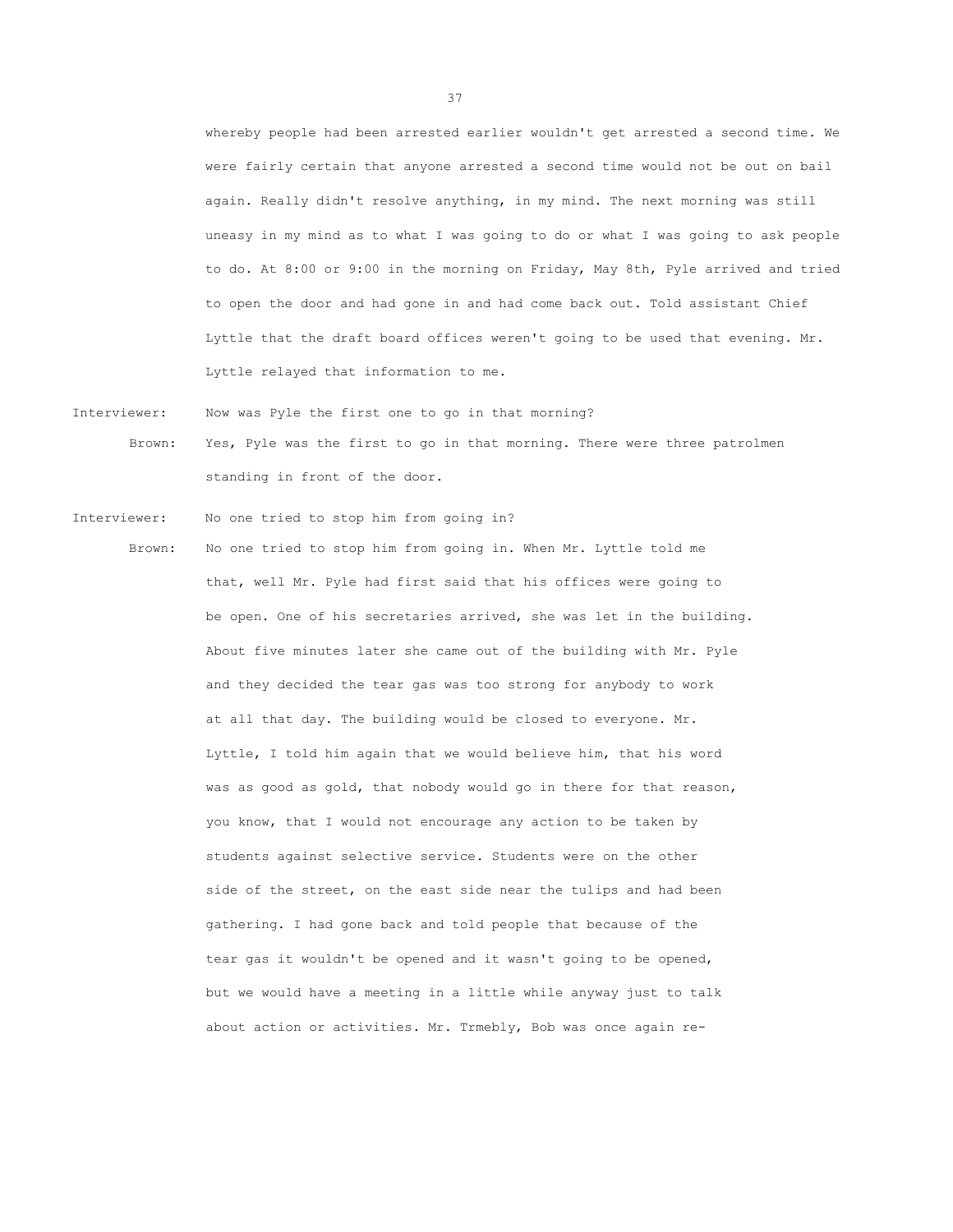whereby people had been arrested earlier wouldn't get arrested a second time. We were fairly certain that anyone arrested a second time would not be out on bail again. Really didn't resolve anything, in my mind. The next morning was still uneasy in my mind as to what I was going to do or what I was going to ask people to do. At 8:00 or 9:00 in the morning on Friday, May 8th, Pyle arrived and tried to open the door and had gone in and had come back out. Told assistant Chief Lyttle that the draft board offices weren't going to be used that evening. Mr. Lyttle relayed that information to me.

Interviewer: Now was Pyle the first one to go in that morning?

Brown: Yes, Pyle was the first to go in that morning. There were three patrolmen standing in front of the door.

Interviewer: No one tried to stop him from going in?

Brown: No one tried to stop him from going in. When Mr. Lyttle told me that, well Mr. Pyle had first said that his offices were going to be open. One of his secretaries arrived, she was let in the building. About five minutes later she came out of the building with Mr. Pyle and they decided the tear gas was too strong for anybody to work at all that day. The building would be closed to everyone. Mr. Lyttle, I told him again that we would believe him, that his word was as good as gold, that nobody would go in there for that reason, you know, that I would not encourage any action to be taken by students against selective service. Students were on the other side of the street, on the east side near the tulips and had been gathering. I had gone back and told people that because of the tear gas it wouldn't be opened and it wasn't going to be opened, but we would have a meeting in a little while anyway just to talk about action or activities. Mr. Trmebly, Bob was once again re-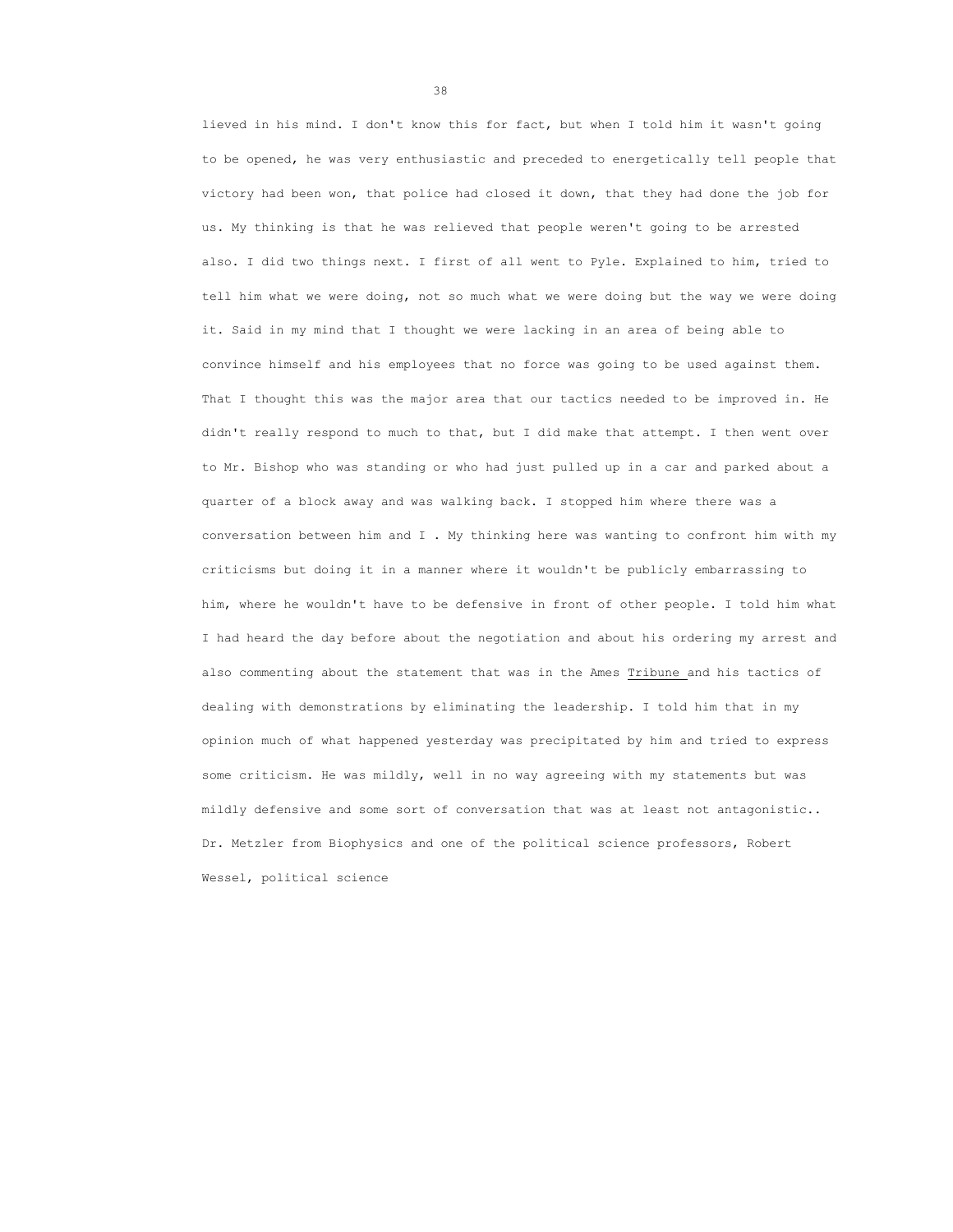lieved in his mind. I don't know this for fact, but when I told him it wasn't going to be opened, he was very enthusiastic and preceded to energetically tell people that victory had been won, that police had closed it down, that they had done the job for us. My thinking is that he was relieved that people weren't going to be arrested also. I did two things next. I first of all went to Pyle. Explained to him, tried to tell him what we were doing, not so much what we were doing but the way we were doing it. Said in my mind that I thought we were lacking in an area of being able to convince himself and his employees that no force was going to be used against them. That I thought this was the major area that our tactics needed to be improved in. He didn't really respond to much to that, but I did make that attempt. I then went over to Mr. Bishop who was standing or who had just pulled up in a car and parked about a quarter of a block away and was walking back. I stopped him where there was a conversation between him and I . My thinking here was wanting to confront him with my criticisms but doing it in a manner where it wouldn't be publicly embarrassing to him, where he wouldn't have to be defensive in front of other people. I told him what I had heard the day before about the negotiation and about his ordering my arrest and also commenting about the statement that was in the Ames Tribune and his tactics of dealing with demonstrations by eliminating the leadership. I told him that in my opinion much of what happened yesterday was precipitated by him and tried to express some criticism. He was mildly, well in no way agreeing with my statements but was mildly defensive and some sort of conversation that was at least not antagonistic.. Dr. Metzler from Biophysics and one of the political science professors, Robert Wessel, political science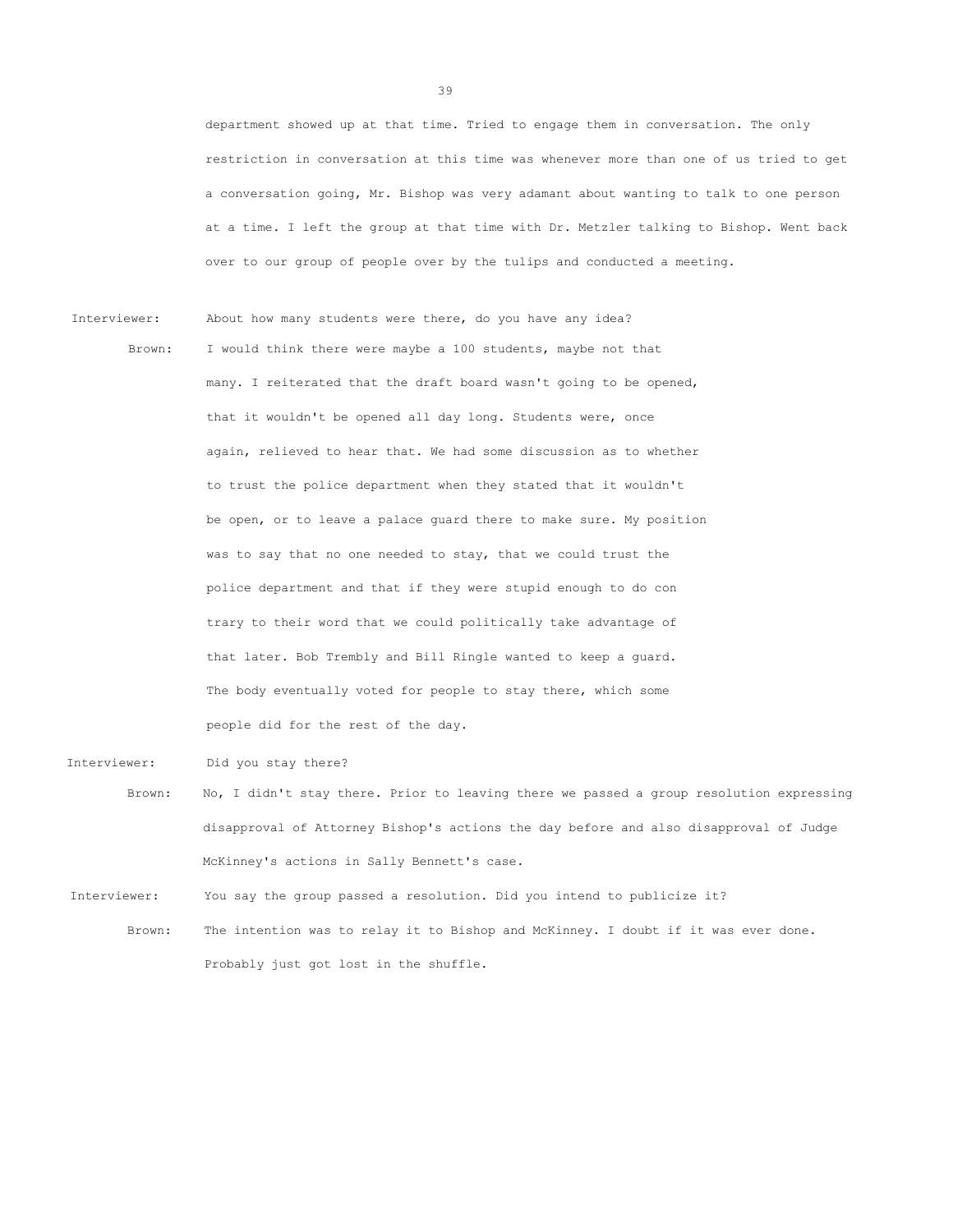department showed up at that time. Tried to engage them in conversation. The only restriction in conversation at this time was whenever more than one of us tried to get a conversation going, Mr. Bishop was very adamant about wanting to talk to one person at a time. I left the group at that time with Dr. Metzler talking to Bishop. Went back over to our group of people over by the tulips and conducted a meeting.

**Interviewer:** About how many students were there, do you have any idea?

**Brown:** I would think there were maybe a 100 students, maybe not that many. I reiterated that the draft board wasn't going to be opened, that it wouldn't be opened all day long. Students were, once again, relieved to hear that. We had some discussion as to whether to trust the police department when they stated that it wouldn't be open, or to leave a palace guard there to make sure. My position was to say that no one needed to stay, that we could trust the police department and that if they were stupid enough to do con trary to their word that we could politically take advantage of that later. Bob Trembly and Bill Ringle wanted to keep a guard. The body eventually voted for people to stay there, which some people did for the rest of the day.

**Interviewer:** Did you stay there?

**Brown:** No, I didn't stay there. Prior to leaving there we passed a group resolution expressing disapproval of Attorney Bishop's actions the day before and also disapproval of Judge McKinney's actions in Sally Bennett's case.

**Interviewer:** You say the group passed a resolution. Did you intend to publicize it?

**Brown:** The intention was to relay it to Bishop and McKinney. I doubt if it was ever done. Probably just got lost in the shuffle.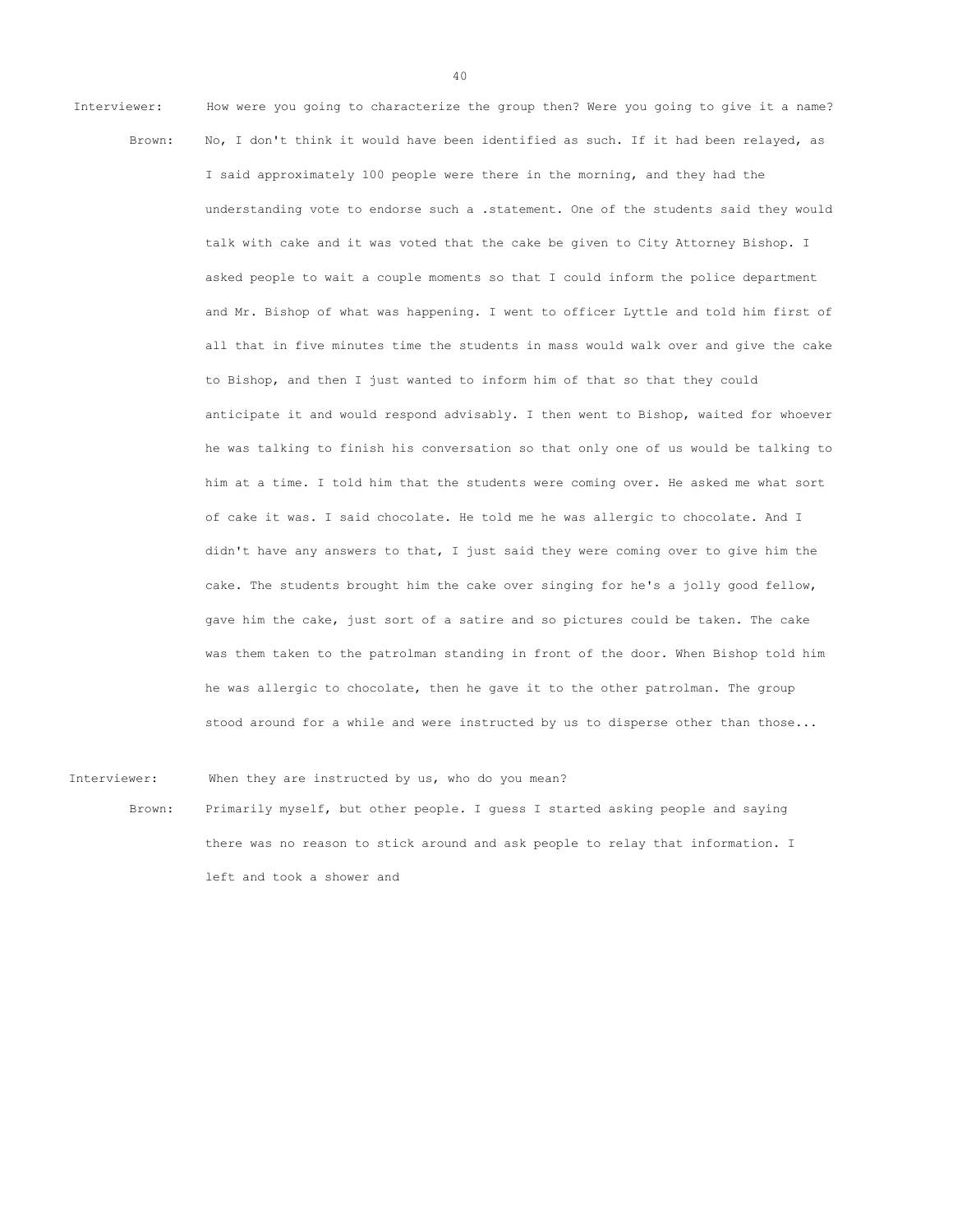Interviewer: How were you going to characterize the group then? Were you going to give it a name?

Brown: No, I don't think it would have been identified as such. If it had been relayed, as I said approximately 100 people were there in the morning, and they had the understanding vote to endorse such a .statement. One of the students said they would talk with cake and it was voted that the cake be given to City Attorney Bishop. I asked people to wait a couple moments so that I could inform the police department and Mr. Bishop of what was happening. I went to officer Lyttle and told him first of all that in five minutes time the students in mass would walk over and give the cake to Bishop, and then I just wanted to inform him of that so that they could anticipate it and would respond advisably. I then went to Bishop, waited for whoever he was talking to finish his conversation so that only one of us would be talking to him at a time. I told him that the students were coming over. He asked me what sort of cake it was. I said chocolate. He told me he was allergic to chocolate. And I didn't have any answers to that, I just said they were coming over to give him the cake. The students brought him the cake over singing for he's a jolly good fellow, gave him the cake, just sort of a satire and so pictures could be taken. The cake was them taken to the patrolman standing in front of the door. When Bishop told him he was allergic to chocolate, then he gave it to the other patrolman. The group stood around for a while and were instructed by us to disperse other than those...

Interviewer: When they are instructed by us, who do you mean?

Brown: Primarily myself, but other people. I guess I started asking people and saying there was no reason to stick around and ask people to relay that information. I left and took a shower and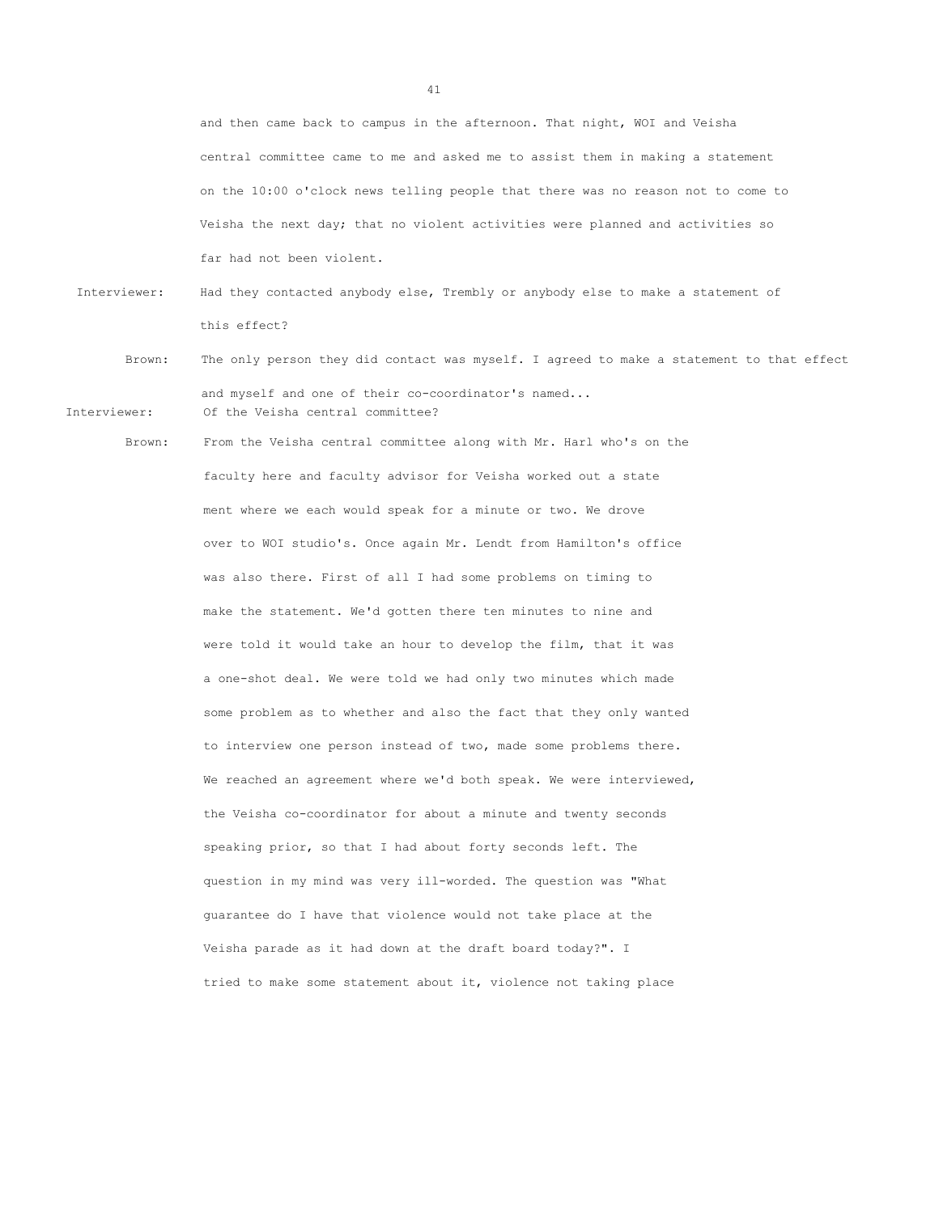and then came back to campus in the afternoon. That night, WOI and Veisha central committee came to me and asked me to assist them in making a statement on the 10:00 o'clock news telling people that there was no reason not to come to Veisha the next day; that no violent activities were planned and activities so far had not been violent.

Interviewer: Had they contacted anybody else, Trembly or anybody else to make a statement of this effect?

Brown: The only person they did contact was myself. I agreed to make a statement to that effect and myself and one of their co-coordinator's named...

Interviewer: Of the Veisha central committee?

Brown: From the Veisha central committee along with Mr. Harl who's on the faculty here and faculty advisor for Veisha worked out a state ment where we each would speak for a minute or two. We drove over to WOI studio's. Once again Mr. Lendt from Hamilton's office was also there. First of all I had some problems on timing to make the statement. We'd gotten there ten minutes to nine and were told it would take an hour to develop the film, that it was a one-shot deal. We were told we had only two minutes which made some problem as to whether and also the fact that they only wanted to interview one person instead of two, made some problems there. We reached an agreement where we'd both speak. We were interviewed, the Veisha co-coordinator for about a minute and twenty seconds speaking prior, so that I had about forty seconds left. The question in my mind was very ill-worded. The question was "What guarantee do I have that violence would not take place at the Veisha parade as it had down at the draft board today?". I tried to make some statement about it, violence not taking place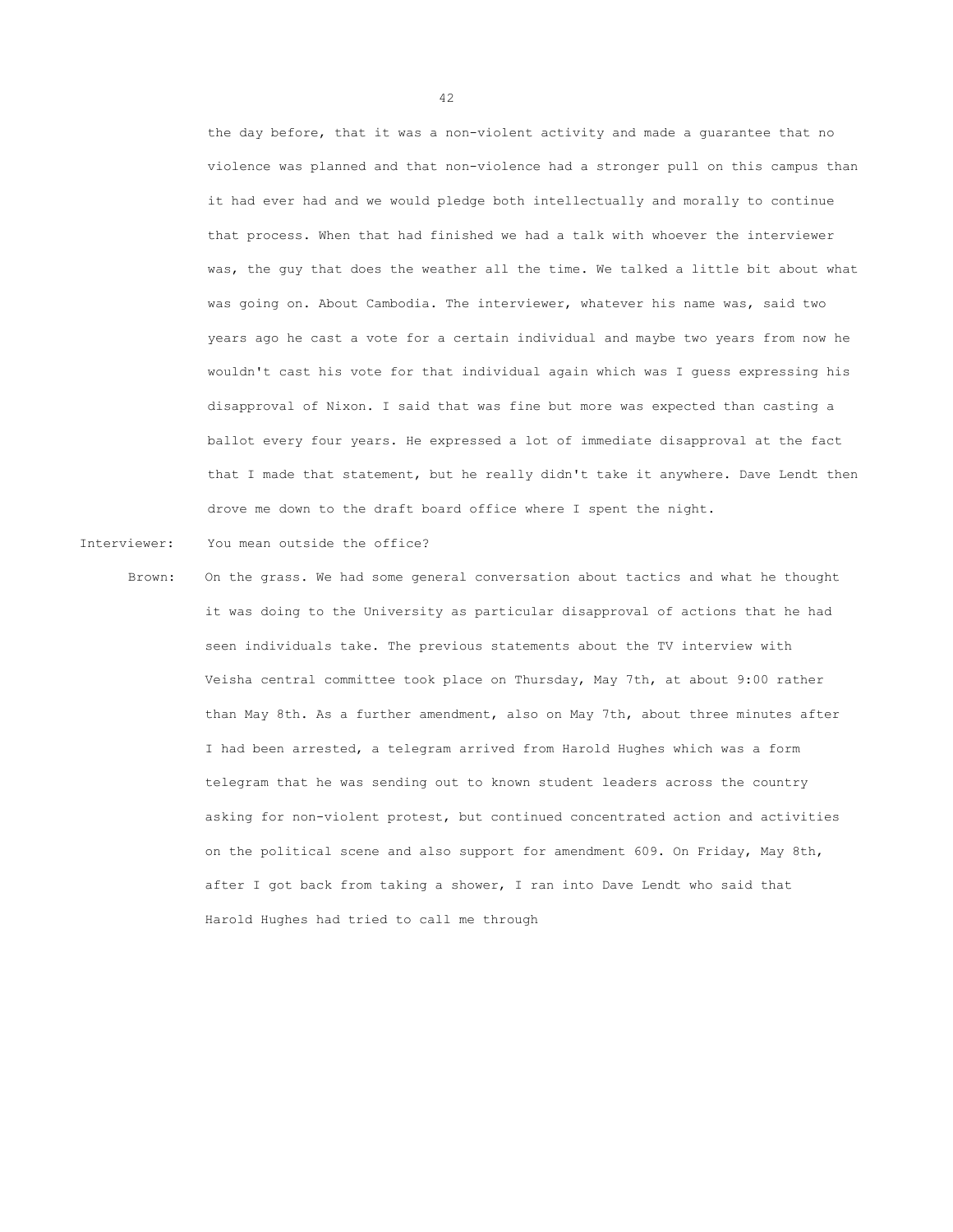the day before, that it was a non-violent activity and made a guarantee that no violence was planned and that non-violence had a stronger pull on this campus than it had ever had and we would pledge both intellectually and morally to continue that process. When that had finished we had a talk with whoever the interviewer was, the guy that does the weather all the time. We talked a little bit about what was going on. About Cambodia. The interviewer, whatever his name was, said two years ago he cast a vote for a certain individual and maybe two years from now he wouldn't cast his vote for that individual again which was I guess expressing his disapproval of Nixon. I said that was fine but more was expected than casting a ballot every four years. He expressed a lot of immediate disapproval at the fact that I made that statement, but he really didn't take it anywhere. Dave Lendt then drove me down to the draft board office where I spent the night.

Interviewer: You mean outside the office?

Brown: On the grass. We had some general conversation about tactics and what he thought it was doing to the University as particular disapproval of actions that he had seen individuals take. The previous statements about the TV interview with Veisha central committee took place on Thursday, May 7th, at about 9:00 rather than May 8th. As a further amendment, also on May 7th, about three minutes after I had been arrested, a telegram arrived from Harold Hughes which was a form telegram that he was sending out to known student leaders across the country asking for non-violent protest, but continued concentrated action and activities on the political scene and also support for amendment 609. On Friday, May 8th, after I got back from taking a shower, I ran into Dave Lendt who said that Harold Hughes had tried to call me through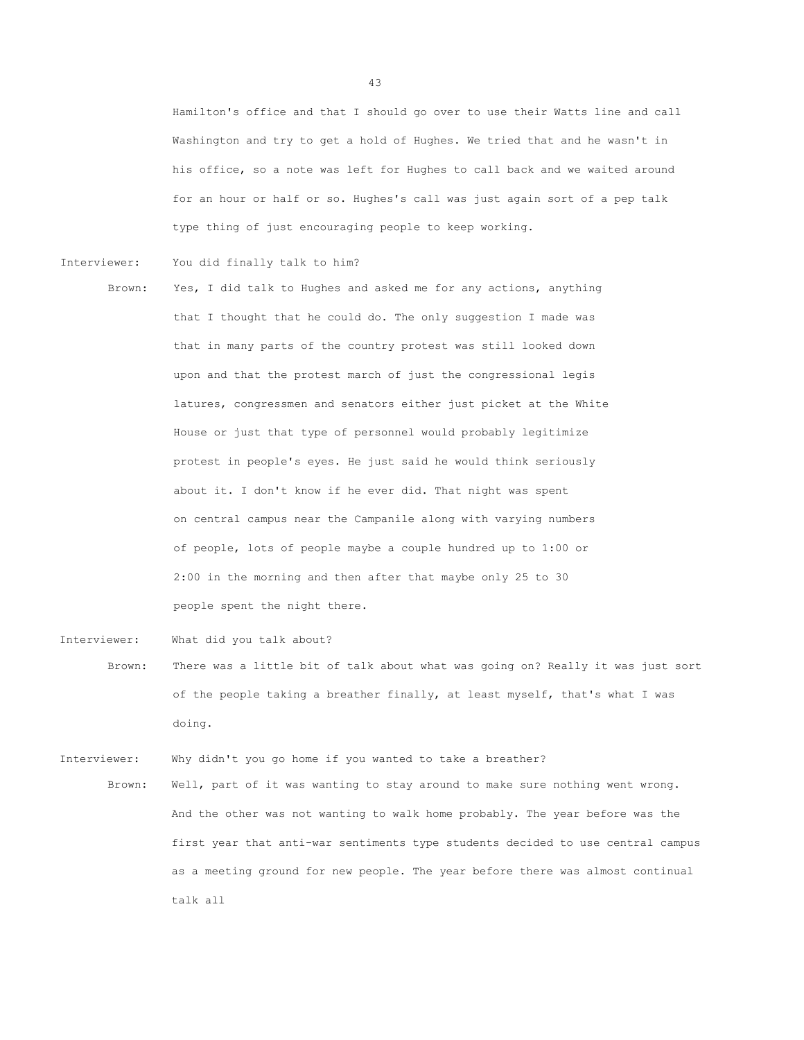Hamilton's office and that I should go over to use their Watts line and call Washington and try to get a hold of Hughes. We tried that and he wasn't in his office, so a note was left for Hughes to call back and we waited around for an hour or half or so. Hughes's call was just again sort of a pep talk type thing of just encouraging people to keep working.

Interviewer: You did finally talk to him?

Brown: Yes, I did talk to Hughes and asked me for any actions, anything that I thought that he could do. The only suggestion I made was that in many parts of the country protest was still looked down upon and that the protest march of just the congressional legis latures, congressmen and senators either just picket at the White House or just that type of personnel would probably legitimize protest in people's eyes. He just said he would think seriously about it. I don't know if he ever did. That night was spent on central campus near the Campanile along with varying numbers of people, lots of people maybe a couple hundred up to 1:00 or 2:00 in the morning and then after that maybe only 25 to 30 people spent the night there.

Interviewer: What did you talk about?

Brown: There was a little bit of talk about what was going on? Really it was just sort of the people taking a breather finally, at least myself, that's what I was doing.

Interviewer: Why didn't you go home if you wanted to take a breather?

Brown: Well, part of it was wanting to stay around to make sure nothing went wrong. And the other was not wanting to walk home probably. The year before was the first year that anti-war sentiments type students decided to use central campus as a meeting ground for new people. The year before there was almost continual talk all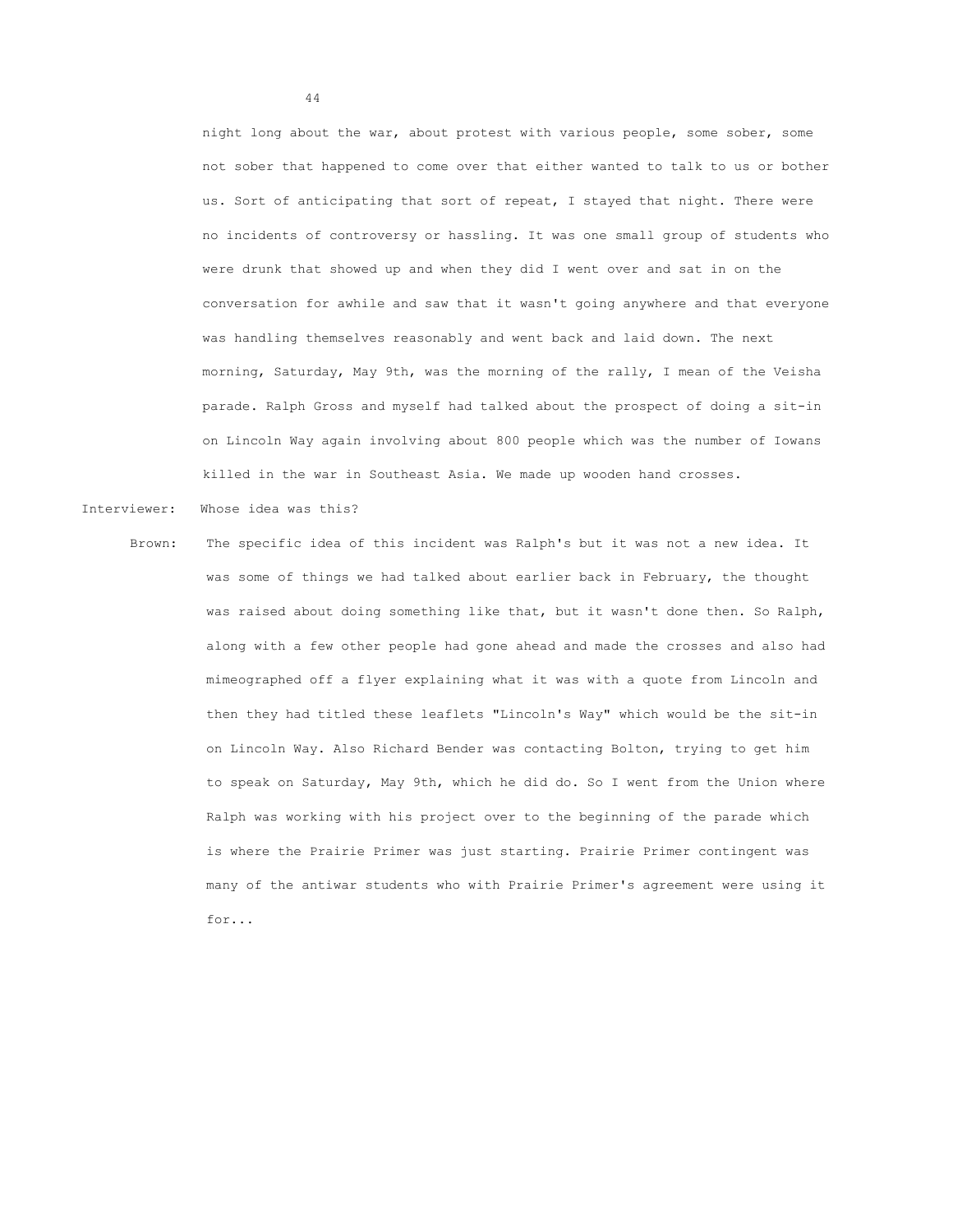night long about the war, about protest with various people, some sober, some not sober that happened to come over that either wanted to talk to us or bother us. Sort of anticipating that sort of repeat, I stayed that night. There were no incidents of controversy or hassling. It was one small group of students who were drunk that showed up and when they did I went over and sat in on the conversation for awhile and saw that it wasn't going anywhere and that everyone was handling themselves reasonably and went back and laid down. The next morning, Saturday, May 9th, was the morning of the rally, I mean of the Veisha parade. Ralph Gross and myself had talked about the prospect of doing a sit-in on Lincoln Way again involving about 800 people which was the number of Iowans killed in the war in Southeast Asia. We made up wooden hand crosses.

Interviewer: Whose idea was this?

Brown: The specific idea of this incident was Ralph's but it was not a new idea. It was some of things we had talked about earlier back in February, the thought was raised about doing something like that, but it wasn't done then. So Ralph, along with a few other people had gone ahead and made the crosses and also had mimeographed off a flyer explaining what it was with a quote from Lincoln and then they had titled these leaflets "Lincoln's Way" which would be the sit-in on Lincoln Way. Also Richard Bender was contacting Bolton, trying to get him to speak on Saturday, May 9th, which he did do. So I went from the Union where Ralph was working with his project over to the beginning of the parade which is where the Prairie Primer was just starting. Prairie Primer contingent was many of the antiwar students who with Prairie Primer's agreement were using it for...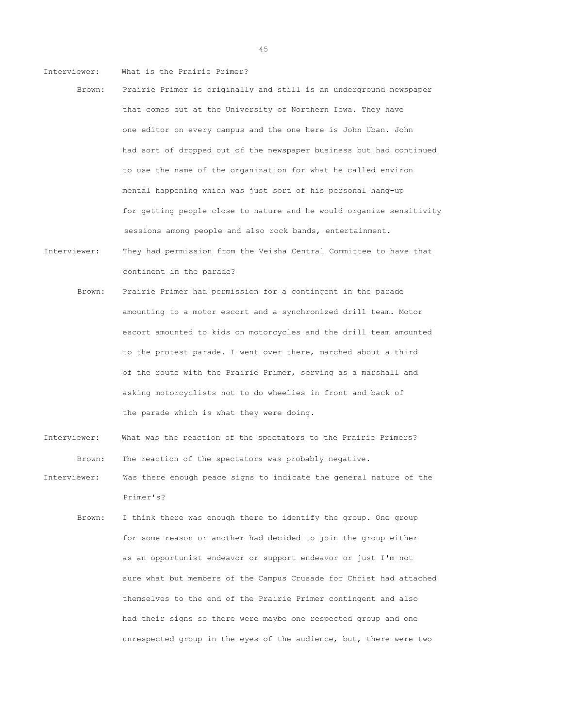Interviewer: What is the Prairie Primer?

Brown: Prairie Primer is originally and still is an underground newspaper that comes out at the University of Northern Iowa. They have one editor on every campus and the one here is John Uban. John had sort of dropped out of the newspaper business but had continued to use the name of the organization for what he called environ mental happening which was just sort of his personal hang-up for getting people close to nature and he would organize sensitivity sessions among people and also rock bands, entertainment.

Interviewer: They had permission from the Veisha Central Committee to have that continent in the parade?

Brown: Prairie Primer had permission for a contingent in the parade amounting to a motor escort and a synchronized drill team. Motor escort amounted to kids on motorcycles and the drill team amounted to the protest parade. I went over there, marched about a third of the route with the Prairie Primer, serving as a marshall and asking motorcyclists not to do wheelies in front and back of the parade which is what they were doing.

Interviewer: What was the reaction of the spectators to the Prairie Primers?

Brown: The reaction of the spectators was probably negative.

Interviewer: Was there enough peace signs to indicate the general nature of the Primer's?

Brown: I think there was enough there to identify the group. One group for some reason or another had decided to join the group either as an opportunist endeavor or support endeavor or just I'm not sure what but members of the Campus Crusade for Christ had attached themselves to the end of the Prairie Primer contingent and also had their signs so there were maybe one respected group and one unrespected group in the eyes of the audience, but, there were two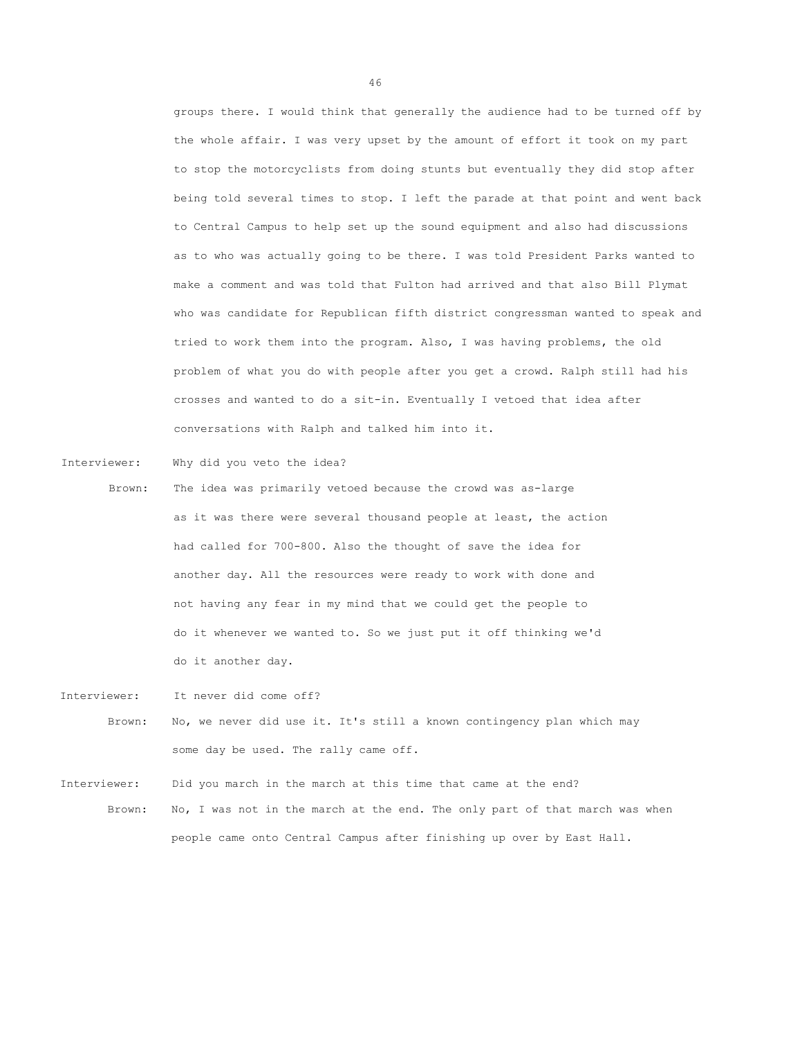groups there. I would think that generally the audience had to be turned off by the whole affair. I was very upset by the amount of effort it took on my part to stop the motorcyclists from doing stunts but eventually they did stop after being told several times to stop. I left the parade at that point and went back to Central Campus to help set up the sound equipment and also had discussions as to who was actually going to be there. I was told President Parks wanted to make a comment and was told that Fulton had arrived and that also Bill Plymat who was candidate for Republican fifth district congressman wanted to speak and tried to work them into the program. Also, I was having problems, the old problem of what you do with people after you get a crowd. Ralph still had his crosses and wanted to do a sit-in. Eventually I vetoed that idea after conversations with Ralph and talked him into it.

Interviewer: Why did you veto the idea?

Brown: The idea was primarily vetoed because the crowd was as-large as it was there were several thousand people at least, the action had called for 700-800. Also the thought of save the idea for another day. All the resources were ready to work with done and not having any fear in my mind that we could get the people to do it whenever we wanted to. So we just put it off thinking we'd do it another day.

Interviewer: It never did come off?

Brown: No, we never did use it. It's still a known contingency plan which may some day be used. The rally came off.

Interviewer: Did you march in the march at this time that came at the end?

Brown: No, I was not in the march at the end. The only part of that march was when people came onto Central Campus after finishing up over by East Hall.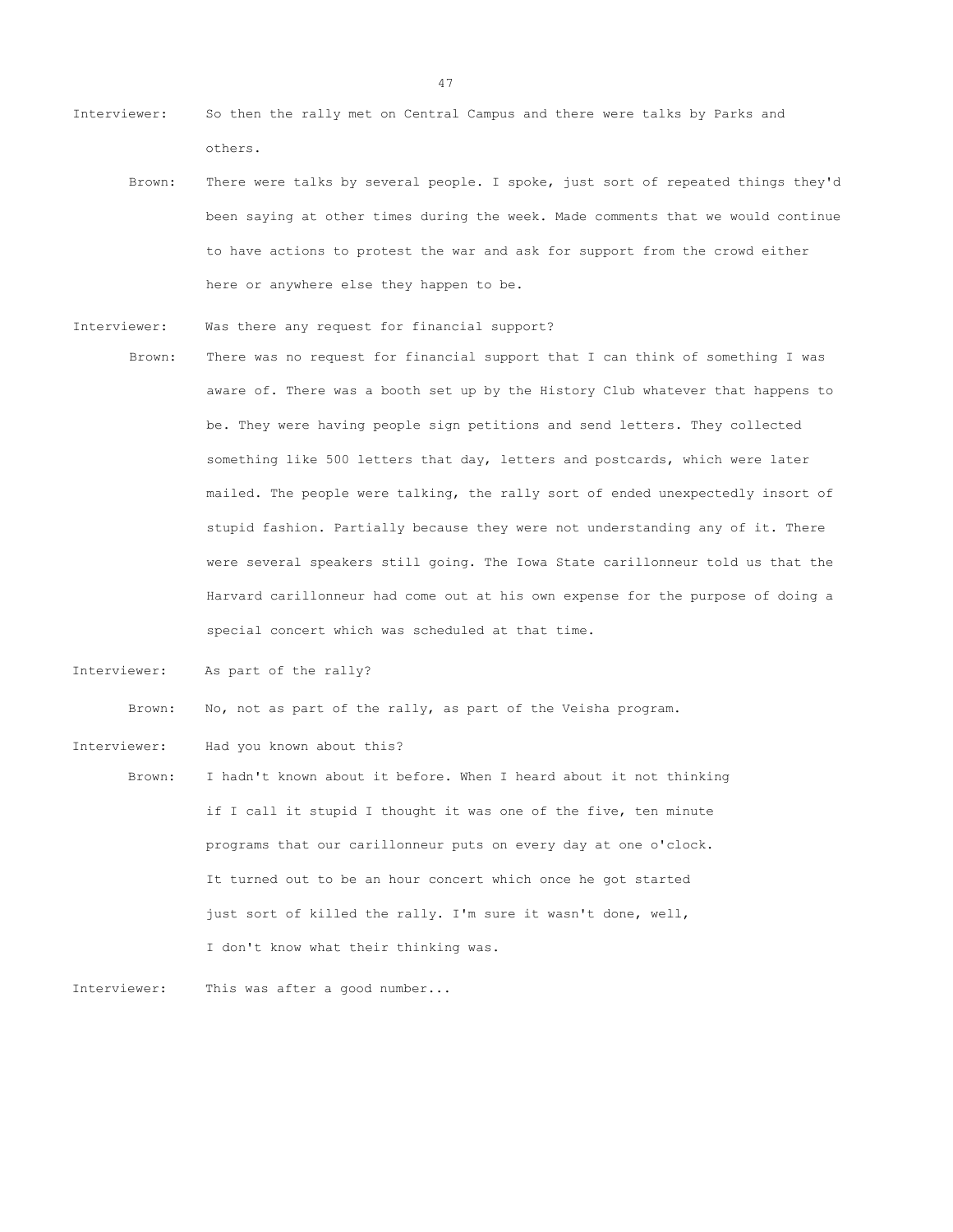Interviewer: So then the rally met on Central Campus and there were talks by Parks and others.

Brown: There were talks by several people. I spoke, just sort of repeated things they'd been saying at other times during the week. Made comments that we would continue to have actions to protest the war and ask for support from the crowd either here or anywhere else they happen to be.

Interviewer: Was there any request for financial support?

Brown: There was no request for financial support that I can think of something I was aware of. There was a booth set up by the History Club whatever that happens to be. They were having people sign petitions and send letters. They collected something like 500 letters that day, letters and postcards, which were later mailed. The people were talking, the rally sort of ended unexpectedly insort of stupid fashion. Partially because they were not understanding any of it. There were several speakers still going. The Iowa State carillonneur told us that the Harvard carillonneur had come out at his own expense for the purpose of doing a special concert which was scheduled at that time.

Interviewer: As part of the rally?

Brown: No, not as part of the rally, as part of the Veisha program.

Interviewer: Had you known about this?

Brown: I hadn't known about it before. When I heard about it not thinking if I call it stupid I thought it was one of the five, ten minute programs that our carillonneur puts on every day at one o'clock. It turned out to be an hour concert which once he got started just sort of killed the rally. I'm sure it wasn't done, well, I don't know what their thinking was.

Interviewer: This was after a good number...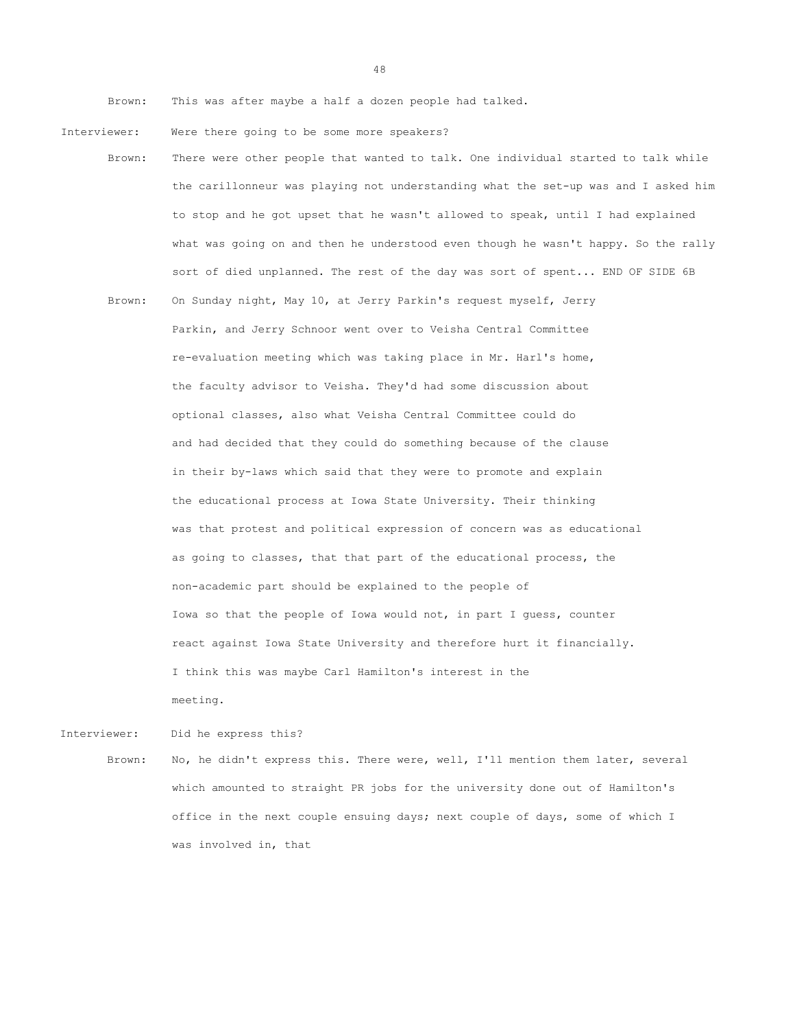Brown: This was after maybe a half a dozen people had talked.

Interviewer: Were there going to be some more speakers?

Brown: There were other people that wanted to talk. One individual started to talk while the carillonneur was playing not understanding what the set-up was and I asked him to stop and he got upset that he wasn't allowed to speak, until I had explained what was going on and then he understood even though he wasn't happy. So the rally sort of died unplanned. The rest of the day was sort of spent... END OF SIDE 6B

Brown: On Sunday night, May 10, at Jerry Parkin's request myself, Jerry Parkin, and Jerry Schnoor went over to Veisha Central Committee re-evaluation meeting which was taking place in Mr. Harl's home, the faculty advisor to Veisha. They'd had some discussion about optional classes, also what Veisha Central Committee could do and had decided that they could do something because of the clause in their by-laws which said that they were to promote and explain the educational process at Iowa State University. Their thinking was that protest and political expression of concern was as educational as going to classes, that that part of the educational process, the non-academic part should be explained to the people of Iowa so that the people of Iowa would not, in part I guess, counter react against Iowa State University and therefore hurt it financially. I think this was maybe Carl Hamilton's interest in the meeting.

Interviewer: Did he express this?

Brown: No, he didn't express this. There were, well, I'll mention them later, several which amounted to straight PR jobs for the university done out of Hamilton's office in the next couple ensuing days; next couple of days, some of which I was involved in, that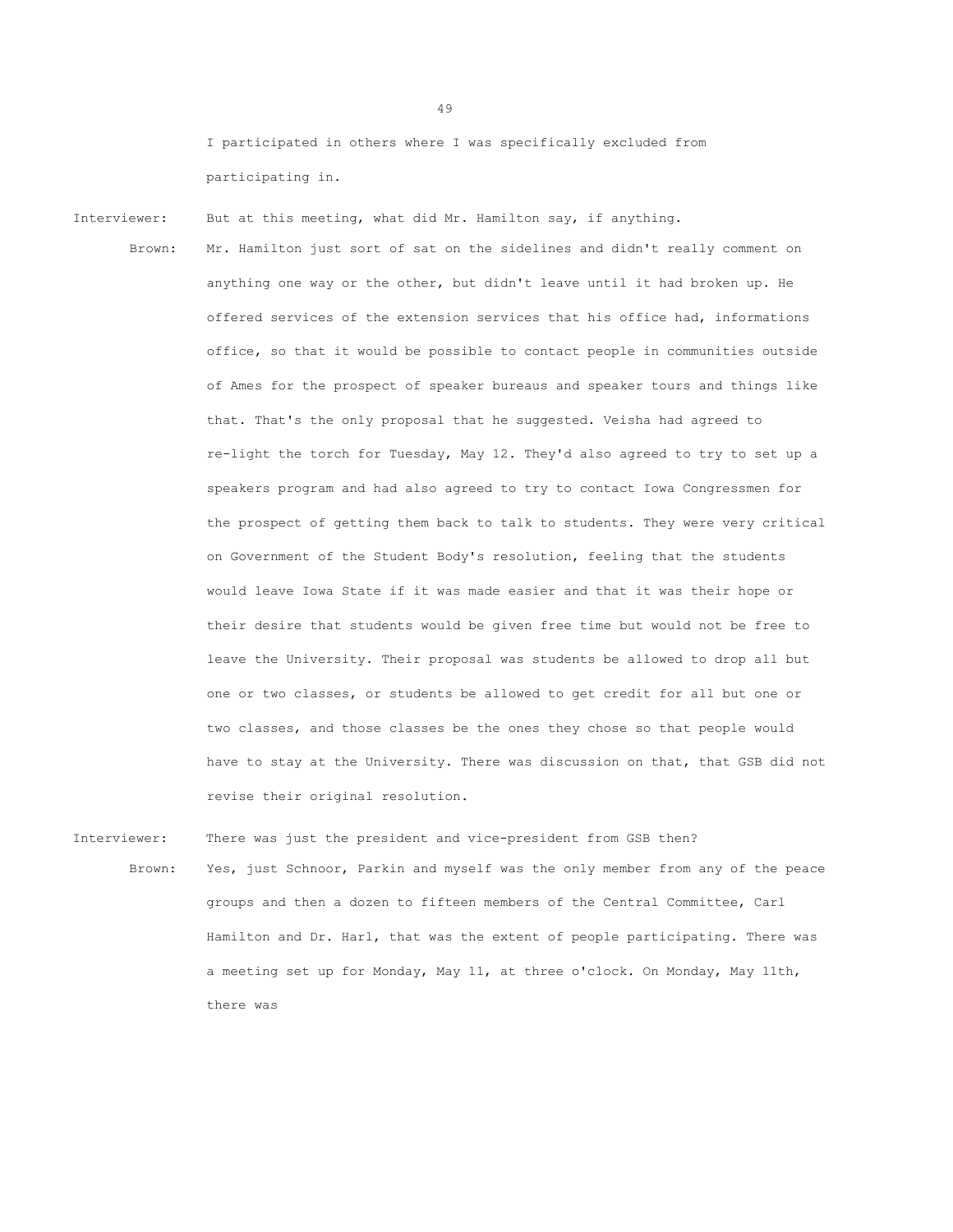I participated in others where I was specifically excluded from participating in.

Interviewer: But at this meeting, what did Mr. Hamilton say, if anything.

Brown: Mr. Hamilton just sort of sat on the sidelines and didn't really comment on anything one way or the other, but didn't leave until it had broken up. He offered services of the extension services that his office had, informations office, so that it would be possible to contact people in communities outside of Ames for the prospect of speaker bureaus and speaker tours and things like that. That's the only proposal that he suggested. Veisha had agreed to re-light the torch for Tuesday, May 12. They'd also agreed to try to set up a speakers program and had also agreed to try to contact Iowa Congressmen for the prospect of getting them back to talk to students. They were very critical on Government of the Student Body's resolution, feeling that the students would leave Iowa State if it was made easier and that it was their hope or their desire that students would be given free time but would not be free to leave the University. Their proposal was students be allowed to drop all but one or two classes, or students be allowed to get credit for all but one or two classes, and those classes be the ones they chose so that people would have to stay at the University. There was discussion on that, that GSB did not revise their original resolution.

Interviewer: There was just the president and vice-president from GSB then?

Brown: Yes, just Schnoor, Parkin and myself was the only member from any of the peace groups and then a dozen to fifteen members of the Central Committee, Carl Hamilton and Dr. Harl, that was the extent of people participating. There was a meeting set up for Monday, May 11, at three o'clock. On Monday, May 11th, there was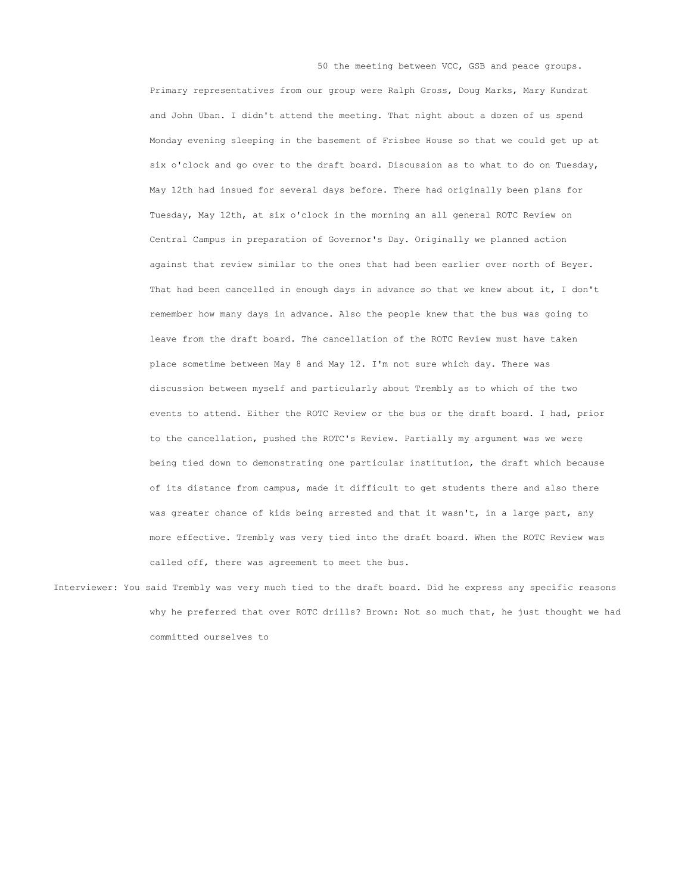50 the meeting between VCC, GSB and peace groups. Primary representatives from our group were Ralph Gross, Doug Marks, Mary Kundrat and John Uban. I didn't attend the meeting. That night about a dozen of us spend Monday evening sleeping in the basement of Frisbee House so that we could get up at six o'clock and go over to the draft board. Discussion as to what to do on Tuesday, May 12th had insued for several days before. There had originally been plans for Tuesday, May 12th, at six o'clock in the morning an all general ROTC Review on Central Campus in preparation of Governor's Day. Originally we planned action against that review similar to the ones that had been earlier over north of Beyer. That had been cancelled in enough days in advance so that we knew about it, I don't remember how many days in advance. Also the people knew that the bus was going to leave from the draft board. The cancellation of the ROTC Review must have taken place sometime between May 8 and May 12. I'm not sure which day. There was discussion between myself and particularly about Trembly as to which of the two events to attend. Either the ROTC Review or the bus or the draft board. I had, prior to the cancellation, pushed the ROTC's Review. Partially my argument was we were being tied down to demonstrating one particular institution, the draft which because of its distance from campus, made it difficult to get students there and also there was greater chance of kids being arrested and that it wasn't, in a large part, any more effective. Trembly was very tied into the draft board. When the ROTC Review was called off, there was agreement to meet the bus.

Interviewer: You said Trembly was very much tied to the draft board. Did he express any specific reasons why he preferred that over ROTC drills? Brown: Not so much that, he just thought we had committed ourselves to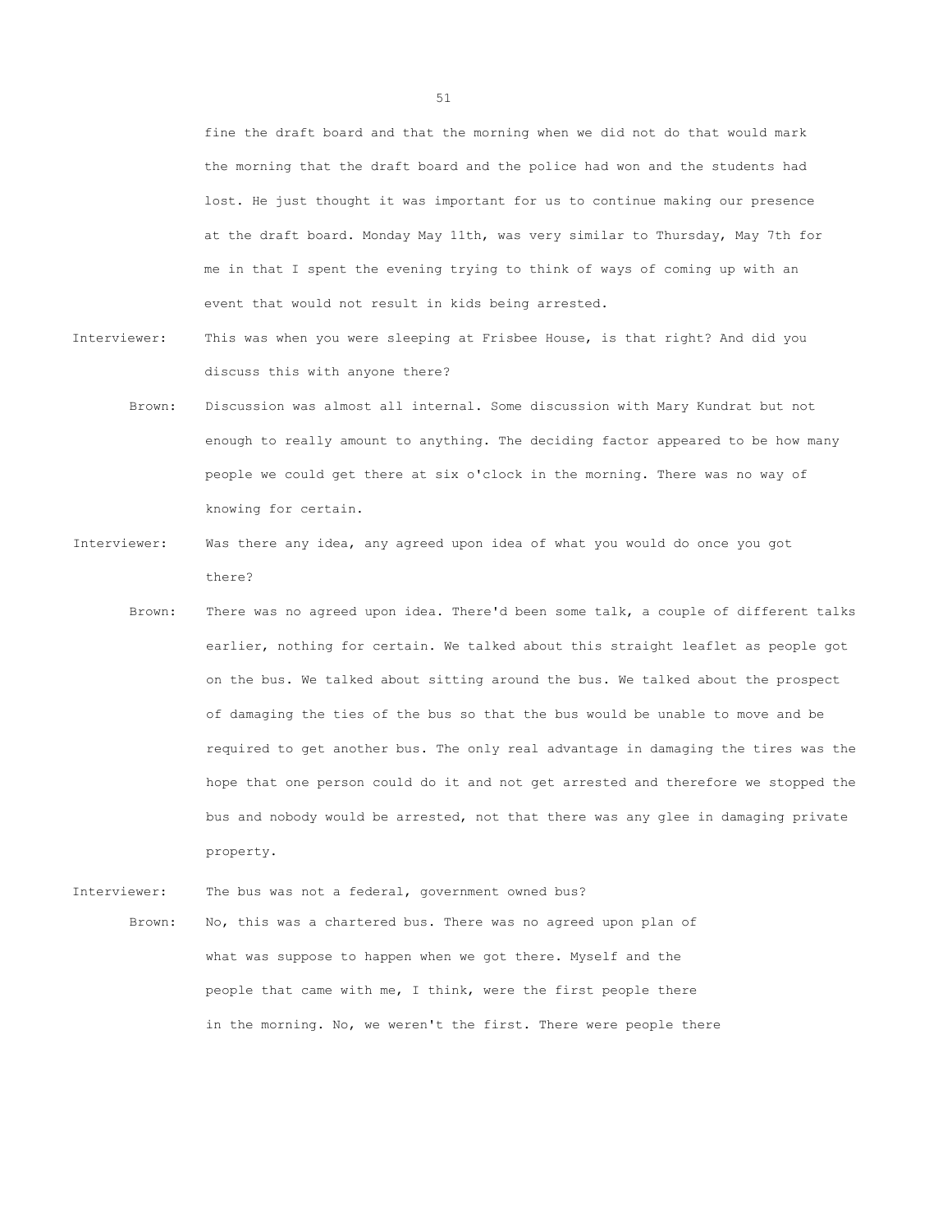fine the draft board and that the morning when we did not do that would mark the morning that the draft board and the police had won and the students had lost. He just thought it was important for us to continue making our presence at the draft board. Monday May 11th, was very similar to Thursday, May 7th for me in that I spent the evening trying to think of ways of coming up with an event that would not result in kids being arrested.

Interviewer: This was when you were sleeping at Frisbee House, is that right? And did you discuss this with anyone there?

Brown: Discussion was almost all internal. Some discussion with Mary Kundrat but not enough to really amount to anything. The deciding factor appeared to be how many people we could get there at six o'clock in the morning. There was no way of knowing for certain.

Interviewer: Was there any idea, any agreed upon idea of what you would do once you got there?

Brown: There was no agreed upon idea. There'd been some talk, a couple of different talks earlier, nothing for certain. We talked about this straight leaflet as people got on the bus. We talked about sitting around the bus. We talked about the prospect of damaging the ties of the bus so that the bus would be unable to move and be required to get another bus. The only real advantage in damaging the tires was the hope that one person could do it and not get arrested and therefore we stopped the bus and nobody would be arrested, not that there was any glee in damaging private property.

Interviewer: The bus was not a federal, government owned bus?

Brown: No, this was a chartered bus. There was no agreed upon plan of what was suppose to happen when we got there. Myself and the people that came with me, I think, were the first people there in the morning. No, we weren't the first. There were people there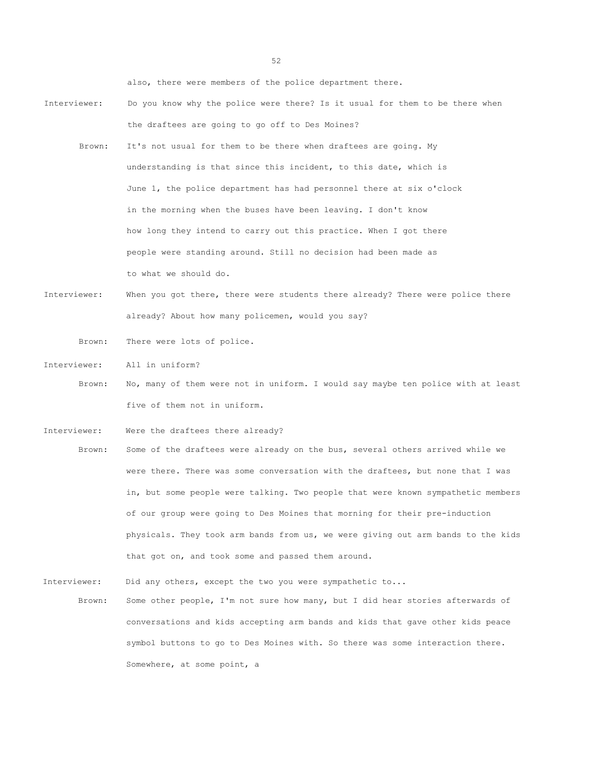also, there were members of the police department there.

Interviewer: Do you know why the police were there? Is it usual for them to be there when the draftees are going to go off to Des Moines?

Brown: It's not usual for them to be there when draftees are going. My understanding is that since this incident, to this date, which is June 1, the police department has had personnel there at six o'clock in the morning when the buses have been leaving. I don't know how long they intend to carry out this practice. When I got there people were standing around. Still no decision had been made as to what we should do.

Interviewer: When you got there, there were students there already? There were police there already? About how many policemen, would you say?

Brown: There were lots of police.

Interviewer: All in uniform?

Brown: No, many of them were not in uniform. I would say maybe ten police with at least five of them not in uniform.

Interviewer: Were the draftees there already?

Brown: Some of the draftees were already on the bus, several others arrived while we were there. There was some conversation with the draftees, but none that I was in, but some people were talking. Two people that were known sympathetic members of our group were going to Des Moines that morning for their pre-induction physicals. They took arm bands from us, we were giving out arm bands to the kids that got on, and took some and passed them around.

Interviewer: Did any others, except the two you were sympathetic to...

Brown: Some other people, I'm not sure how many, but I did hear stories afterwards of conversations and kids accepting arm bands and kids that gave other kids peace symbol buttons to go to Des Moines with. So there was some interaction there. Somewhere, at some point, a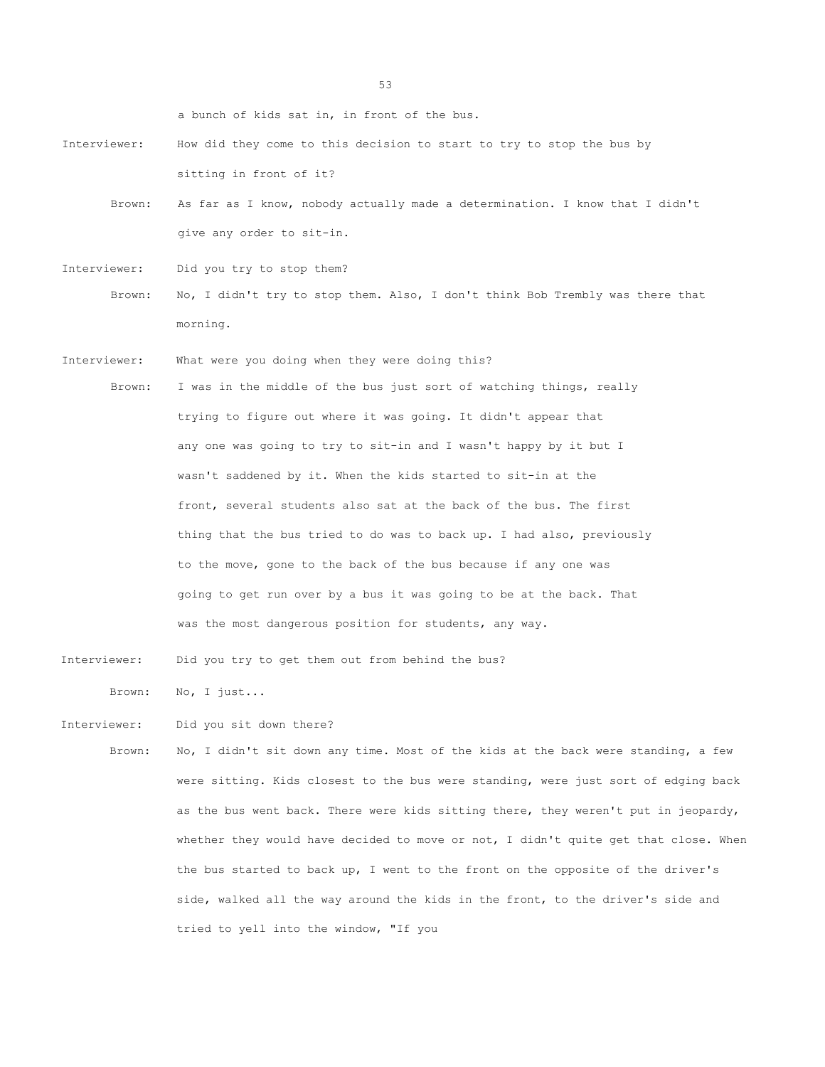a bunch of kids sat in, in front of the bus.

Interviewer: How did they come to this decision to start to try to stop the bus by sitting in front of it?

Brown: As far as I know, nobody actually made a determination. I know that I didn't give any order to sit-in.

Interviewer: Did you try to stop them?

Brown: No, I didn't try to stop them. Also, I don't think Bob Trembly was there that morning.

Interviewer: What were you doing when they were doing this?

Brown: I was in the middle of the bus just sort of watching things, really trying to figure out where it was going. It didn't appear that any one was going to try to sit-in and I wasn't happy by it but I wasn't saddened by it. When the kids started to sit-in at the front, several students also sat at the back of the bus. The first thing that the bus tried to do was to back up. I had also, previously to the move, gone to the back of the bus because if any one was going to get run over by a bus it was going to be at the back. That was the most dangerous position for students, any way.

Interviewer: Did you try to get them out from behind the bus?

Brown: No, I just...

Interviewer: Did you sit down there?

Brown: No, I didn't sit down any time. Most of the kids at the back were standing, a few were sitting. Kids closest to the bus were standing, were just sort of edging back as the bus went back. There were kids sitting there, they weren't put in jeopardy, whether they would have decided to move or not, I didn't quite get that close. When the bus started to back up, I went to the front on the opposite of the driver's side, walked all the way around the kids in the front, to the driver's side and tried to yell into the window, "If you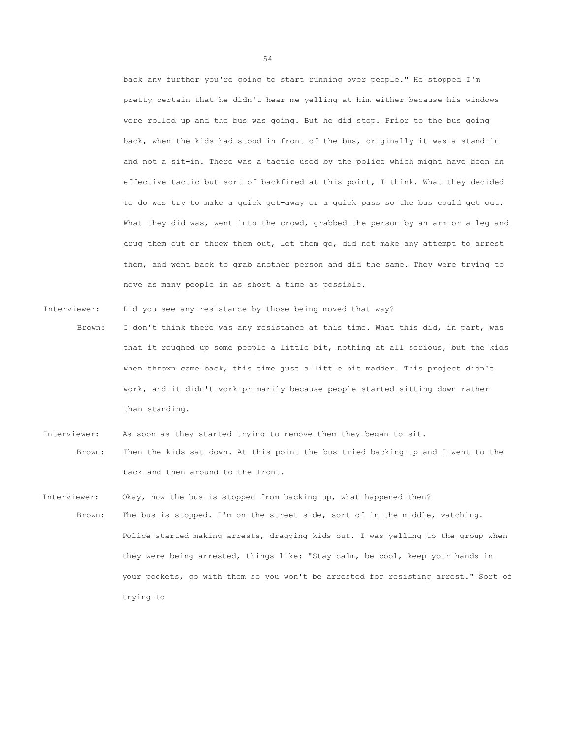back any further you're going to start running over people." He stopped I'm pretty certain that he didn't hear me yelling at him either because his windows were rolled up and the bus was going. But he did stop. Prior to the bus going back, when the kids had stood in front of the bus, originally it was a stand-in and not a sit-in. There was a tactic used by the police which might have been an effective tactic but sort of backfired at this point, I think. What they decided to do was try to make a quick get-away or a quick pass so the bus could get out. What they did was, went into the crowd, grabbed the person by an arm or a leg and drug them out or threw them out, let them go, did not make any attempt to arrest them, and went back to grab another person and did the same. They were trying to move as many people in as short a time as possible.

Interviewer: Did you see any resistance by those being moved that way?

Brown: I don't think there was any resistance at this time. What this did, in part, was that it roughed up some people a little bit, nothing at all serious, but the kids when thrown came back, this time just a little bit madder. This project didn't work, and it didn't work primarily because people started sitting down rather than standing.

Interviewer: As soon as they started trying to remove them they began to sit.

Brown: Then the kids sat down. At this point the bus tried backing up and I went to the back and then around to the front.

Interviewer: Okay, now the bus is stopped from backing up, what happened then?

Brown: The bus is stopped. I'm on the street side, sort of in the middle, watching. Police started making arrests, dragging kids out. I was yelling to the group when they were being arrested, things like: "Stay calm, be cool, keep your hands in your pockets, go with them so you won't be arrested for resisting arrest." Sort of trying to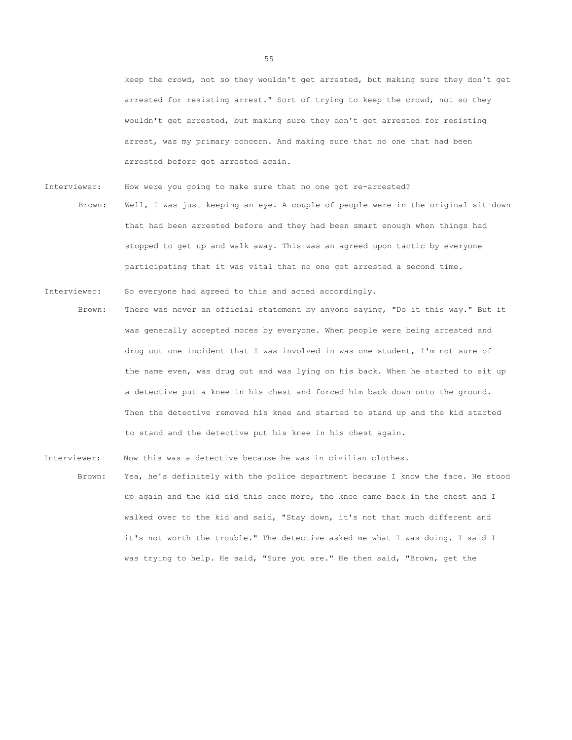keep the crowd, not so they wouldn't get arrested, but making sure they don't get arrested for resisting arrest." Sort of trying to keep the crowd, not so they wouldn't get arrested, but making sure they don't get arrested for resisting arrest, was my primary concern. And making sure that no one that had been arrested before got arrested again.

**Interviewer:** How were you going to make sure that no one got re-arrested?

**Brown:** Well, I was just keeping an eye. A couple of people were in the original sit-down that had been arrested before and they had been smart enough when things had stopped to get up and walk away. This was an agreed upon tactic by everyone participating that it was vital that no one get arrested a second time.

**Interviewer:** So everyone had agreed to this and acted accordingly.

**Brown:** There was never an official statement by anyone saying, "Do it this way." But it was generally accepted mores by everyone. When people were being arrested and drug out one incident that I was involved in was one student, I'm not sure of the name even, was drug out and was lying on his back. When he started to sit up a detective put a knee in his chest and forced him back down onto the ground. Then the detective removed his knee and started to stand up and the kid started to stand and the detective put his knee in his chest again.

**Interviewer:** Now this was a detective because he was in civilian clothes.

**Brown:** Yea, he's definitely with the police department because I know the face. He stood up again and the kid did this once more, the knee came back in the chest and I walked over to the kid and said, "Stay down, it's not that much different and it's not worth the trouble." The detective asked me what I was doing. I said I was trying to help. He said, "Sure you are." He then said, "Brown, get the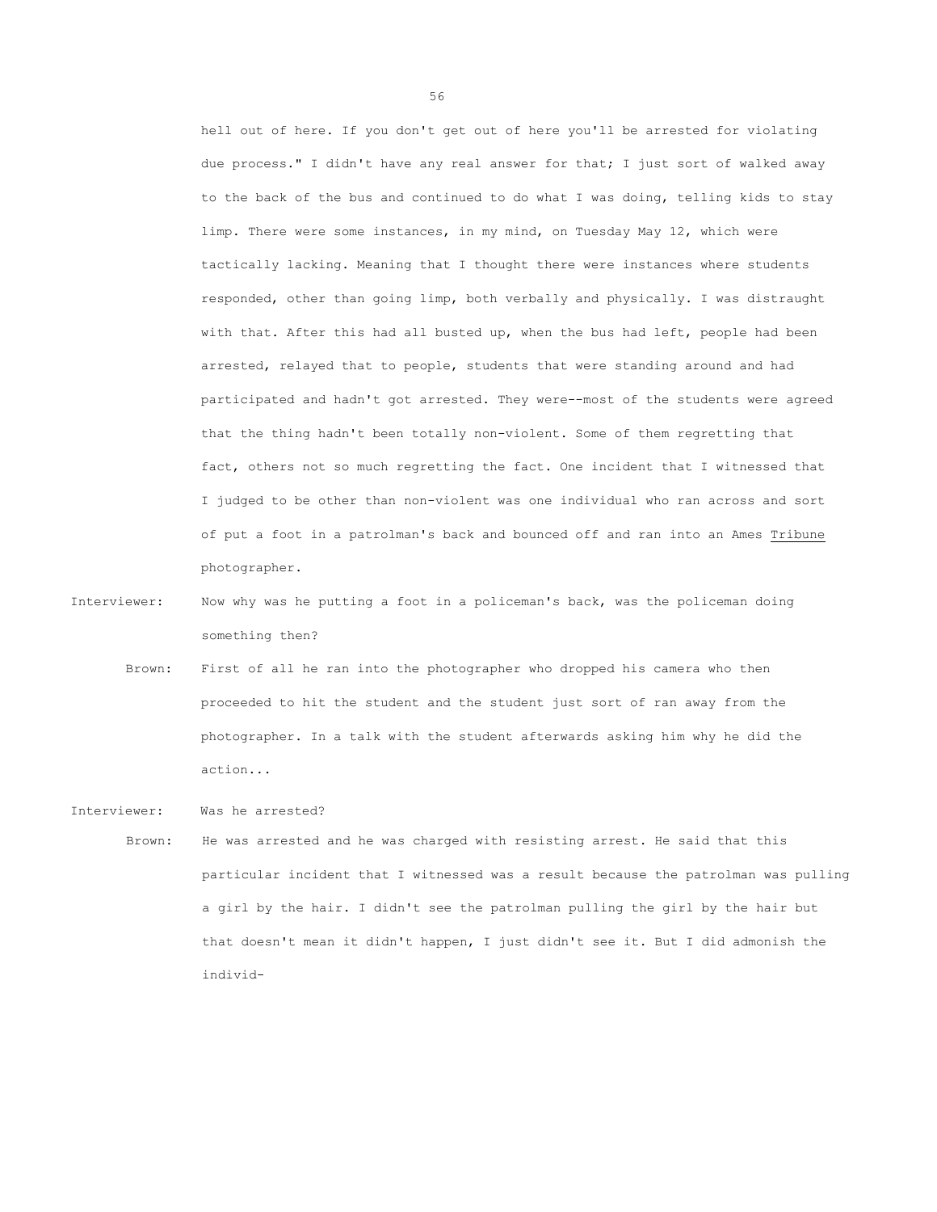hell out of here. If you don't get out of here you'll be arrested for violating due process." I didn't have any real answer for that; I just sort of walked away to the back of the bus and continued to do what I was doing, telling kids to stay limp. There were some instances, in my mind, on Tuesday May 12, which were tactically lacking. Meaning that I thought there were instances where students responded, other than going limp, both verbally and physically. I was distraught with that. After this had all busted up, when the bus had left, people had been arrested, relayed that to people, students that were standing around and had participated and hadn't got arrested. They were--most of the students were agreed that the thing hadn't been totally non-violent. Some of them regretting that fact, others not so much regretting the fact. One incident that I witnessed that I judged to be other than non-violent was one individual who ran across and sort of put a foot in a patrolman's back and bounced off and ran into an Ames Tribune photographer.

Interviewer: Now why was he putting a foot in a policeman's back, was the policeman doing something then?

Brown: First of all he ran into the photographer who dropped his camera who then proceeded to hit the student and the student just sort of ran away from the photographer. In a talk with the student afterwards asking him why he did the action...

Interviewer: Was he arrested?

Brown: He was arrested and he was charged with resisting arrest. He said that this particular incident that I witnessed was a result because the patrolman was pulling a girl by the hair. I didn't see the patrolman pulling the girl by the hair but that doesn't mean it didn't happen, I just didn't see it. But I did admonish the individ-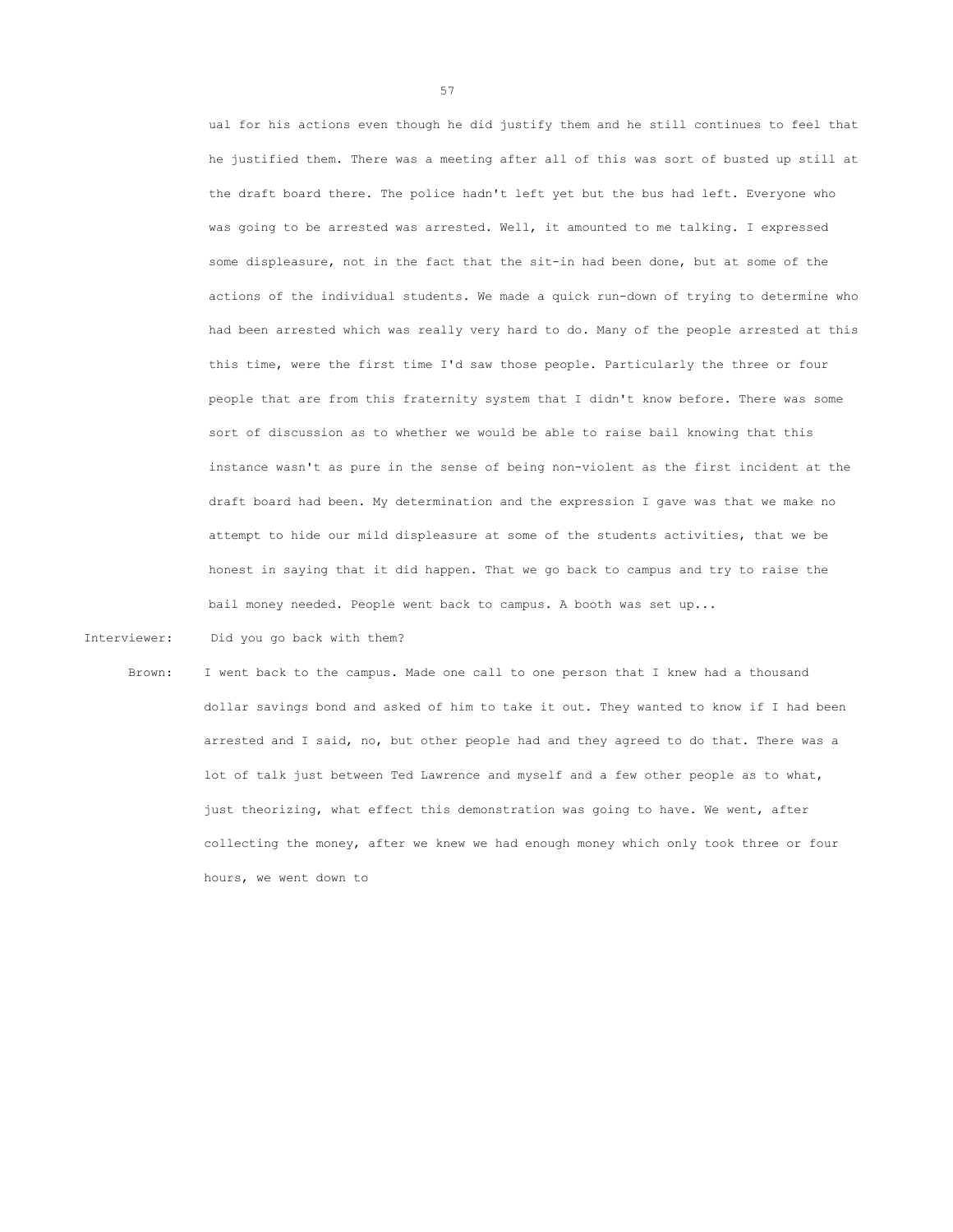ual for his actions even though he did justify them and he still continues to feel that he justified them. There was a meeting after all of this was sort of busted up still at the draft board there. The police hadn't left yet but the bus had left. Everyone who was going to be arrested was arrested. Well, it amounted to me talking. I expressed some displeasure, not in the fact that the sit-in had been done, but at some of the actions of the individual students. We made a quick run-down of trying to determine who had been arrested which was really very hard to do. Many of the people arrested at this this time, were the first time I'd saw those people. Particularly the three or four people that are from this fraternity system that I didn't know before. There was some sort of discussion as to whether we would be able to raise bail knowing that this instance wasn't as pure in the sense of being non-violent as the first incident at the draft board had been. My determination and the expression I gave was that we make no attempt to hide our mild displeasure at some of the students activities, that we be honest in saying that it did happen. That we go back to campus and try to raise the bail money needed. People went back to campus. A booth was set up...

Interviewer: Did you go back with them?

Brown: I went back to the campus. Made one call to one person that I knew had a thousand dollar savings bond and asked of him to take it out. They wanted to know if I had been arrested and I said, no, but other people had and they agreed to do that. There was a lot of talk just between Ted Lawrence and myself and a few other people as to what, just theorizing, what effect this demonstration was going to have. We went, after collecting the money, after we knew we had enough money which only took three or four hours, we went down to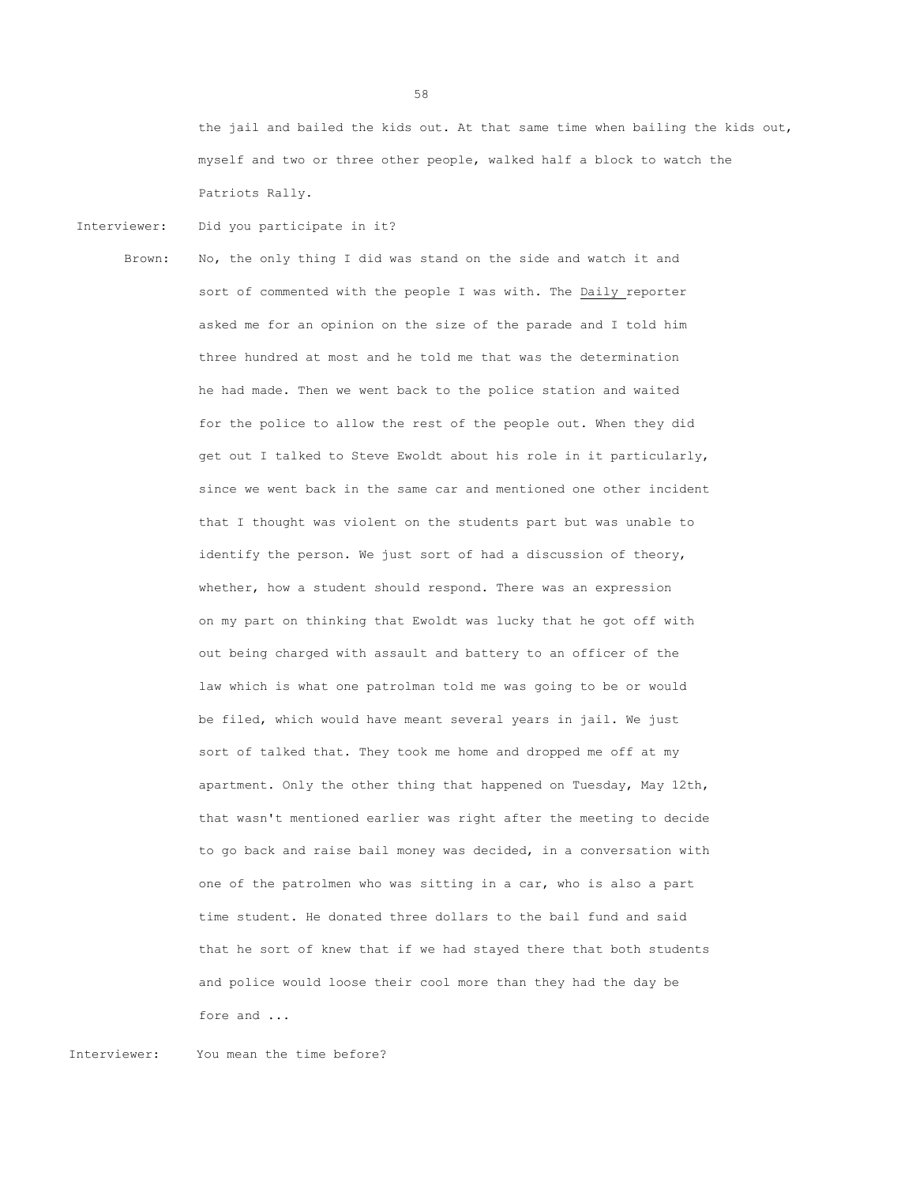the jail and bailed the kids out. At that same time when bailing the kids out, myself and two or three other people, walked half a block to watch the Patriots Rally.

**Interviewer:** Did you participate in it?

**Brown:** No, the only thing I did was stand on the side and watch it and sort of commented with the people I was with. The Daily reporter asked me for an opinion on the size of the parade and I told him three hundred at most and he told me that was the determination he had made. Then we went back to the police station and waited for the police to allow the rest of the people out. When they did get out I talked to Steve Ewoldt about his role in it particularly, since we went back in the same car and mentioned one other incident that I thought was violent on the students part but was unable to identify the person. We just sort of had a discussion of theory, whether, how a student should respond. There was an expression on my part on thinking that Ewoldt was lucky that he got off with out being charged with assault and battery to an officer of the law which is what one patrolman told me was going to be or would be filed, which would have meant several years in jail. We just sort of talked that. They took me home and dropped me off at my apartment. Only the other thing that happened on Tuesday, May 12th, that wasn't mentioned earlier was right after the meeting to decide to go back and raise bail money was decided, in a conversation with one of the patrolmen who was sitting in a car, who is also a part time student. He donated three dollars to the bail fund and said that he sort of knew that if we had stayed there that both students and police would loose their cool more than they had the day be fore and ...

**Interviewer:** You mean the time before?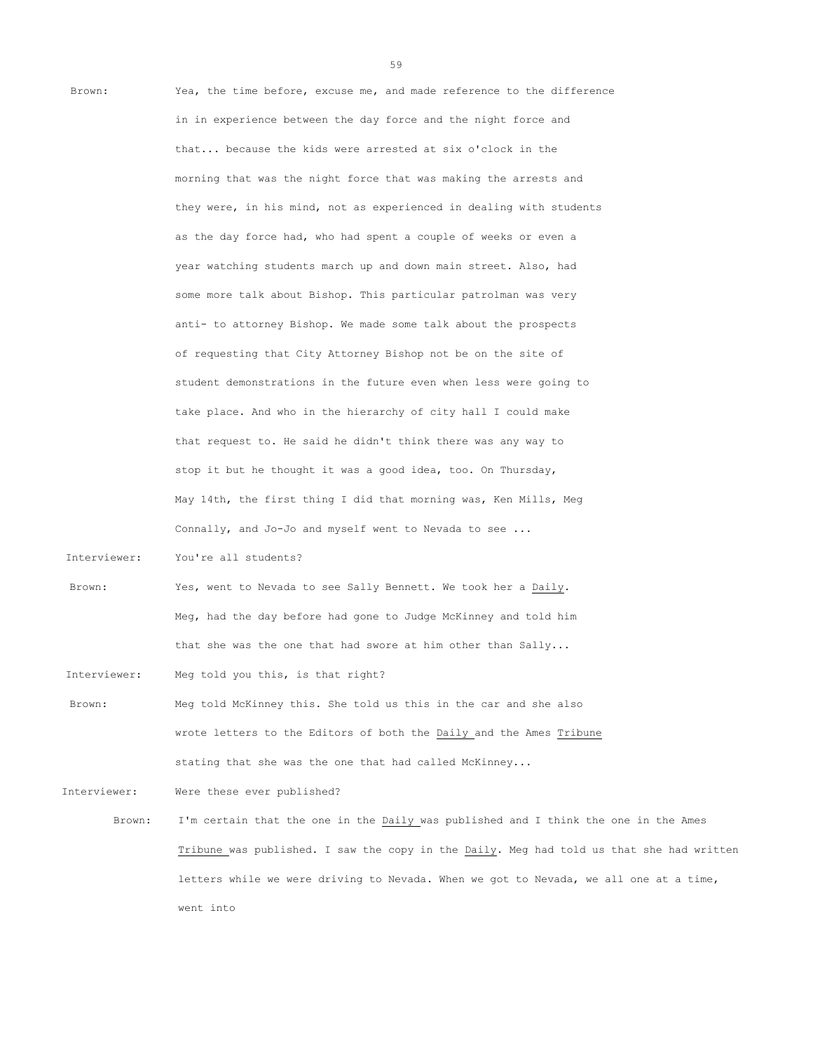Brown: Yea, the time before, excuse me, and made reference to the difference in in experience between the day force and the night force and that... because the kids were arrested at six o'clock in the morning that was the night force that was making the arrests and they were, in his mind, not as experienced in dealing with students as the day force had, who had spent a couple of weeks or even a year watching students march up and down main street. Also, had some more talk about Bishop. This particular patrolman was very anti- to attorney Bishop. We made some talk about the prospects of requesting that City Attorney Bishop not be on the site of student demonstrations in the future even when less were going to take place. And who in the hierarchy of city hall I could make that request to. He said he didn't think there was any way to stop it but he thought it was a good idea, too. On Thursday, May 14th, the first thing I did that morning was, Ken Mills, Meg Connally, and Jo-Jo and myself went to Nevada to see ...

Interviewer: You're all students?

Brown: Yes, went to Nevada to see Sally Bennett. We took her a Daily. Meg, had the day before had gone to Judge McKinney and told him that she was the one that had swore at him other than Sally...

Interviewer: Meg told you this, is that right?

Brown: Meg told McKinney this. She told us this in the car and she also wrote letters to the Editors of both the Daily and the Ames Tribune stating that she was the one that had called McKinney...

Interviewer: Were these ever published?

Brown: I'm certain that the one in the Daily was published and I think the one in the Ames Tribune was published. I saw the copy in the Daily. Meg had told us that she had written letters while we were driving to Nevada. When we got to Nevada, we all one at a time, went into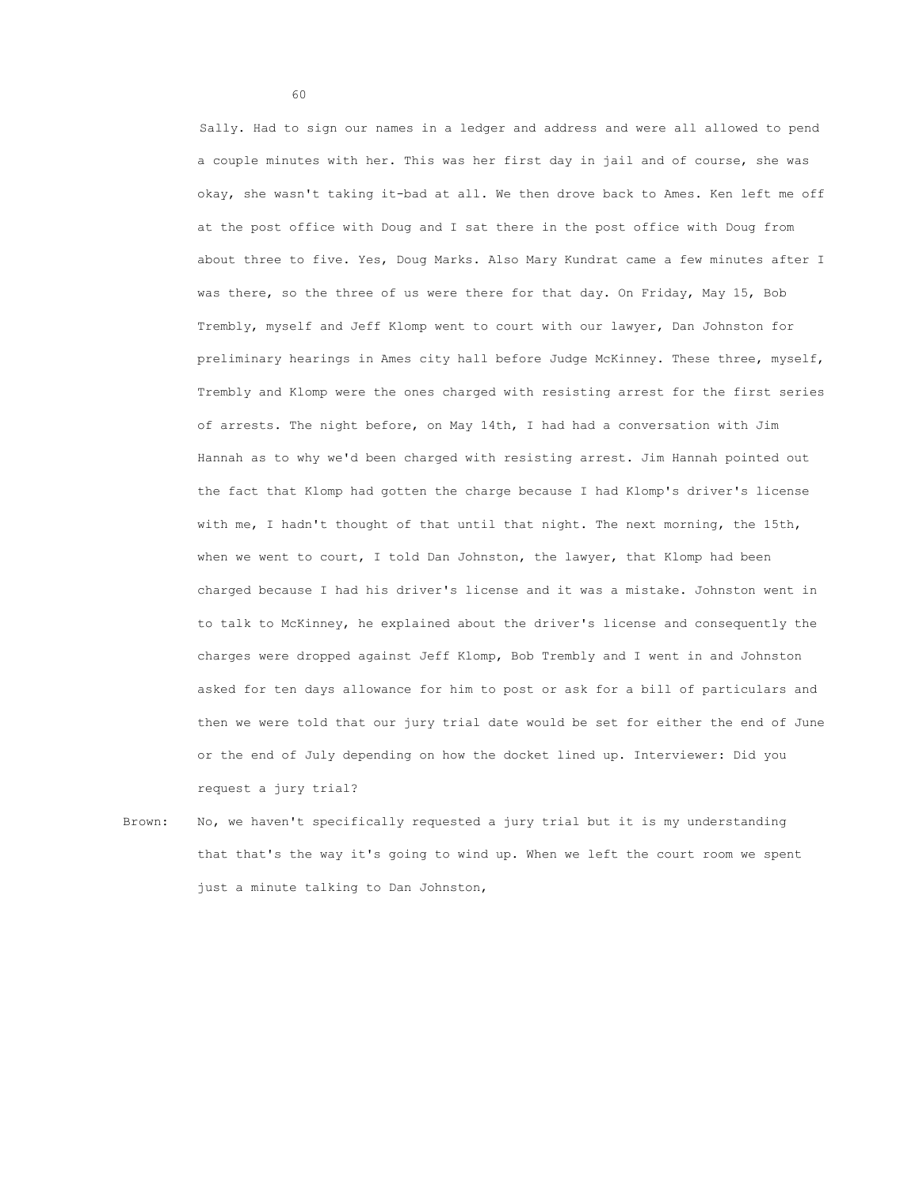Sally. Had to sign our names in a ledger and address and were all allowed to pend a couple minutes with her. This was her first day in jail and of course, she was okay, she wasn't taking it-bad at all. We then drove back to Ames. Ken left me off at the post office with Doug and I sat there in the post office with Doug from about three to five. Yes, Doug Marks. Also Mary Kundrat came a few minutes after I was there, so the three of us were there for that day. On Friday, May 15, Bob Trembly, myself and Jeff Klomp went to court with our lawyer, Dan Johnston for preliminary hearings in Ames city hall before Judge McKinney. These three, myself, Trembly and Klomp were the ones charged with resisting arrest for the first series of arrests. The night before, on May 14th, I had had a conversation with Jim Hannah as to why we'd been charged with resisting arrest. Jim Hannah pointed out the fact that Klomp had gotten the charge because I had Klomp's driver's license with me, I hadn't thought of that until that night. The next morning, the 15th, when we went to court, I told Dan Johnston, the lawyer, that Klomp had been charged because I had his driver's license and it was a mistake. Johnston went in to talk to McKinney, he explained about the driver's license and consequently the charges were dropped against Jeff Klomp, Bob Trembly and I went in and Johnston asked for ten days allowance for him to post or ask for a bill of particulars and then we were told that our jury trial date would be set for either the end of June or the end of July depending on how the docket lined up. Interviewer: Did you request a jury trial?

Brown: No, we haven't specifically requested a jury trial but it is my understanding that that's the way it's going to wind up. When we left the court room we spent just a minute talking to Dan Johnston,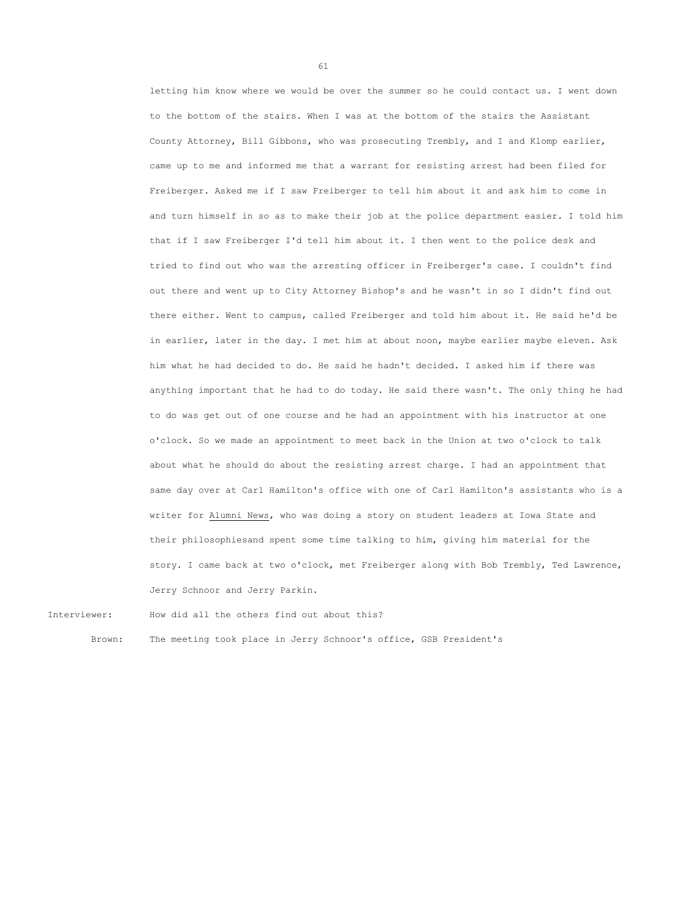letting him know where we would be over the summer so he could contact us. I went down to the bottom of the stairs. When I was at the bottom of the stairs the Assistant County Attorney, Bill Gibbons, who was prosecuting Trembly, and I and Klomp earlier, came up to me and informed me that a warrant for resisting arrest had been filed for Freiberger. Asked me if I saw Freiberger to tell him about it and ask him to come in and turn himself in so as to make their job at the police department easier. I told him that if I saw Freiberger I'd tell him about it. I then went to the police desk and tried to find out who was the arresting officer in Freiberger's case. I couldn't find out there and went up to City Attorney Bishop's and he wasn't in so I didn't find out there either. Went to campus, called Freiberger and told him about it. He said he'd be in earlier, later in the day. I met him at about noon, maybe earlier maybe eleven. Ask him what he had decided to do. He said he hadn't decided. I asked him if there was anything important that he had to do today. He said there wasn't. The only thing he had to do was get out of one course and he had an appointment with his instructor at one o'clock. So we made an appointment to meet back in the Union at two o'clock to talk about what he should do about the resisting arrest charge. I had an appointment that same day over at Carl Hamilton's office with one of Carl Hamilton's assistants who is a writer for Alumni News, who was doing a story on student leaders at Iowa State and their philosophiesand spent some time talking to him, giving him material for the story. I came back at two o'clock, met Freiberger along with Bob Trembly, Ted Lawrence, Jerry Schnoor and Jerry Parkin.

Interviewer: How did all the others find out about this?

Brown: The meeting took place in Jerry Schnoor's office, GSB President's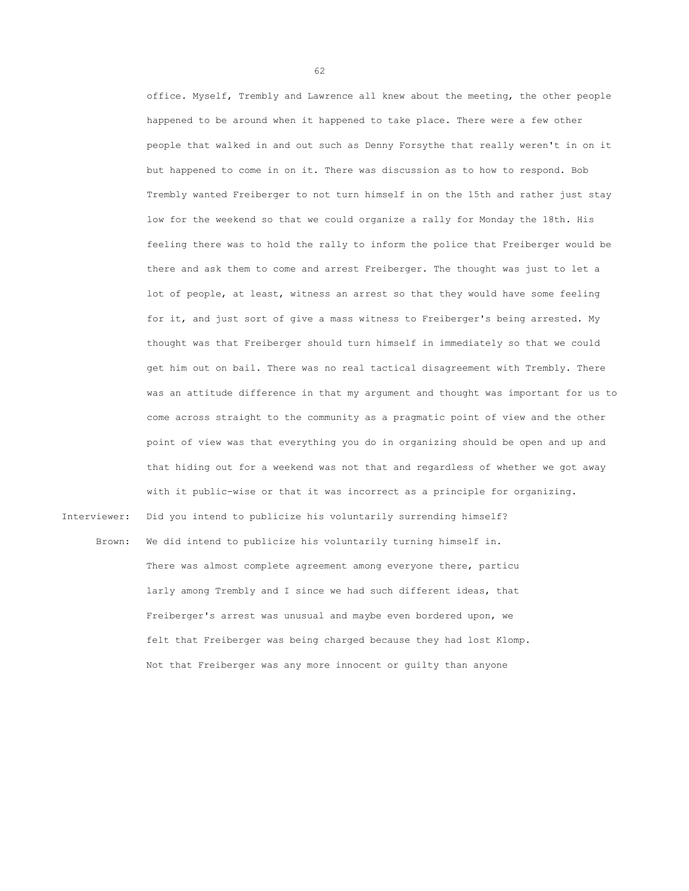office. Myself, Trembly and Lawrence all knew about the meeting, the other people happened to be around when it happened to take place. There were a few other people that walked in and out such as Denny Forsythe that really weren't in on it but happened to come in on it. There was discussion as to how to respond. Bob Trembly wanted Freiberger to not turn himself in on the 15th and rather just stay low for the weekend so that we could organize a rally for Monday the 18th. His feeling there was to hold the rally to inform the police that Freiberger would be there and ask them to come and arrest Freiberger. The thought was just to let a lot of people, at least, witness an arrest so that they would have some feeling for it, and just sort of give a mass witness to Freiberger's being arrested. My thought was that Freiberger should turn himself in immediately so that we could get him out on bail. There was no real tactical disagreement with Trembly. There was an attitude difference in that my argument and thought was important for us to come across straight to the community as a pragmatic point of view and the other point of view was that everything you do in organizing should be open and up and that hiding out for a weekend was not that and regardless of whether we got away with it public-wise or that it was incorrect as a principle for organizing.

Interviewer: Did you intend to publicize his voluntarily surrending himself?

Brown: We did intend to publicize his voluntarily turning himself in. There was almost complete agreement among everyone there, particularly among Trembly and I since we had such different ideas, that Freiberger's arrest was unusual and maybe even bordered upon, we felt that Freiberger was being charged because they had lost Klomp. Not that Freiberger was any more innocent or guilty than anyone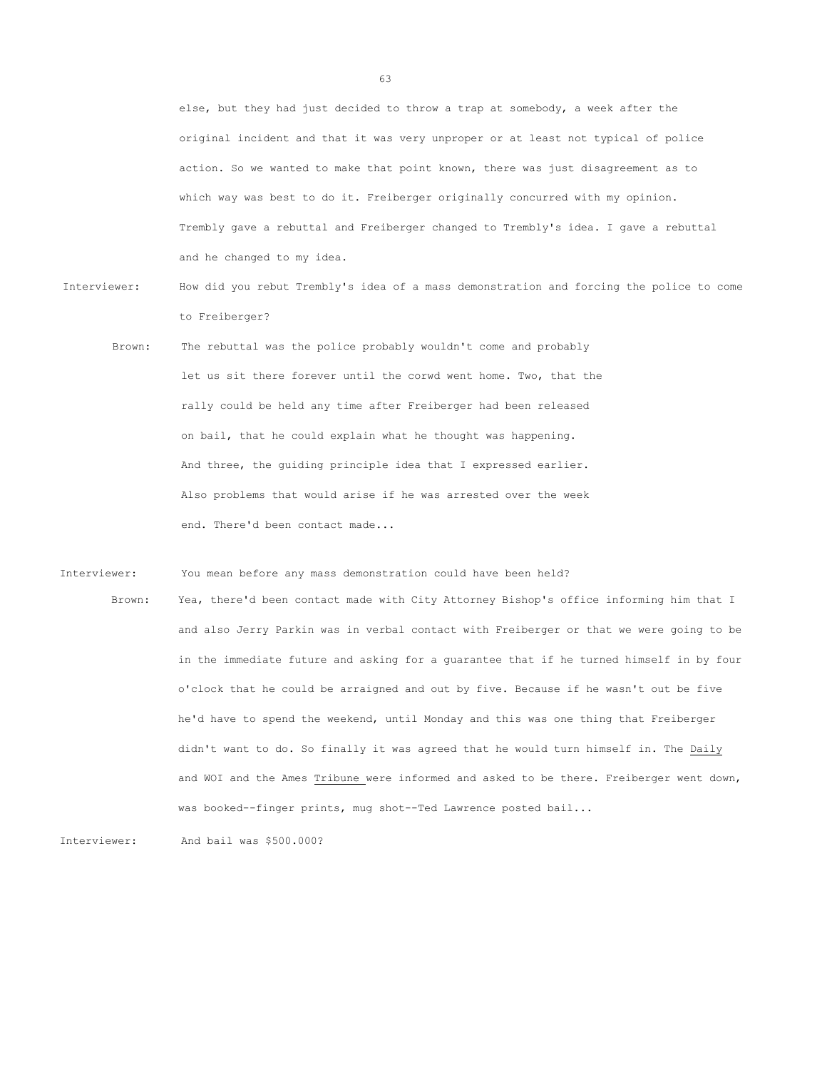else, but they had just decided to throw a trap at somebody, a week after the original incident and that it was very unproper or at least not typical of police action. So we wanted to make that point known, there was just disagreement as to which way was best to do it. Freiberger originally concurred with my opinion. Trembly gave a rebuttal and Freiberger changed to Trembly's idea. I gave a rebuttal and he changed to my idea.

Interviewer: How did you rebut Trembly's idea of a mass demonstration and forcing the police to come to Freiberger?

Brown: The rebuttal was the police probably wouldn't come and probably let us sit there forever until the corwd went home. Two, that the rally could be held any time after Freiberger had been released on bail, that he could explain what he thought was happening. And three, the guiding principle idea that I expressed earlier. Also problems that would arise if he was arrested over the week end. There'd been contact made...

Interviewer: You mean before any mass demonstration could have been held?

Brown: Yea, there'd been contact made with City Attorney Bishop's office informing him that I and also Jerry Parkin was in verbal contact with Freiberger or that we were going to be in the immediate future and asking for a guarantee that if he turned himself in by four o'clock that he could be arraigned and out by five. Because if he wasn't out be five he'd have to spend the weekend, until Monday and this was one thing that Freiberger didn't want to do. So finally it was agreed that he would turn himself in. The Daily and WOI and the Ames Tribune were informed and asked to be there. Freiberger went down, was booked--finger prints, mug shot--Ted Lawrence posted bail...

Interviewer: And bail was $500.000?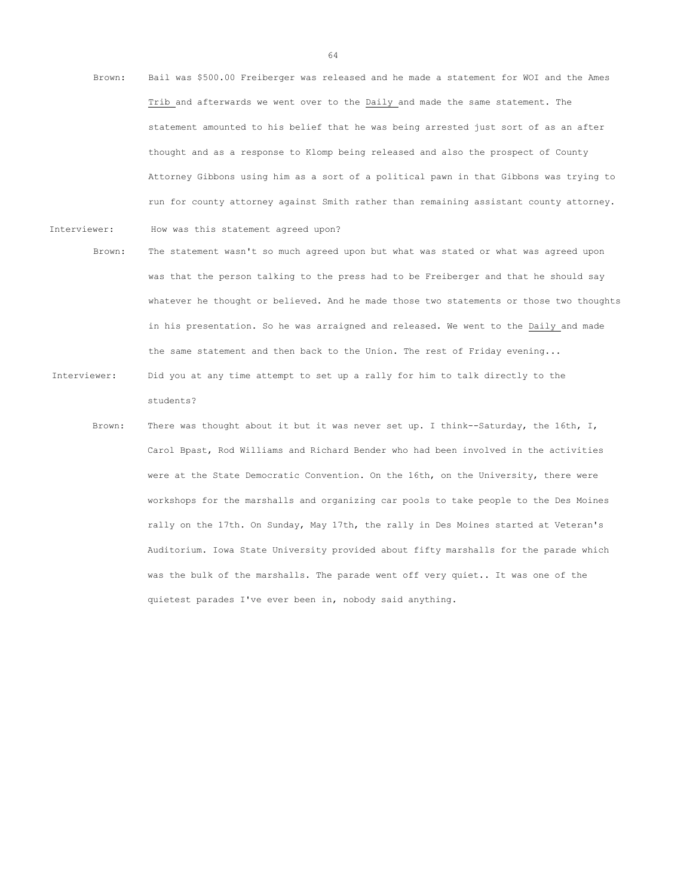Brown: Bail was $500.00 Freiberger was released and he made a statement for WOI and the Ames Trib and afterwards we went over to the Daily and made the same statement. The statement amounted to his belief that he was being arrested just sort of as an after thought and as a response to Klomp being released and also the prospect of County Attorney Gibbons using him as a sort of a political pawn in that Gibbons was trying to run for county attorney against Smith rather than remaining assistant county attorney.

Interviewer: How was this statement agreed upon?

Brown: The statement wasn't so much agreed upon but what was stated or what was agreed upon was that the person talking to the press had to be Freiberger and that he should say whatever he thought or believed. And he made those two statements or those two thoughts in his presentation. So he was arraigned and released. We went to the Daily and made the same statement and then back to the Union. The rest of Friday evening...

Interviewer: Did you at any time attempt to set up a rally for him to talk directly to the students?

Brown: There was thought about it but it was never set up. I think--Saturday, the 16th, I, Carol Bpast, Rod Williams and Richard Bender who had been involved in the activities were at the State Democratic Convention. On the 16th, on the University, there were workshops for the marshalls and organizing car pools to take people to the Des Moines rally on the 17th. On Sunday, May 17th, the rally in Des Moines started at Veteran's Auditorium. Iowa State University provided about fifty marshalls for the parade which was the bulk of the marshalls. The parade went off very quiet.. It was one of the quietest parades I've ever been in, nobody said anything.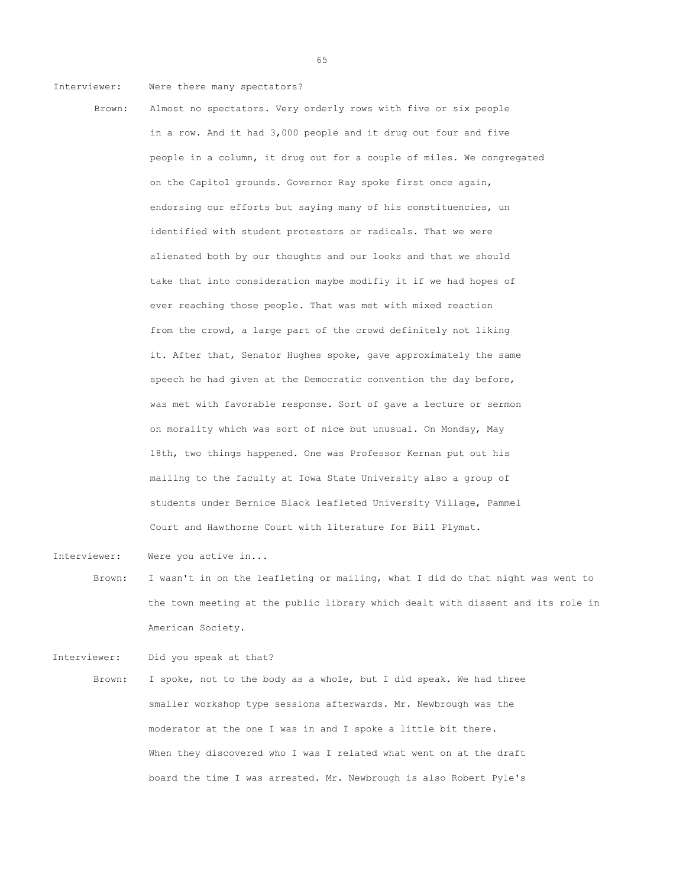Interviewer: Were there many spectators?

Brown: Almost no spectators. Very orderly rows with five or six people in a row. And it had 3,000 people and it drug out four and five people in a column, it drug out for a couple of miles. We congregated on the Capitol grounds. Governor Ray spoke first once again, endorsing our efforts but saying many of his constituencies, un identified with student protestors or radicals. That we were alienated both by our thoughts and our looks and that we should take that into consideration maybe modifiy it if we had hopes of ever reaching those people. That was met with mixed reaction from the crowd, a large part of the crowd definitely not liking it. After that, Senator Hughes spoke, gave approximately the same speech he had given at the Democratic convention the day before, was met with favorable response. Sort of gave a lecture or sermon on morality which was sort of nice but unusual. On Monday, May 18th, two things happened. One was Professor Kernan put out his mailing to the faculty at Iowa State University also a group of students under Bernice Black leafleted University Village, Pammel Court and Hawthorne Court with literature for Bill Plymat.

Interviewer: Were you active in...

Brown: I wasn't in on the leafleting or mailing, what I did do that night was went to the town meeting at the public library which dealt with dissent and its role in American Society.

Interviewer: Did you speak at that?

Brown: I spoke, not to the body as a whole, but I did speak. We had three smaller workshop type sessions afterwards. Mr. Newbrough was the moderator at the one I was in and I spoke a little bit there. When they discovered who I was I related what went on at the draft board the time I was arrested. Mr. Newbrough is also Robert Pyle's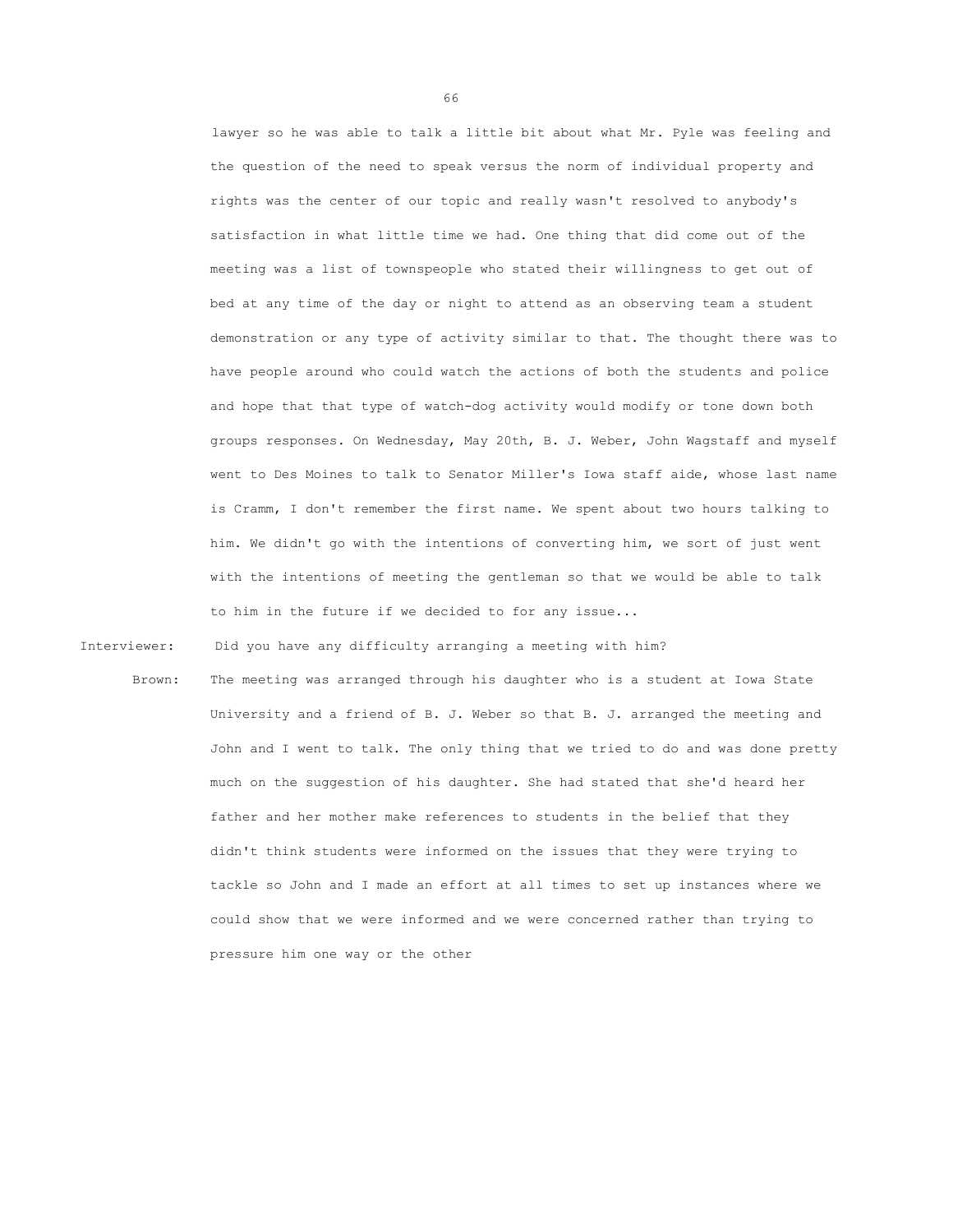lawyer so he was able to talk a little bit about what Mr. Pyle was feeling and the question of the need to speak versus the norm of individual property and rights was the center of our topic and really wasn't resolved to anybody's satisfaction in what little time we had. One thing that did come out of the meeting was a list of townspeople who stated their willingness to get out of bed at any time of the day or night to attend as an observing team a student demonstration or any type of activity similar to that. The thought there was to have people around who could watch the actions of both the students and police and hope that that type of watch-dog activity would modify or tone down both groups responses. On Wednesday, May 20th, B. J. Weber, John Wagstaff and myself went to Des Moines to talk to Senator Miller's Iowa staff aide, whose last name is Cramm, I don't remember the first name. We spent about two hours talking to him. We didn't go with the intentions of converting him, we sort of just went with the intentions of meeting the gentleman so that we would be able to talk to him in the future if we decided to for any issue...

Interviewer: Did you have any difficulty arranging a meeting with him?

Brown: The meeting was arranged through his daughter who is a student at Iowa State University and a friend of B. J. Weber so that B. J. arranged the meeting and John and I went to talk. The only thing that we tried to do and was done pretty much on the suggestion of his daughter. She had stated that she'd heard her father and her mother make references to students in the belief that they didn't think students were informed on the issues that they were trying to tackle so John and I made an effort at all times to set up instances where we could show that we were informed and we were concerned rather than trying to pressure him one way or the other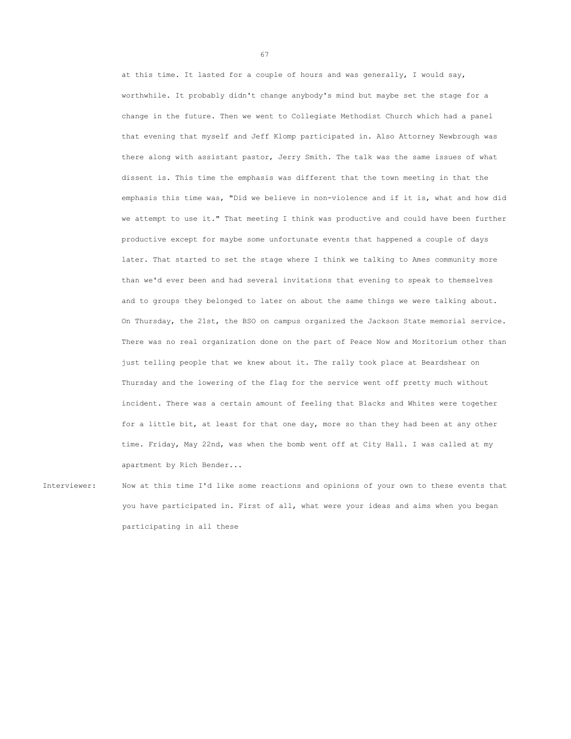at this time. It lasted for a couple of hours and was generally, I would say, worthwhile. It probably didn't change anybody's mind but maybe set the stage for a change in the future. Then we went to Collegiate Methodist Church which had a panel that evening that myself and Jeff Klomp participated in. Also Attorney Newbrough was there along with assistant pastor, Jerry Smith. The talk was the same issues of what dissent is. This time the emphasis was different that the town meeting in that the emphasis this time was, "Did we believe in non-violence and if it is, what and how did we attempt to use it." That meeting I think was productive and could have been further productive except for maybe some unfortunate events that happened a couple of days later. That started to set the stage where I think we talking to Ames community more than we'd ever been and had several invitations that evening to speak to themselves and to groups they belonged to later on about the same things we were talking about. On Thursday, the 21st, the BSO on campus organized the Jackson State memorial service. There was no real organization done on the part of Peace Now and Moritorium other than just telling people that we knew about it. The rally took place at Beardshear on Thursday and the lowering of the flag for the service went off pretty much without incident. There was a certain amount of feeling that Blacks and Whites were together for a little bit, at least for that one day, more so than they had been at any other time. Friday, May 22nd, was when the bomb went off at City Hall. I was called at my apartment by Rich Bender...

Interviewer: Now at this time I'd like some reactions and opinions of your own to these events that you have participated in. First of all, what were your ideas and aims when you began participating in all these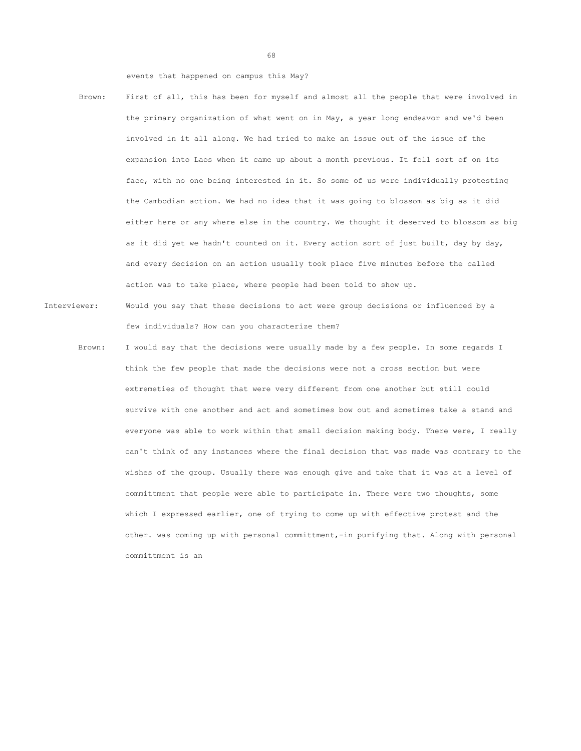events that happened on campus this May?

Brown: First of all, this has been for myself and almost all the people that were involved in the primary organization of what went on in May, a year long endeavor and we'd been involved in it all along. We had tried to make an issue out of the issue of the expansion into Laos when it came up about a month previous. It fell sort of on its face, with no one being interested in it. So some of us were individually protesting the Cambodian action. We had no idea that it was going to blossom as big as it did either here or any where else in the country. We thought it deserved to blossom as big as it did yet we hadn't counted on it. Every action sort of just built, day by day, and every decision on an action usually took place five minutes before the called action was to take place, where people had been told to show up.

Interviewer: Would you say that these decisions to act were group decisions or influenced by a few individuals? How can you characterize them?

Brown: I would say that the decisions were usually made by a few people. In some regards I think the few people that made the decisions were not a cross section but were extremeties of thought that were very different from one another but still could survive with one another and act and sometimes bow out and sometimes take a stand and everyone was able to work within that small decision making body. There were, I really can't think of any instances where the final decision that was made was contrary to the wishes of the group. Usually there was enough give and take that it was at a level of committment that people were able to participate in. There were two thoughts, some which I expressed earlier, one of trying to come up with effective protest and the other. was coming up with personal committment,-in purifying that. Along with personal committment is an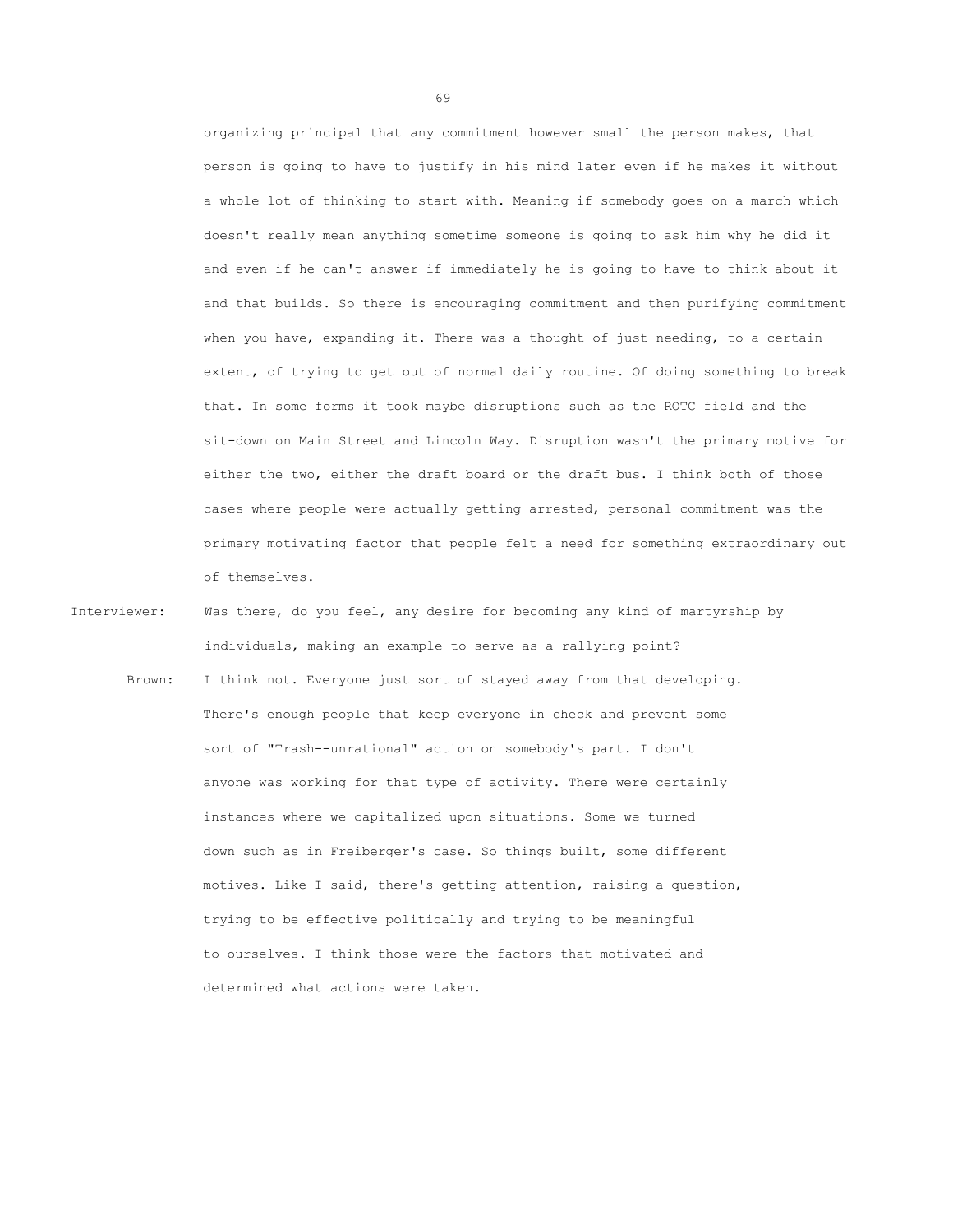organizing principal that any commitment however small the person makes, that person is going to have to justify in his mind later even if he makes it without a whole lot of thinking to start with. Meaning if somebody goes on a march which doesn't really mean anything sometime someone is going to ask him why he did it and even if he can't answer if immediately he is going to have to think about it and that builds. So there is encouraging commitment and then purifying commitment when you have, expanding it. There was a thought of just needing, to a certain extent, of trying to get out of normal daily routine. Of doing something to break that. In some forms it took maybe disruptions such as the ROTC field and the sit-down on Main Street and Lincoln Way. Disruption wasn't the primary motive for either the two, either the draft board or the draft bus. I think both of those cases where people were actually getting arrested, personal commitment was the primary motivating factor that people felt a need for something extraordinary out of themselves.

Interviewer: Was there, do you feel, any desire for becoming any kind of martyrship by individuals, making an example to serve as a rallying point?

Brown: I think not. Everyone just sort of stayed away from that developing. There's enough people that keep everyone in check and prevent some sort of "Trash--unrational" action on somebody's part. I don't anyone was working for that type of activity. There were certainly instances where we capitalized upon situations. Some we turned down such as in Freiberger's case. So things built, some different motives. Like I said, there's getting attention, raising a question, trying to be effective politically and trying to be meaningful to ourselves. I think those were the factors that motivated and determined what actions were taken.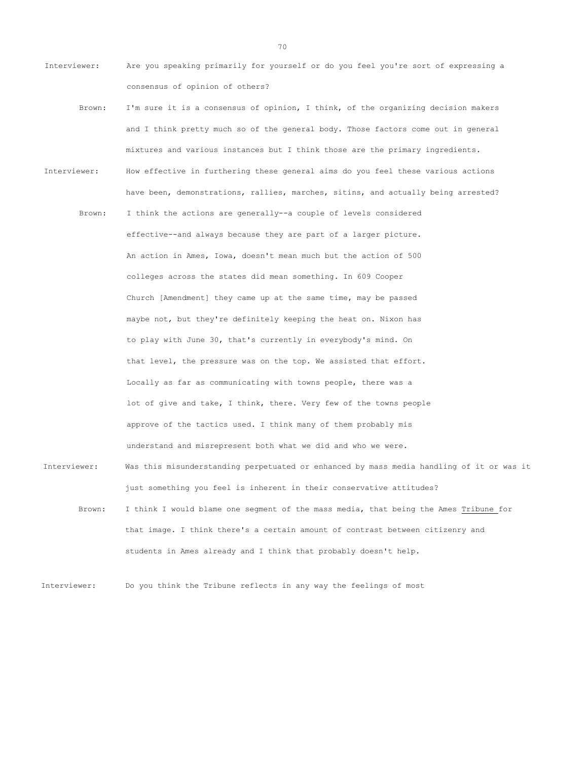Interviewer: Are you speaking primarily for yourself or do you feel you're sort of expressing a consensus of opinion of others?

Brown: I'm sure it is a consensus of opinion, I think, of the organizing decision makers and I think pretty much so of the general body. Those factors come out in general mixtures and various instances but I think those are the primary ingredients.

Interviewer: How effective in furthering these general aims do you feel these various actions have been, demonstrations, rallies, marches, sitins, and actually being arrested?

Brown: I think the actions are generally--a couple of levels considered effective--and always because they are part of a larger picture. An action in Ames, Iowa, doesn't mean much but the action of 500 colleges across the states did mean something. In 609 Cooper Church [Amendment] they came up at the same time, may be passed maybe not, but they're definitely keeping the heat on. Nixon has to play with June 30, that's currently in everybody's mind. On that level, the pressure was on the top. We assisted that effort. Locally as far as communicating with towns people, there was a lot of give and take, I think, there. Very few of the towns people approve of the tactics used. I think many of them probably mis understand and misrepresent both what we did and who we were.

Interviewer: Was this misunderstanding perpetuated or enhanced by mass media handling of it or was it just something you feel is inherent in their conservative attitudes?

Brown: I think I would blame one segment of the mass media, that being the Ames Tribune for that image. I think there's a certain amount of contrast between citizenry and students in Ames already and I think that probably doesn't help.

Interviewer: Do you think the Tribune reflects in any way the feelings of most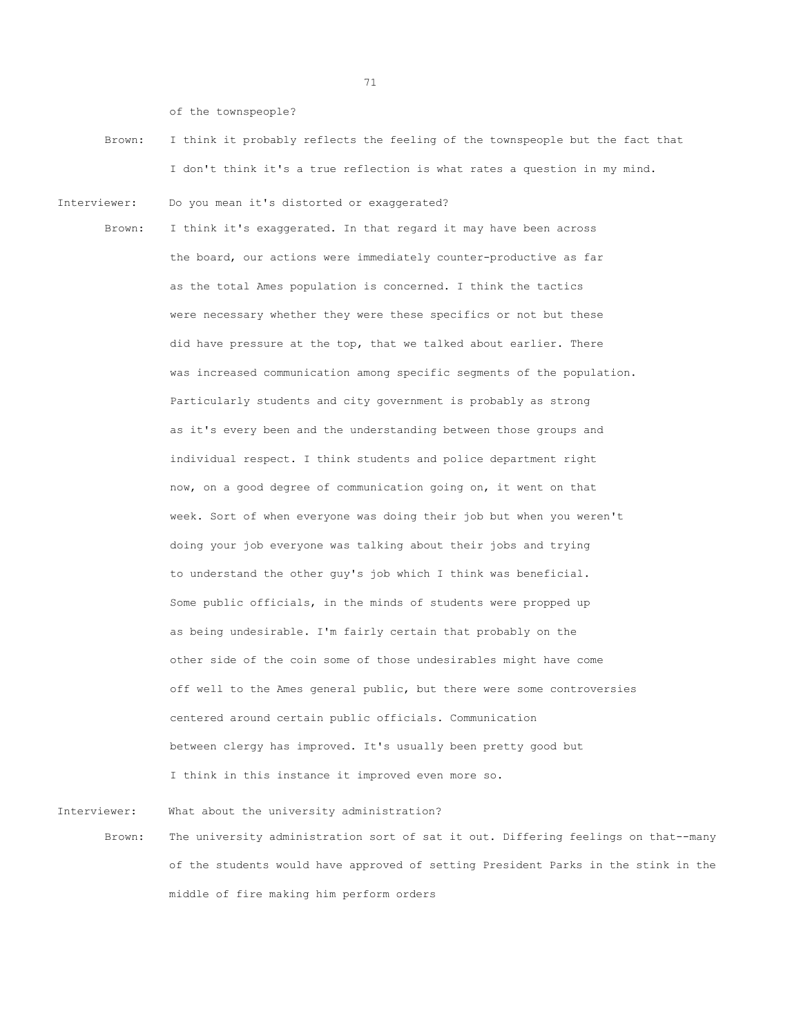of the townspeople?

Brown: I think it probably reflects the feeling of the townspeople but the fact that I don't think it's a true reflection is what rates a question in my mind.

Interviewer: Do you mean it's distorted or exaggerated?

Brown: I think it's exaggerated. In that regard it may have been across the board, our actions were immediately counter-productive as far as the total Ames population is concerned. I think the tactics were necessary whether they were these specifics or not but these did have pressure at the top, that we talked about earlier. There was increased communication among specific segments of the population. Particularly students and city government is probably as strong as it's every been and the understanding between those groups and individual respect. I think students and police department right now, on a good degree of communication going on, it went on that week. Sort of when everyone was doing their job but when you weren't doing your job everyone was talking about their jobs and trying to understand the other guy's job which I think was beneficial. Some public officials, in the minds of students were propped up as being undesirable. I'm fairly certain that probably on the other side of the coin some of those undesirables might have come off well to the Ames general public, but there were some controversies centered around certain public officials. Communication between clergy has improved. It's usually been pretty good but I think in this instance it improved even more so.

Interviewer: What about the university administration?

Brown: The university administration sort of sat it out. Differing feelings on that--many of the students would have approved of setting President Parks in the stink in the middle of fire making him perform orders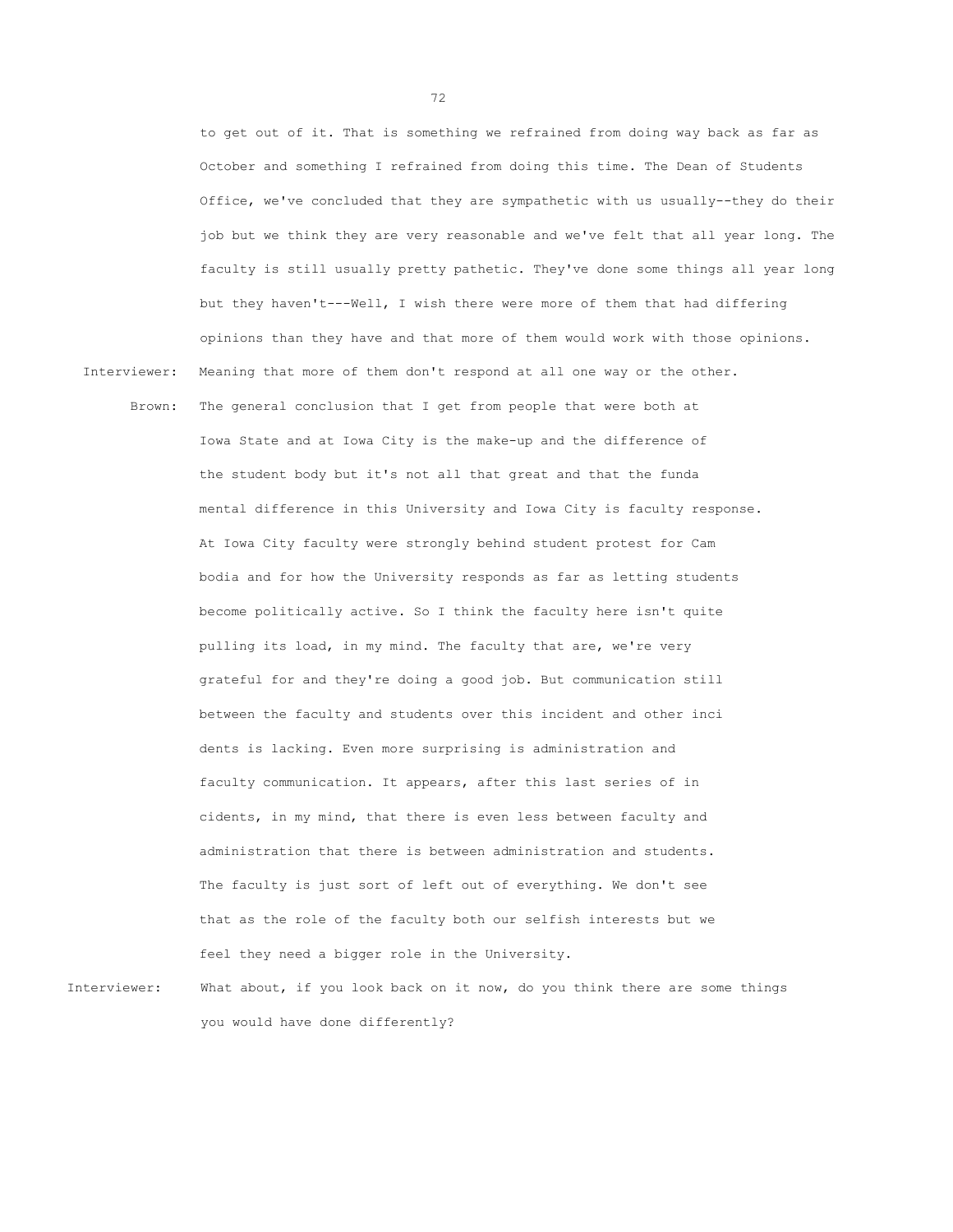to get out of it. That is something we refrained from doing way back as far as October and something I refrained from doing this time. The Dean of Students Office, we've concluded that they are sympathetic with us usually--they do their job but we think they are very reasonable and we've felt that all year long. The faculty is still usually pretty pathetic. They've done some things all year long but they haven't---Well, I wish there were more of them that had differing opinions than they have and that more of them would work with those opinions.

Interviewer: Meaning that more of them don't respond at all one way or the other.

Brown: The general conclusion that I get from people that were both at Iowa State and at Iowa City is the make-up and the difference of the student body but it's not all that great and that the fundamental difference in this University and Iowa City is faculty response. At Iowa City faculty were strongly behind student protest for Cambodia and for how the University responds as far as letting students become politically active. So I think the faculty here isn't quite pulling its load, in my mind. The faculty that are, we're very grateful for and they're doing a good job. But communication still between the faculty and students over this incident and other incidents is lacking. Even more surprising is administration and faculty communication. It appears, after this last series of incidents, in my mind, that there is even less between faculty and administration that there is between administration and students. The faculty is just sort of left out of everything. We don't see that as the role of the faculty both our selfish interests but we feel they need a bigger role in the University.

Interviewer: What about, if you look back on it now, do you think there are some things you would have done differently?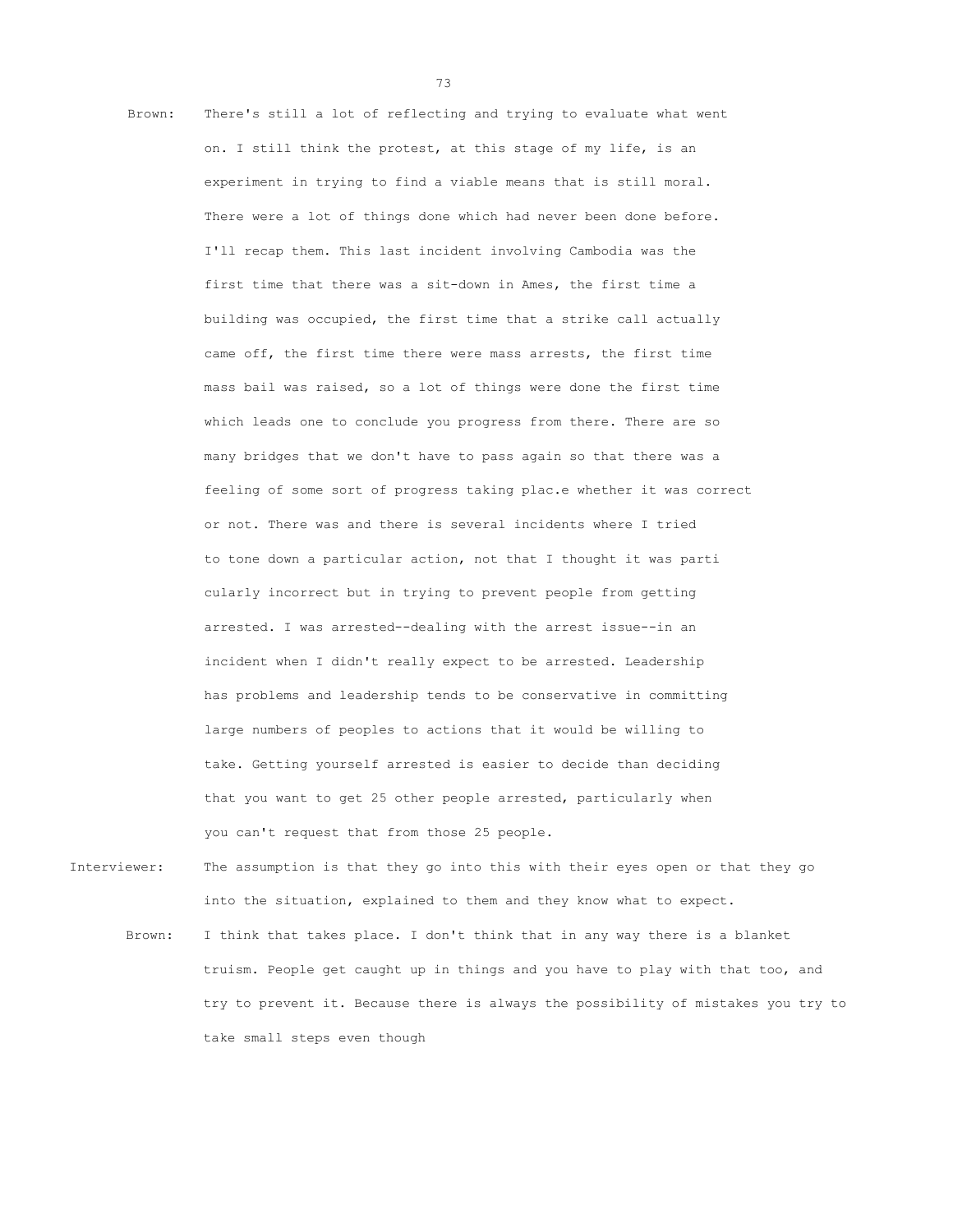Brown: There's still a lot of reflecting and trying to evaluate what went on. I still think the protest, at this stage of my life, is an experiment in trying to find a viable means that is still moral. There were a lot of things done which had never been done before. I'll recap them. This last incident involving Cambodia was the first time that there was a sit-down in Ames, the first time a building was occupied, the first time that a strike call actually came off, the first time there were mass arrests, the first time mass bail was raised, so a lot of things were done the first time which leads one to conclude you progress from there. There are so many bridges that we don't have to pass again so that there was a feeling of some sort of progress taking plac.e whether it was correct or not. There was and there is several incidents where I tried to tone down a particular action, not that I thought it was parti cularly incorrect but in trying to prevent people from getting arrested. I was arrested--dealing with the arrest issue--in an incident when I didn't really expect to be arrested. Leadership has problems and leadership tends to be conservative in committing large numbers of peoples to actions that it would be willing to take. Getting yourself arrested is easier to decide than deciding that you want to get 25 other people arrested, particularly when you can't request that from those 25 people.

Interviewer: The assumption is that they go into this with their eyes open or that they go into the situation, explained to them and they know what to expect.

Brown: I think that takes place. I don't think that in any way there is a blanket truism. People get caught up in things and you have to play with that too, and try to prevent it. Because there is always the possibility of mistakes you try to take small steps even though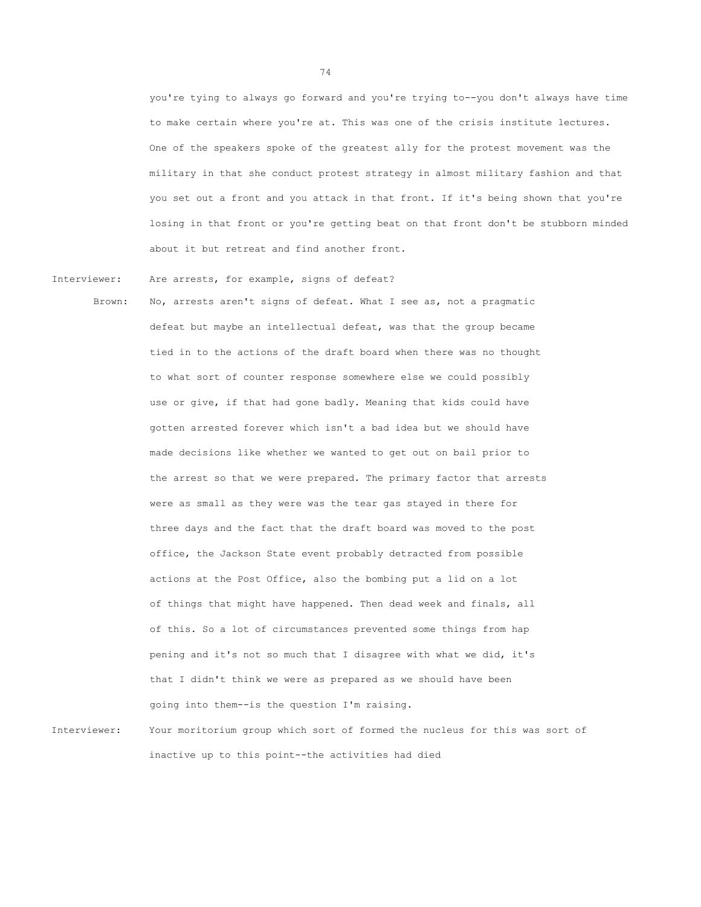you're tying to always go forward and you're trying to--you don't always have time to make certain where you're at. This was one of the crisis institute lectures. One of the speakers spoke of the greatest ally for the protest movement was the military in that she conduct protest strategy in almost military fashion and that you set out a front and you attack in that front. If it's being shown that you're losing in that front or you're getting beat on that front don't be stubborn minded about it but retreat and find another front.

Interviewer: Are arrests, for example, signs of defeat?

Brown: No, arrests aren't signs of defeat. What I see as, not a pragmatic defeat but maybe an intellectual defeat, was that the group became tied in to the actions of the draft board when there was no thought to what sort of counter response somewhere else we could possibly use or give, if that had gone badly. Meaning that kids could have gotten arrested forever which isn't a bad idea but we should have made decisions like whether we wanted to get out on bail prior to the arrest so that we were prepared. The primary factor that arrests were as small as they were was the tear gas stayed in there for three days and the fact that the draft board was moved to the post office, the Jackson State event probably detracted from possible actions at the Post Office, also the bombing put a lid on a lot of things that might have happened. Then dead week and finals, all of this. So a lot of circumstances prevented some things from hap pening and it's not so much that I disagree with what we did, it's that I didn't think we were as prepared as we should have been going into them--is the question I'm raising.

Interviewer: Your moritorium group which sort of formed the nucleus for this was sort of inactive up to this point--the activities had died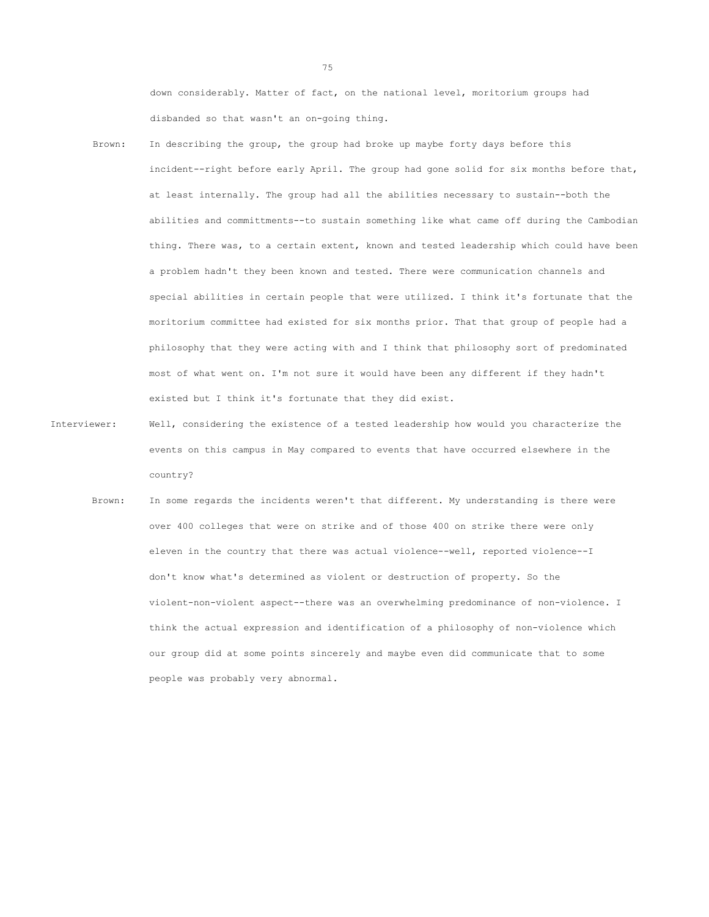down considerably. Matter of fact, on the national level, moritorium groups had disbanded so that wasn't an on-going thing.

Brown: In describing the group, the group had broke up maybe forty days before this incident--right before early April. The group had gone solid for six months before that, at least internally. The group had all the abilities necessary to sustain--both the abilities and committments--to sustain something like what came off during the Cambodian thing. There was, to a certain extent, known and tested leadership which could have been a problem hadn't they been known and tested. There were communication channels and special abilities in certain people that were utilized. I think it's fortunate that the moritorium committee had existed for six months prior. That that group of people had a philosophy that they were acting with and I think that philosophy sort of predominated most of what went on. I'm not sure it would have been any different if they hadn't existed but I think it's fortunate that they did exist.

Interviewer: Well, considering the existence of a tested leadership how would you characterize the events on this campus in May compared to events that have occurred elsewhere in the country?

Brown: In some regards the incidents weren't that different. My understanding is there were over 400 colleges that were on strike and of those 400 on strike there were only eleven in the country that there was actual violence--well, reported violence--I don't know what's determined as violent or destruction of property. So the violent-non-violent aspect--there was an overwhelming predominance of non-violence. I think the actual expression and identification of a philosophy of non-violence which our group did at some points sincerely and maybe even did communicate that to some people was probably very abnormal.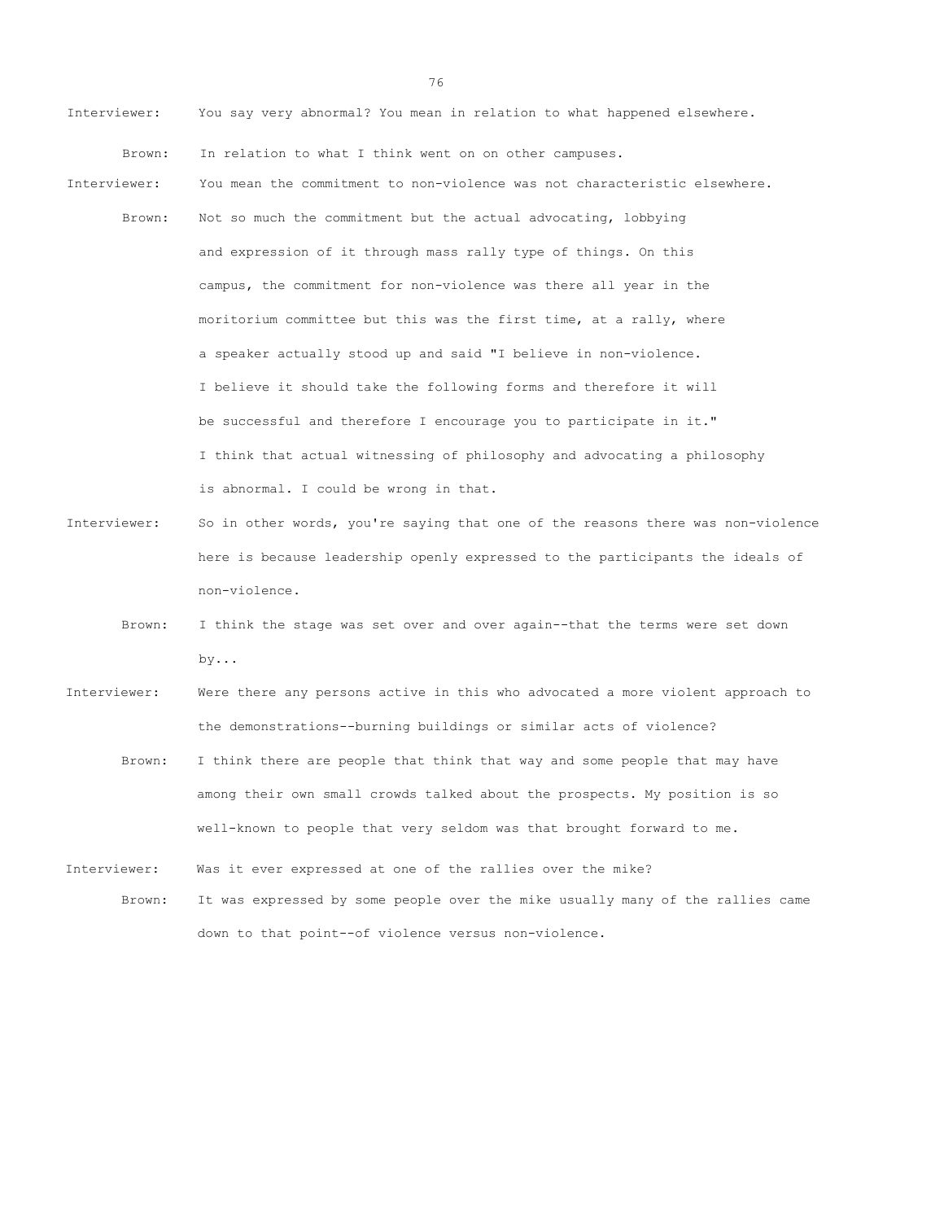Interviewer: You say very abnormal? You mean in relation to what happened elsewhere.

Brown: In relation to what I think went on on other campuses.

Interviewer: You mean the commitment to non-violence was not characteristic elsewhere.

Brown: Not so much the commitment but the actual advocating, lobbying and expression of it through mass rally type of things. On this campus, the commitment for non-violence was there all year in the moritorium committee but this was the first time, at a rally, where a speaker actually stood up and said "I believe in non-violence. I believe it should take the following forms and therefore it will be successful and therefore I encourage you to participate in it." I think that actual witnessing of philosophy and advocating a philosophy is abnormal. I could be wrong in that.

Interviewer: So in other words, you're saying that one of the reasons there was non-violence here is because leadership openly expressed to the participants the ideals of non-violence.

Brown: I think the stage was set over and over again--that the terms were set down by...

Interviewer: Were there any persons active in this who advocated a more violent approach to the demonstrations--burning buildings or similar acts of violence?

Brown: I think there are people that think that way and some people that may have among their own small crowds talked about the prospects. My position is so well-known to people that very seldom was that brought forward to me.

Interviewer: Was it ever expressed at one of the rallies over the mike?

Brown: It was expressed by some people over the mike usually many of the rallies came down to that point--of violence versus non-violence.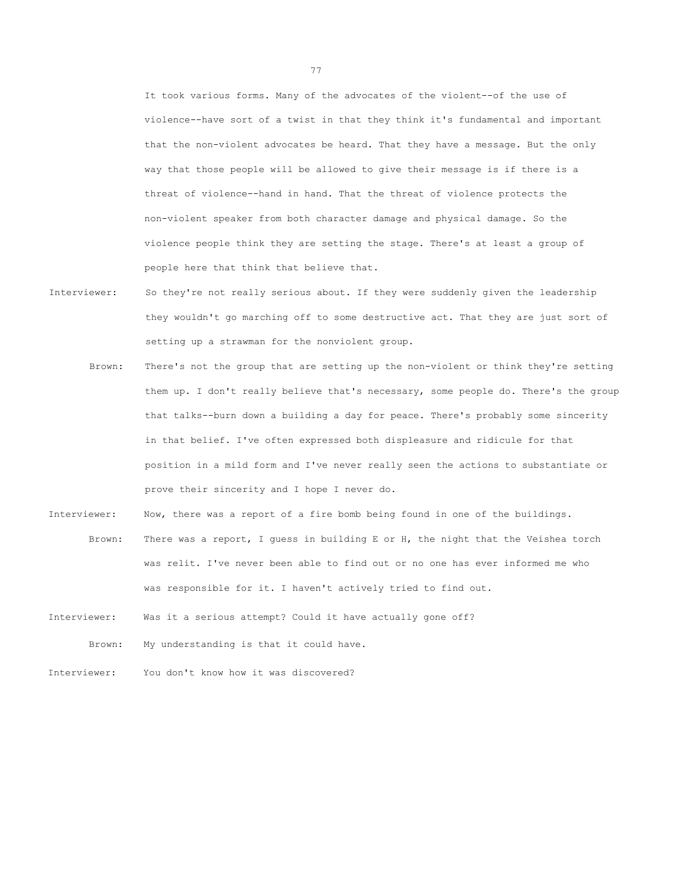It took various forms. Many of the advocates of the violent--of the use of violence--have sort of a twist in that they think it's fundamental and important that the non-violent advocates be heard. That they have a message. But the only way that those people will be allowed to give their message is if there is a threat of violence--hand in hand. That the threat of violence protects the non-violent speaker from both character damage and physical damage. So the violence people think they are setting the stage. There's at least a group of people here that think that believe that.

Interviewer: So they're not really serious about. If they were suddenly given the leadership they wouldn't go marching off to some destructive act. That they are just sort of setting up a strawman for the nonviolent group.

Brown: There's not the group that are setting up the non-violent or think they're setting them up. I don't really believe that's necessary, some people do. There's the group that talks--burn down a building a day for peace. There's probably some sincerity in that belief. I've often expressed both displeasure and ridicule for that position in a mild form and I've never really seen the actions to substantiate or prove their sincerity and I hope I never do.

Interviewer: Now, there was a report of a fire bomb being found in one of the buildings.

Brown: There was a report, I guess in building E or H, the night that the Veishea torch was relit. I've never been able to find out or no one has ever informed me who was responsible for it. I haven't actively tried to find out.

Interviewer: Was it a serious attempt? Could it have actually gone off?

Brown: My understanding is that it could have.

Interviewer: You don't know how it was discovered?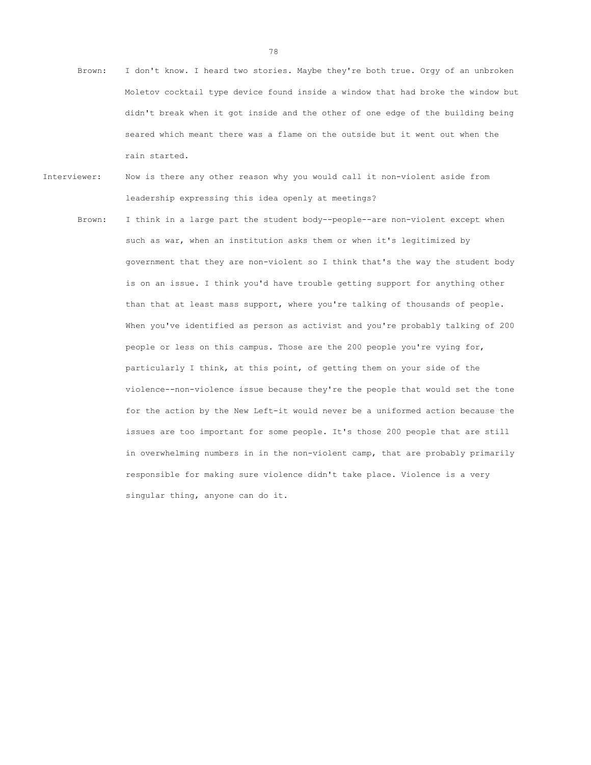Brown: I don't know. I heard two stories. Maybe they're both true. Orgy of an unbroken Moletov cocktail type device found inside a window that had broke the window but didn't break when it got inside and the other of one edge of the building being seared which meant there was a flame on the outside but it went out when the rain started.

Interviewer: Now is there any other reason why you would call it non-violent aside from leadership expressing this idea openly at meetings?

Brown: I think in a large part the student body--people--are non-violent except when such as war, when an institution asks them or when it's legitimized by government that they are non-violent so I think that's the way the student body is on an issue. I think you'd have trouble getting support for anything other than that at least mass support, where you're talking of thousands of people. When you've identified as person as activist and you're probably talking of 200 people or less on this campus. Those are the 200 people you're vying for, particularly I think, at this point, of getting them on your side of the violence--non-violence issue because they're the people that would set the tone for the action by the New Left-it would never be a uniformed action because the issues are too important for some people. It's those 200 people that are still in overwhelming numbers in in the non-violent camp, that are probably primarily responsible for making sure violence didn't take place. Violence is a very singular thing, anyone can do it.